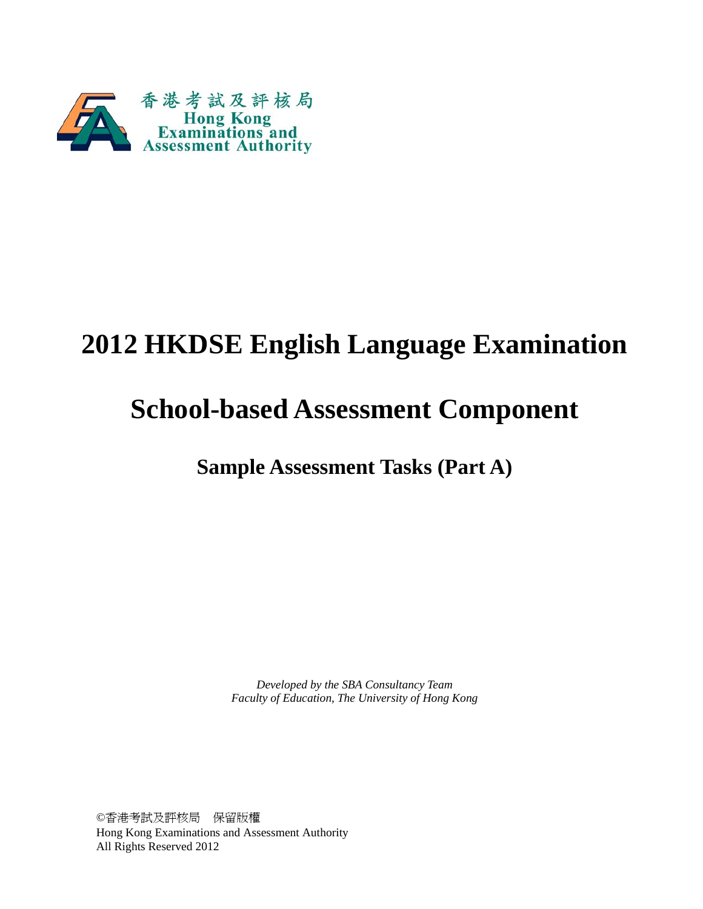香港考試及評核局
Hong Kong
Examinations and
Assessment Authority

# 2012 HKDSE English Language Examination

# School-based Assessment Component

## Sample Assessment Tasks (Part A)

*Developed by the SBA Consultancy Team*
*Faculty of Education, The University of Hong Kong*

©香港考試及評核局　保留版權
Hong Kong Examinations and Assessment Authority
All Rights Reserved 2012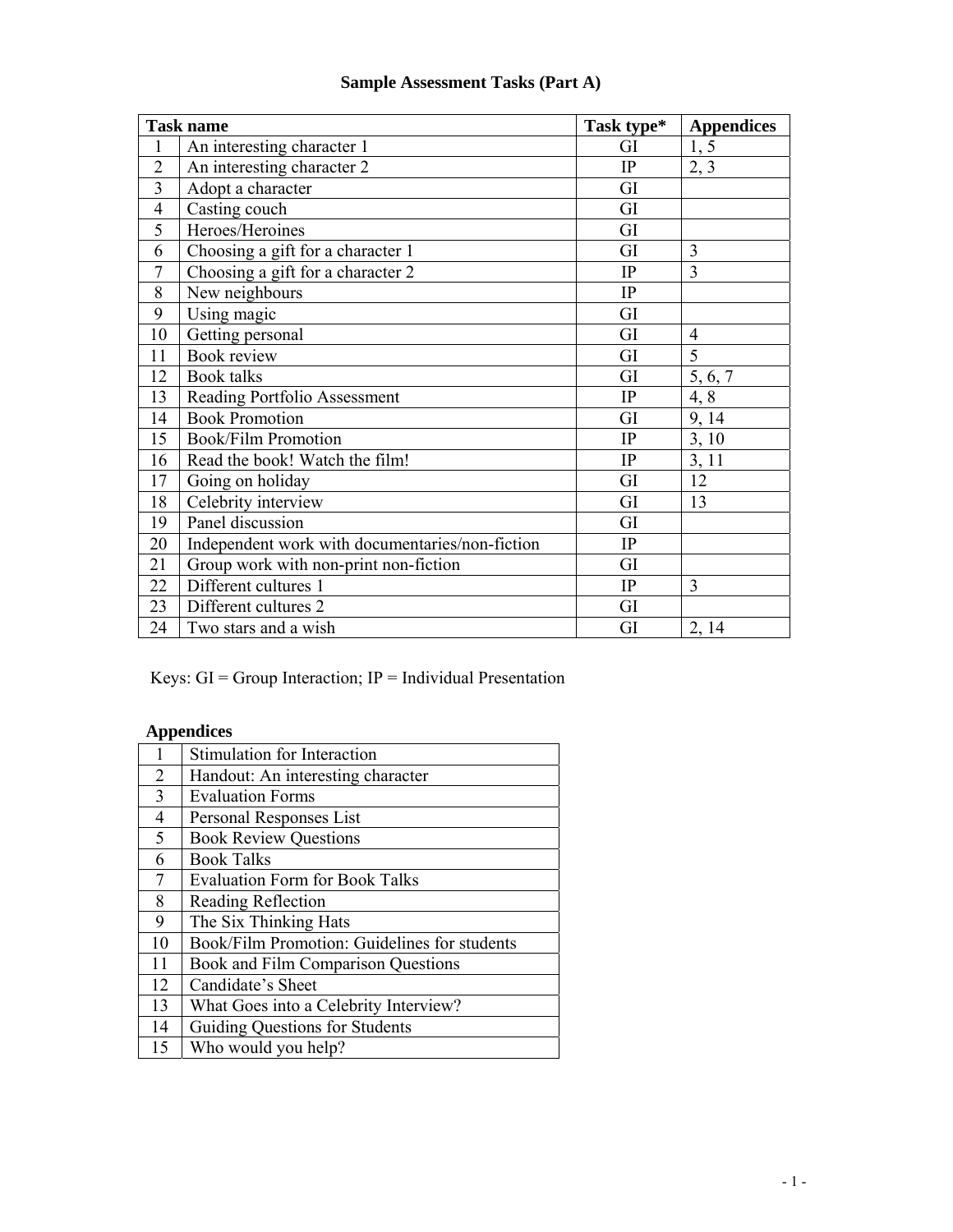# Sample Assessment Tasks (Part A)

| Task name | | Task type* | Appendices |
|---|---|---|---|
| 1 | An interesting character 1 | GI | 1, 5 |
| 2 | An interesting character 2 | IP | 2, 3 |
| 3 | Adopt a character | GI | |
| 4 | Casting couch | GI | |
| 5 | Heroes/Heroines | GI | |
| 6 | Choosing a gift for a character 1 | GI | 3 |
| 7 | Choosing a gift for a character 2 | IP | 3 |
| 8 | New neighbours | IP | |
| 9 | Using magic | GI | |
| 10 | Getting personal | GI | 4 |
| 11 | Book review | GI | 5 |
| 12 | Book talks | GI | 5, 6, 7 |
| 13 | Reading Portfolio Assessment | IP | 4, 8 |
| 14 | Book Promotion | GI | 9, 14 |
| 15 | Book/Film Promotion | IP | 3, 10 |
| 16 | Read the book! Watch the film! | IP | 3, 11 |
| 17 | Going on holiday | GI | 12 |
| 18 | Celebrity interview | GI | 13 |
| 19 | Panel discussion | GI | |
| 20 | Independent work with documentaries/non-fiction | IP | |
| 21 | Group work with non-print non-fiction | GI | |
| 22 | Different cultures 1 | IP | 3 |
| 23 | Different cultures 2 | GI | |
| 24 | Two stars and a wish | GI | 2, 14 |

Keys: GI = Group Interaction; IP = Individual Presentation

**Appendices**

| | |
|---|---|
| 1 | Stimulation for Interaction |
| 2 | Handout: An interesting character |
| 3 | Evaluation Forms |
| 4 | Personal Responses List |
| 5 | Book Review Questions |
| 6 | Book Talks |
| 7 | Evaluation Form for Book Talks |
| 8 | Reading Reflection |
| 9 | The Six Thinking Hats |
| 10 | Book/Film Promotion: Guidelines for students |
| 11 | Book and Film Comparison Questions |
| 12 | Candidate's Sheet |
| 13 | What Goes into a Celebrity Interview? |
| 14 | Guiding Questions for Students |
| 15 | Who would you help? |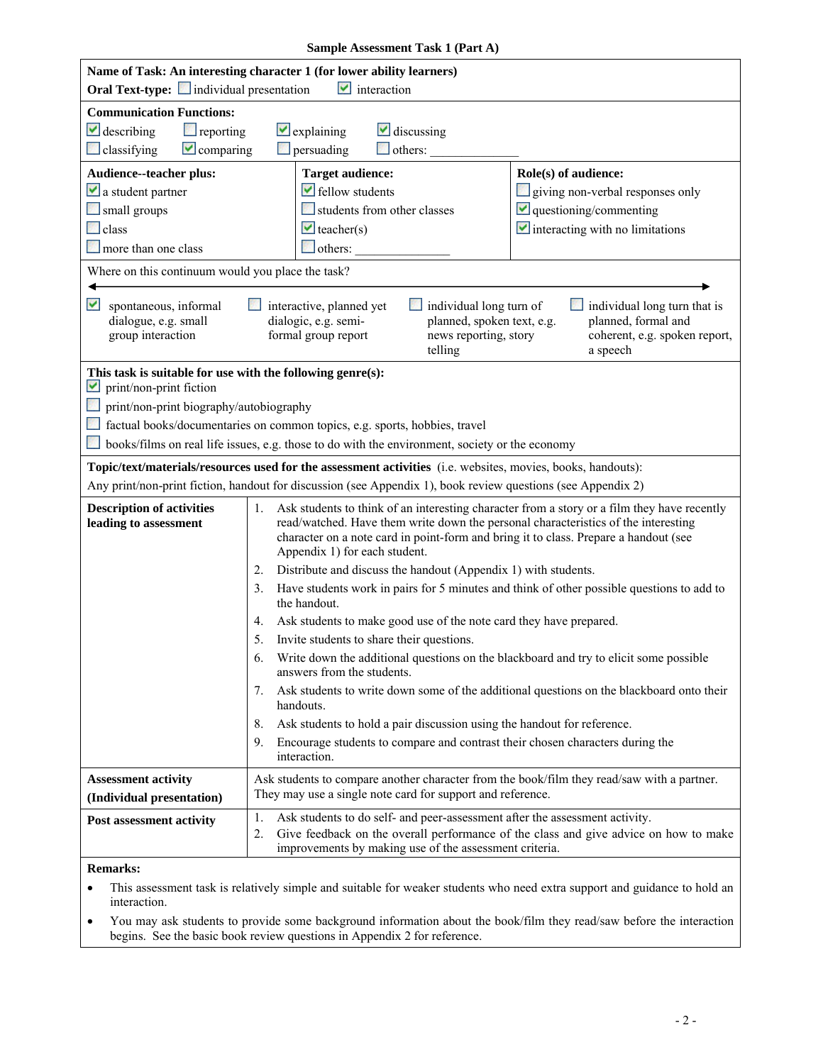**Sample Assessment Task 1 (Part A)**

**Name of Task: An interesting character 1 (for lower ability learners)**

**Oral Text-type:** ☐ individual presentation ☑ interaction

**Communication Functions:**

☑ describing ☐ reporting ☑ explaining ☑ discussing
☐ classifying ☑ comparing ☐ persuading ☐ others: ______________

| **Audience--teacher plus:** | **Target audience:** | **Role(s) of audience:** |
|---|---|---|
| ☑ a student partner | ☑ fellow students | ☐ giving non-verbal responses only |
| ☐ small groups | ☐ students from other classes | ☑ questioning/commenting |
| ☐ class | ☑ teacher(s) | ☑ interacting with no limitations |
| ☐ more than one class | ☐ others: ______________ | |

Where on this continuum would you place the task?

| ☑ spontaneous, informal dialogue, e.g. small group interaction | ☐ interactive, planned yet dialogic, e.g. semi-formal group report | ☐ individual long turn of planned, spoken text, e.g. news reporting, story telling | ☐ individual long turn that is planned, formal and coherent, e.g. spoken report, a speech |
|---|---|---|---|

**This task is suitable for use with the following genre(s):**

☑ print/non-print fiction
☐ print/non-print biography/autobiography
☐ factual books/documentaries on common topics, e.g. sports, hobbies, travel
☐ books/films on real life issues, e.g. those to do with the environment, society or the economy

**Topic/text/materials/resources used for the assessment activities** (i.e. websites, movies, books, handouts):
Any print/non-print fiction, handout for discussion (see Appendix 1), book review questions (see Appendix 2)

**Description of activities leading to assessment**

1. Ask students to think of an interesting character from a story or a film they have recently read/watched. Have them write down the personal characteristics of the interesting character on a note card in point-form and bring it to class. Prepare a handout (see Appendix 1) for each student.
2. Distribute and discuss the handout (Appendix 1) with students.
3. Have students work in pairs for 5 minutes and think of other possible questions to add to the handout.
4. Ask students to make good use of the note card they have prepared.
5. Invite students to share their questions.
6. Write down the additional questions on the blackboard and try to elicit some possible answers from the students.
7. Ask students to write down some of the additional questions on the blackboard onto their handouts.
8. Ask students to hold a pair discussion using the handout for reference.
9. Encourage students to compare and contrast their chosen characters during the interaction.

**Assessment activity (Individual presentation)**

Ask students to compare another character from the book/film they read/saw with a partner. They may use a single note card for support and reference.

**Post assessment activity**

1. Ask students to do self- and peer-assessment after the assessment activity.
2. Give feedback on the overall performance of the class and give advice on how to make improvements by making use of the assessment criteria.

**Remarks:**

- This assessment task is relatively simple and suitable for weaker students who need extra support and guidance to hold an interaction.
- You may ask students to provide some background information about the book/film they read/saw before the interaction begins. See the basic book review questions in Appendix 2 for reference.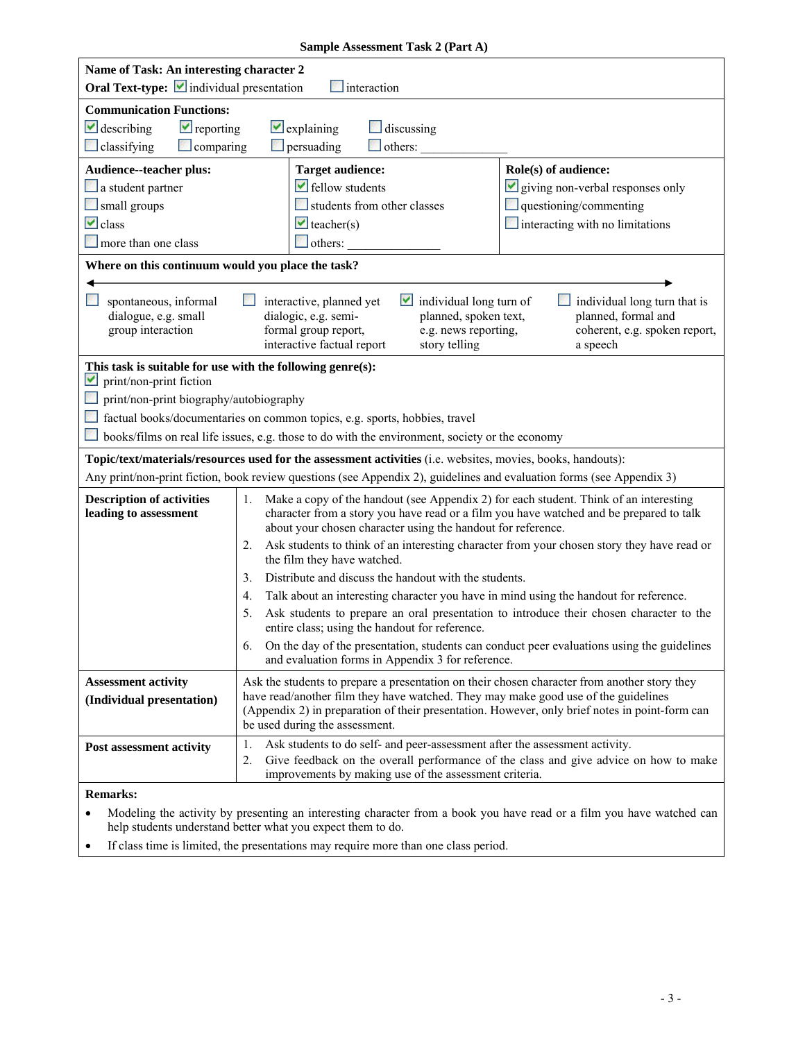**Sample Assessment Task 2 (Part A)**

**Name of Task: An interesting character 2**

**Oral Text-type:** ☑ individual presentation ☐ interaction

**Communication Functions:**

☑ describing ☑ reporting ☑ explaining ☐ discussing
☐ classifying ☐ comparing ☐ persuading ☐ others: _______________

| Audience--teacher plus: | Target audience: | Role(s) of audience: |
|---|---|---|
| ☐ a student partner | ☑ fellow students | ☑ giving non-verbal responses only |
| ☐ small groups | ☐ students from other classes | ☐ questioning/commenting |
| ☑ class | ☑ teacher(s) | ☐ interacting with no limitations |
| ☐ more than one class | ☐ others: _______________ | |

**Where on this continuum would you place the task?**

◄──────────────────────────────────────►

| ☐ spontaneous, informal dialogue, e.g. small group interaction | ☐ interactive, planned yet dialogic, e.g. semi-formal group report, interactive factual report | ☑ individual long turn of planned, spoken text, e.g. news reporting, story telling | ☐ individual long turn that is planned, formal and coherent, e.g. spoken report, a speech |
|---|---|---|---|

**This task is suitable for use with the following genre(s):**

☑ print/non-print fiction
☐ print/non-print biography/autobiography
☐ factual books/documentaries on common topics, e.g. sports, hobbies, travel
☐ books/films on real life issues, e.g. those to do with the environment, society or the economy

**Topic/text/materials/resources used for the assessment activities** (i.e. websites, movies, books, handouts):
Any print/non-print fiction, book review questions (see Appendix 2), guidelines and evaluation forms (see Appendix 3)

**Description of activities leading to assessment**

1. Make a copy of the handout (see Appendix 2) for each student. Think of an interesting character from a story you have read or a film you have watched and be prepared to talk about your chosen character using the handout for reference.
2. Ask students to think of an interesting character from your chosen story they have read or the film they have watched.
3. Distribute and discuss the handout with the students.
4. Talk about an interesting character you have in mind using the handout for reference.
5. Ask students to prepare an oral presentation to introduce their chosen character to the entire class; using the handout for reference.
6. On the day of the presentation, students can conduct peer evaluations using the guidelines and evaluation forms in Appendix 3 for reference.

**Assessment activity (Individual presentation)**

Ask the students to prepare a presentation on their chosen character from another story they have read/another film they have watched. They may make good use of the guidelines (Appendix 2) in preparation of their presentation. However, only brief notes in point-form can be used during the assessment.

**Post assessment activity**

1. Ask students to do self- and peer-assessment after the assessment activity.
2. Give feedback on the overall performance of the class and give advice on how to make improvements by making use of the assessment criteria.

**Remarks:**

- Modeling the activity by presenting an interesting character from a book you have read or a film you have watched can help students understand better what you expect them to do.
- If class time is limited, the presentations may require more than one class period.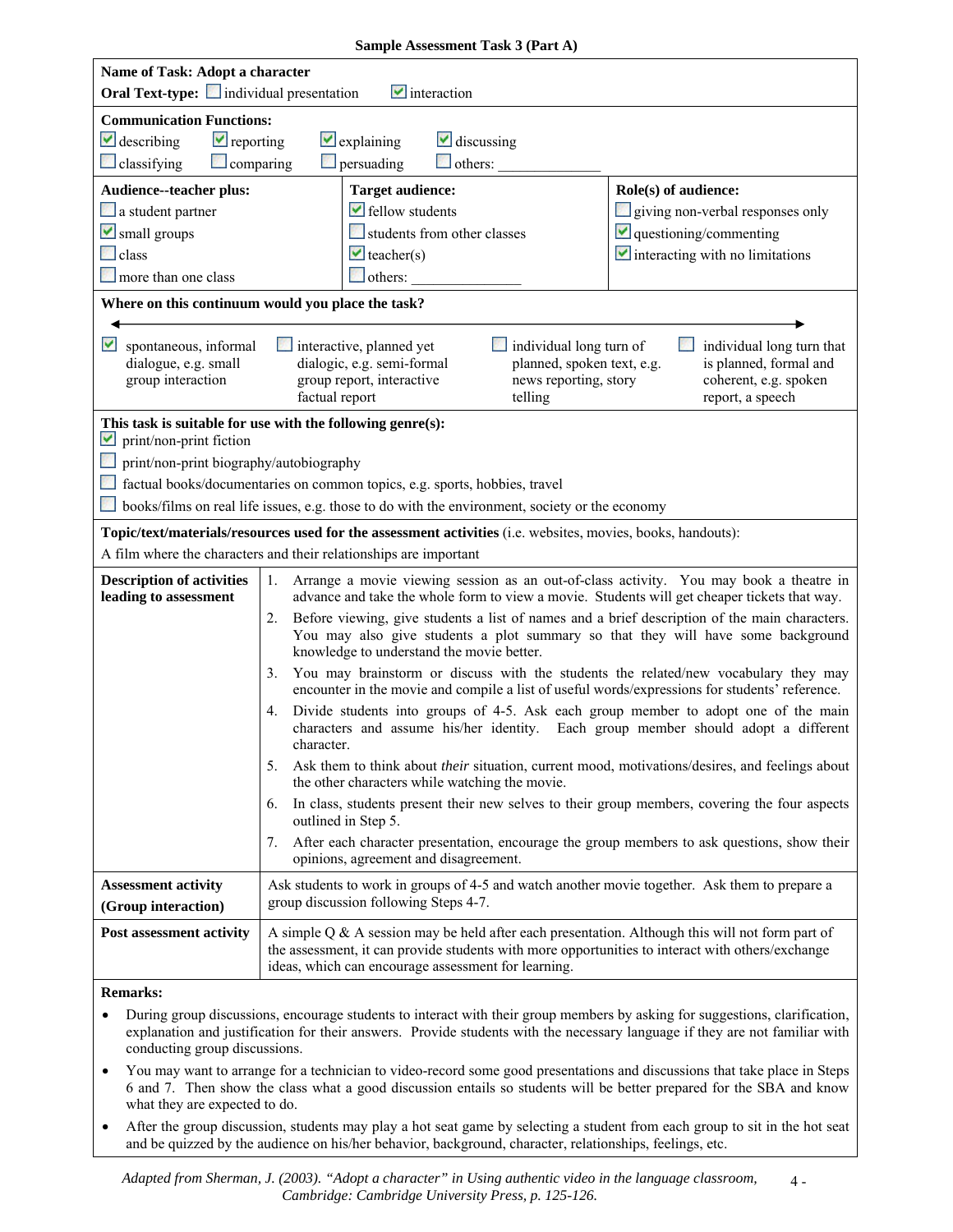**Sample Assessment Task 3 (Part A)**

**Name of Task: Adopt a character**

**Oral Text-type:** ☐ individual presentation ☑ interaction

**Communication Functions:**

☑ describing ☑ reporting ☑ explaining ☑ discussing

☐ classifying ☐ comparing ☐ persuading ☐ others: ______________

| Audience--teacher plus: | Target audience: | Role(s) of audience: |
|---|---|---|
| ☐ a student partner | ☑ fellow students | ☐ giving non-verbal responses only |
| ☑ small groups | ☐ students from other classes | ☑ questioning/commenting |
| ☐ class | ☑ teacher(s) | ☑ interacting with no limitations |
| ☐ more than one class | ☐ others: ______________ | |

**Where on this continuum would you place the task?**

| ☑ spontaneous, informal dialogue, e.g. small group interaction | ☐ interactive, planned yet dialogic, e.g. semi-formal group report, interactive factual report | ☐ individual long turn of planned, spoken text, e.g. news reporting, story telling | ☐ individual long turn that is planned, formal and coherent, e.g. spoken report, a speech |
|---|---|---|---|

**This task is suitable for use with the following genre(s):**

☑ print/non-print fiction

☐ print/non-print biography/autobiography

☐ factual books/documentaries on common topics, e.g. sports, hobbies, travel

☐ books/films on real life issues, e.g. those to do with the environment, society or the economy

**Topic/text/materials/resources used for the assessment activities** (i.e. websites, movies, books, handouts):

A film where the characters and their relationships are important

**Description of activities leading to assessment**

1. Arrange a movie viewing session as an out-of-class activity. You may book a theatre in advance and take the whole form to view a movie. Students will get cheaper tickets that way.
2. Before viewing, give students a list of names and a brief description of the main characters. You may also give students a plot summary so that they will have some background knowledge to understand the movie better.
3. You may brainstorm or discuss with the students the related/new vocabulary they may encounter in the movie and compile a list of useful words/expressions for students' reference.
4. Divide students into groups of 4-5. Ask each group member to adopt one of the main characters and assume his/her identity. Each group member should adopt a different character.
5. Ask them to think about *their* situation, current mood, motivations/desires, and feelings about the other characters while watching the movie.
6. In class, students present their new selves to their group members, covering the four aspects outlined in Step 5.
7. After each character presentation, encourage the group members to ask questions, show their opinions, agreement and disagreement.

**Assessment activity (Group interaction)**

Ask students to work in groups of 4-5 and watch another movie together. Ask them to prepare a group discussion following Steps 4-7.

**Post assessment activity**

A simple Q & A session may be held after each presentation. Although this will not form part of the assessment, it can provide students with more opportunities to interact with others/exchange ideas, which can encourage assessment for learning.

**Remarks:**

- During group discussions, encourage students to interact with their group members by asking for suggestions, clarification, explanation and justification for their answers. Provide students with the necessary language if they are not familiar with conducting group discussions.
- You may want to arrange for a technician to video-record some good presentations and discussions that take place in Steps 6 and 7. Then show the class what a good discussion entails so students will be better prepared for the SBA and know what they are expected to do.
- After the group discussion, students may play a hot seat game by selecting a student from each group to sit in the hot seat and be quizzed by the audience on his/her behavior, background, character, relationships, feelings, etc.

*Adapted from Sherman, J. (2003). "Adopt a character" in Using authentic video in the language classroom, Cambridge: Cambridge University Press, p. 125-126.*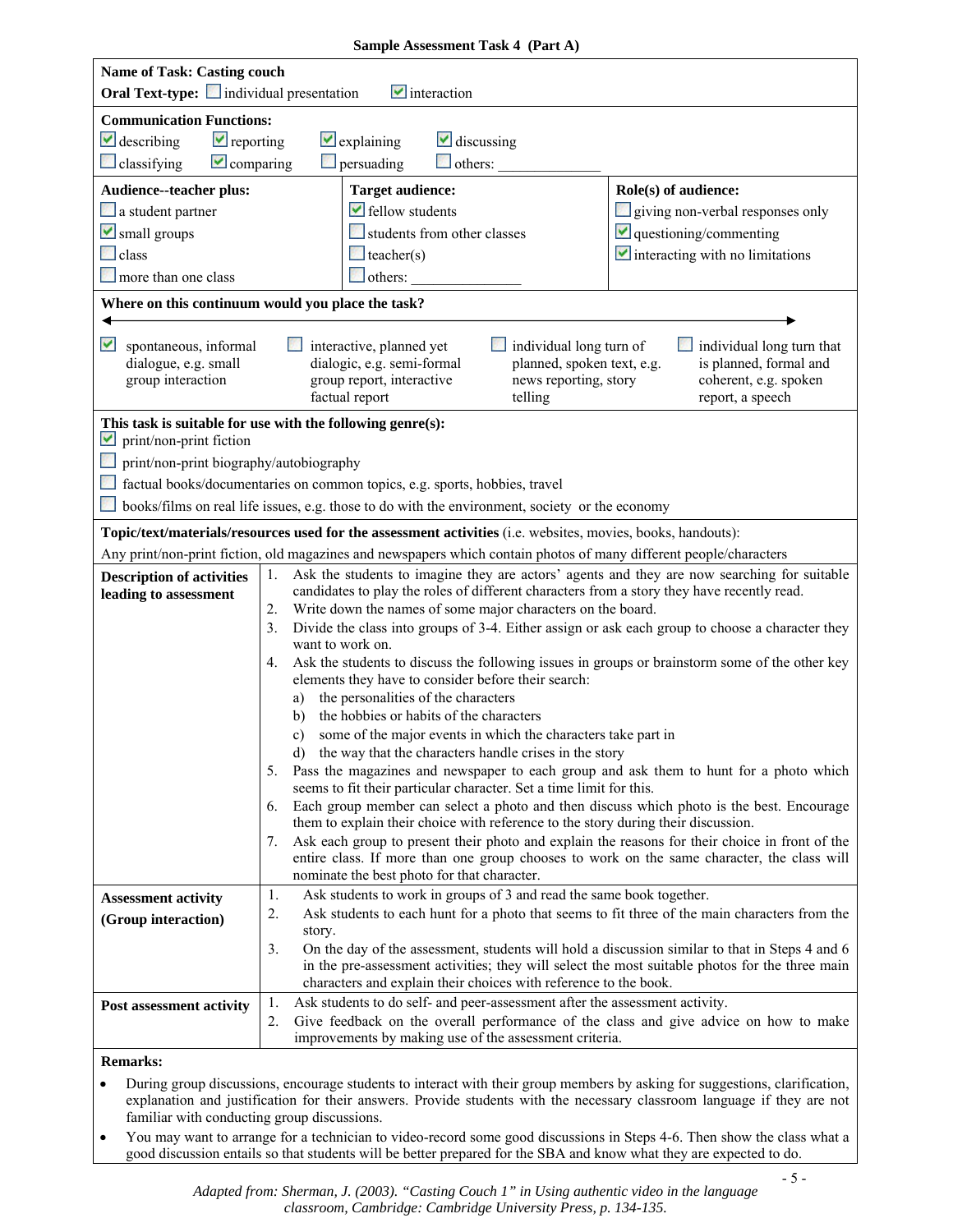**Sample Assessment Task 4 (Part A)**

**Name of Task: Casting couch**

**Oral Text-type:** ☐ individual presentation ☑ interaction

**Communication Functions:**

☑ describing ☑ reporting ☑ explaining ☑ discussing
☐ classifying ☑ comparing ☐ persuading ☐ others: ______________

| **Audience--teacher plus:** | **Target audience:** | **Role(s) of audience:** |
|---|---|---|
| ☐ a student partner | ☑ fellow students | ☐ giving non-verbal responses only |
| ☑ small groups | ☐ students from other classes | ☑ questioning/commenting |
| ☐ class | ☐ teacher(s) | ☑ interacting with no limitations |
| ☐ more than one class | ☐ others: ______________ | |

**Where on this continuum would you place the task?**

◄──────────────────────────────────────►

| ☑ spontaneous, informal dialogue, e.g. small group interaction | ☐ interactive, planned yet dialogic, e.g. semi-formal group report, interactive factual report | ☐ individual long turn of planned, spoken text, e.g. news reporting, story telling | ☐ individual long turn that is planned, formal and coherent, e.g. spoken report, a speech |
|---|---|---|---|

**This task is suitable for use with the following genre(s):**

☑ print/non-print fiction
☐ print/non-print biography/autobiography
☐ factual books/documentaries on common topics, e.g. sports, hobbies, travel
☐ books/films on real life issues, e.g. those to do with the environment, society or the economy

**Topic/text/materials/resources used for the assessment activities** (i.e. websites, movies, books, handouts):

Any print/non-print fiction, old magazines and newspapers which contain photos of many different people/characters

**Description of activities leading to assessment**

1. Ask the students to imagine they are actors' agents and they are now searching for suitable candidates to play the roles of different characters from a story they have recently read.
2. Write down the names of some major characters on the board.
3. Divide the class into groups of 3-4. Either assign or ask each group to choose a character they want to work on.
4. Ask the students to discuss the following issues in groups or brainstorm some of the other key elements they have to consider before their search:
   a) the personalities of the characters
   b) the hobbies or habits of the characters
   c) some of the major events in which the characters take part in
   d) the way that the characters handle crises in the story
5. Pass the magazines and newspaper to each group and ask them to hunt for a photo which seems to fit their particular character. Set a time limit for this.
6. Each group member can select a photo and then discuss which photo is the best. Encourage them to explain their choice with reference to the story during their discussion.
7. Ask each group to present their photo and explain the reasons for their choice in front of the entire class. If more than one group chooses to work on the same character, the class will nominate the best photo for that character.

**Assessment activity (Group interaction)**

1. Ask students to work in groups of 3 and read the same book together.
2. Ask students to each hunt for a photo that seems to fit three of the main characters from the story.
3. On the day of the assessment, students will hold a discussion similar to that in Steps 4 and 6 in the pre-assessment activities; they will select the most suitable photos for the three main characters and explain their choices with reference to the book.

**Post assessment activity**

1. Ask students to do self- and peer-assessment after the assessment activity.
2. Give feedback on the overall performance of the class and give advice on how to make improvements by making use of the assessment criteria.

**Remarks:**

- During group discussions, encourage students to interact with their group members by asking for suggestions, clarification, explanation and justification for their answers. Provide students with the necessary classroom language if they are not familiar with conducting group discussions.
- You may want to arrange for a technician to video-record some good discussions in Steps 4-6. Then show the class what a good discussion entails so that students will be better prepared for the SBA and know what they are expected to do.

*Adapted from: Sherman, J. (2003). "Casting Couch 1" in Using authentic video in the language classroom, Cambridge: Cambridge University Press, p. 134-135.*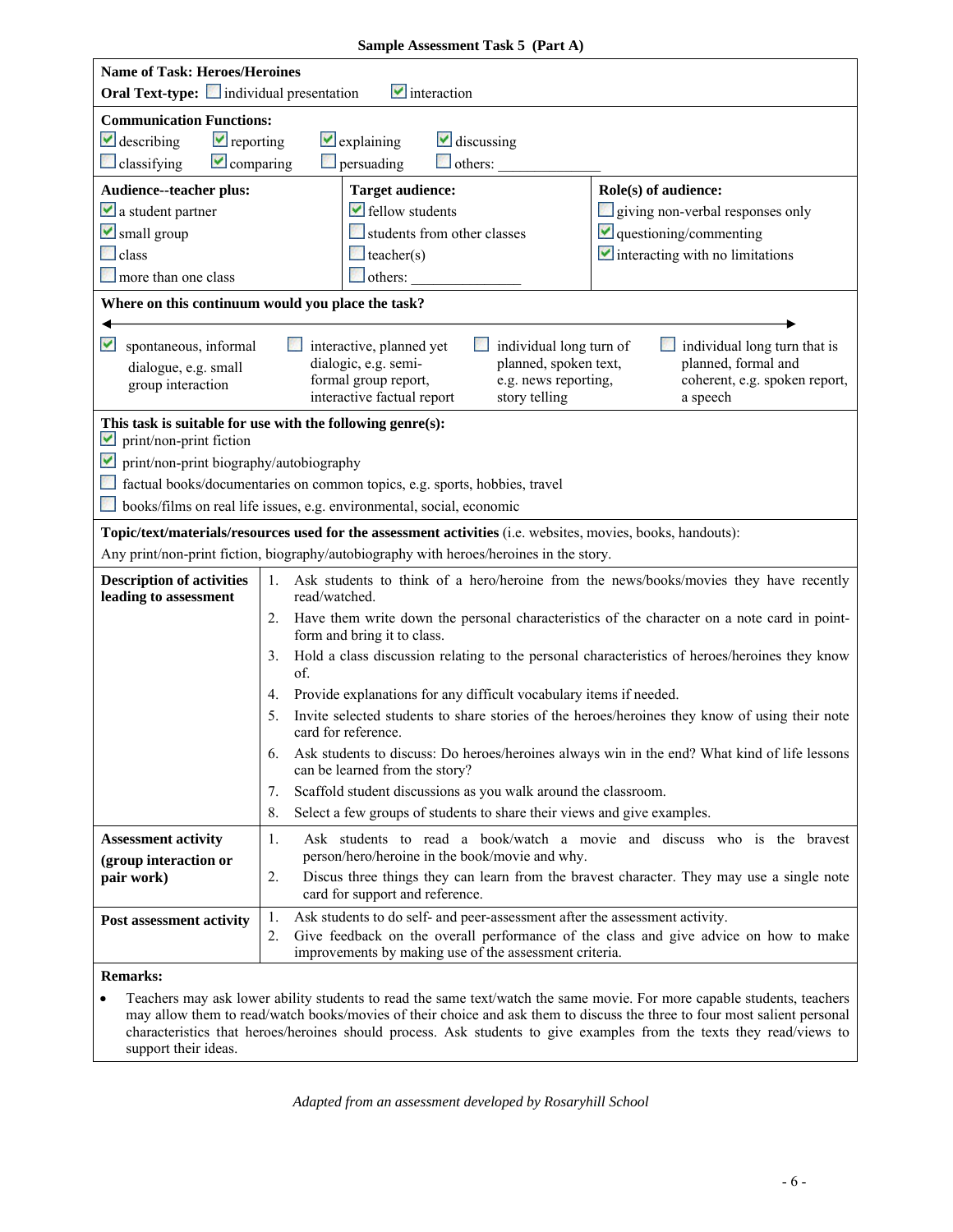**Sample Assessment Task 5 (Part A)**

**Name of Task: Heroes/Heroines**

**Oral Text-type:** ☐ individual presentation ☑ interaction

**Communication Functions:**

☑ describing ☑ reporting ☑ explaining ☑ discussing
☐ classifying ☑ comparing ☐ persuading ☐ others: ______________

| **Audience--teacher plus:** | **Target audience:** | **Role(s) of audience:** |
|---|---|---|
| ☑ a student partner | ☑ fellow students | ☐ giving non-verbal responses only |
| ☑ small group | ☐ students from other classes | ☑ questioning/commenting |
| ☐ class | ☐ teacher(s) | ☑ interacting with no limitations |
| ☐ more than one class | ☐ others: ______________ | |

**Where on this continuum would you place the task?**

◄──────────────────────────────►

| ☑ spontaneous, informal dialogue, e.g. small group interaction | ☐ interactive, planned yet dialogic, e.g. semi-formal group report, interactive factual report | ☐ individual long turn of planned, spoken text, e.g. news reporting, story telling | ☐ individual long turn that is planned, formal and coherent, e.g. spoken report, a speech |
|---|---|---|---|

**This task is suitable for use with the following genre(s):**

☑ print/non-print fiction
☑ print/non-print biography/autobiography
☐ factual books/documentaries on common topics, e.g. sports, hobbies, travel
☐ books/films on real life issues, e.g. environmental, social, economic

**Topic/text/materials/resources used for the assessment activities** (i.e. websites, movies, books, handouts):
Any print/non-print fiction, biography/autobiography with heroes/heroines in the story.

| | |
|---|---|
| **Description of activities leading to assessment** | 1. Ask students to think of a hero/heroine from the news/books/movies they have recently read/watched.<br>2. Have them write down the personal characteristics of the character on a note card in point-form and bring it to class.<br>3. Hold a class discussion relating to the personal characteristics of heroes/heroines they know of.<br>4. Provide explanations for any difficult vocabulary items if needed.<br>5. Invite selected students to share stories of the heroes/heroines they know of using their note card for reference.<br>6. Ask students to discuss: Do heroes/heroines always win in the end? What kind of life lessons can be learned from the story?<br>7. Scaffold student discussions as you walk around the classroom.<br>8. Select a few groups of students to share their views and give examples. |
| **Assessment activity (group interaction or pair work)** | 1. Ask students to read a book/watch a movie and discuss who is the bravest person/hero/heroine in the book/movie and why.<br>2. Discus three things they can learn from the bravest character. They may use a single note card for support and reference. |
| **Post assessment activity** | 1. Ask students to do self- and peer-assessment after the assessment activity.<br>2. Give feedback on the overall performance of the class and give advice on how to make improvements by making use of the assessment criteria. |

**Remarks:**

- Teachers may ask lower ability students to read the same text/watch the same movie. For more capable students, teachers may allow them to read/watch books/movies of their choice and ask them to discuss the three to four most salient personal characteristics that heroes/heroines should process. Ask students to give examples from the texts they read/views to support their ideas.

*Adapted from an assessment developed by Rosaryhill School*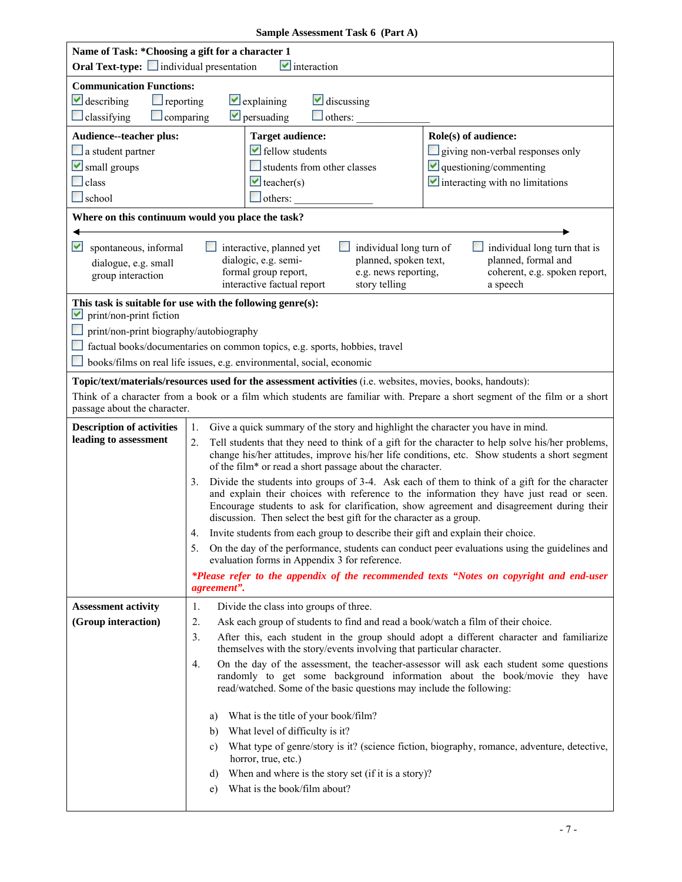**Sample Assessment Task 6 (Part A)**

**Name of Task: *Choosing a gift for a character 1**

**Oral Text-type:** ☐ individual presentation ☑ interaction

**Communication Functions:**

☑ describing ☐ reporting ☑ explaining ☑ discussing
☐ classifying ☐ comparing ☑ persuading ☐ others: ______________

| **Audience--teacher plus:** | **Target audience:** | **Role(s) of audience:** |
|---|---|---|
| ☐ a student partner | ☑ fellow students | ☐ giving non-verbal responses only |
| ☑ small groups | ☐ students from other classes | ☑ questioning/commenting |
| ☐ class | ☑ teacher(s) | ☑ interacting with no limitations |
| ☐ school | ☐ others: ______________ | |

**Where on this continuum would you place the task?**

| ☑ spontaneous, informal dialogue, e.g. small group interaction | ☐ interactive, planned yet dialogic, e.g. semi-formal group report, interactive factual report | ☐ individual long turn of planned, spoken text, e.g. news reporting, story telling | ☐ individual long turn that is planned, formal and coherent, e.g. spoken report, a speech |
|---|---|---|---|

**This task is suitable for use with the following genre(s):**

☑ print/non-print fiction
☐ print/non-print biography/autobiography
☐ factual books/documentaries on common topics, e.g. sports, hobbies, travel
☐ books/films on real life issues, e.g. environmental, social, economic

**Topic/text/materials/resources used for the assessment activities** (i.e. websites, movies, books, handouts):

Think of a character from a book or a film which students are familiar with. Prepare a short segment of the film or a short passage about the character.

**Description of activities leading to assessment**

1. Give a quick summary of the story and highlight the character you have in mind.
2. Tell students that they need to think of a gift for the character to help solve his/her problems, change his/her attitudes, improve his/her life conditions, etc. Show students a short segment of the film* or read a short passage about the character.
3. Divide the students into groups of 3-4. Ask each of them to think of a gift for the character and explain their choices with reference to the information they have just read or seen. Encourage students to ask for clarification, show agreement and disagreement during their discussion. Then select the best gift for the character as a group.
4. Invite students from each group to describe their gift and explain their choice.
5. On the day of the performance, students can conduct peer evaluations using the guidelines and evaluation forms in Appendix 3 for reference.

****Please refer to the appendix of the recommended texts "Notes on copyright and end-user agreement".***

**Assessment activity (Group interaction)**

1. Divide the class into groups of three.
2. Ask each group of students to find and read a book/watch a film of their choice.
3. After this, each student in the group should adopt a different character and familiarize themselves with the story/events involving that particular character.
4. On the day of the assessment, the teacher-assessor will ask each student some questions randomly to get some background information about the book/movie they have read/watched. Some of the basic questions may include the following:

   a) What is the title of your book/film?
   b) What level of difficulty is it?
   c) What type of genre/story is it? (science fiction, biography, romance, adventure, detective, horror, true, etc.)
   d) When and where is the story set (if it is a story)?
   e) What is the book/film about?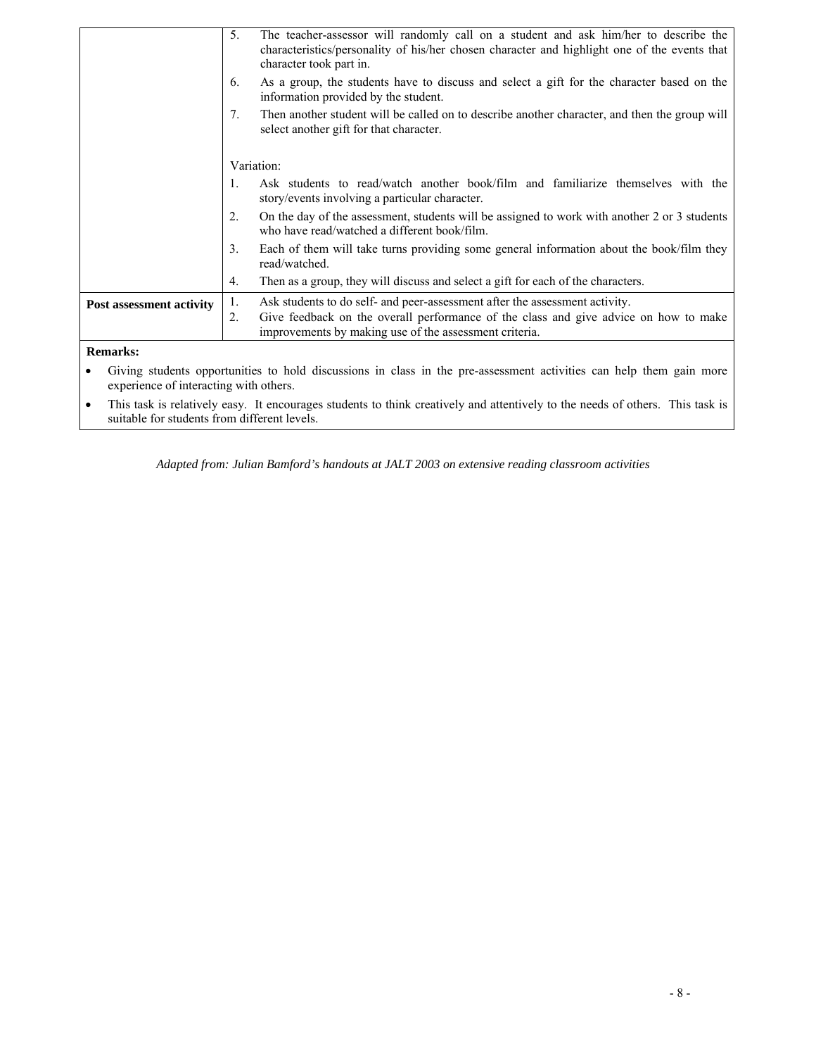| | |
|---|---|
| | 5. The teacher-assessor will randomly call on a student and ask him/her to describe the characteristics/personality of his/her chosen character and highlight one of the events that character took part in.<br>6. As a group, the students have to discuss and select a gift for the character based on the information provided by the student.<br>7. Then another student will be called on to describe another character, and then the group will select another gift for that character.<br><br>Variation:<br>1. Ask students to read/watch another book/film and familiarize themselves with the story/events involving a particular character.<br>2. On the day of the assessment, students will be assigned to work with another 2 or 3 students who have read/watched a different book/film.<br>3. Each of them will take turns providing some general information about the book/film they read/watched.<br>4. Then as a group, they will discuss and select a gift for each of the characters. |
| **Post assessment activity** | 1. Ask students to do self- and peer-assessment after the assessment activity.<br>2. Give feedback on the overall performance of the class and give advice on how to make improvements by making use of the assessment criteria. |

**Remarks:**

- Giving students opportunities to hold discussions in class in the pre-assessment activities can help them gain more experience of interacting with others.
- This task is relatively easy. It encourages students to think creatively and attentively to the needs of others. This task is suitable for students from different levels.

*Adapted from: Julian Bamford's handouts at JALT 2003 on extensive reading classroom activities*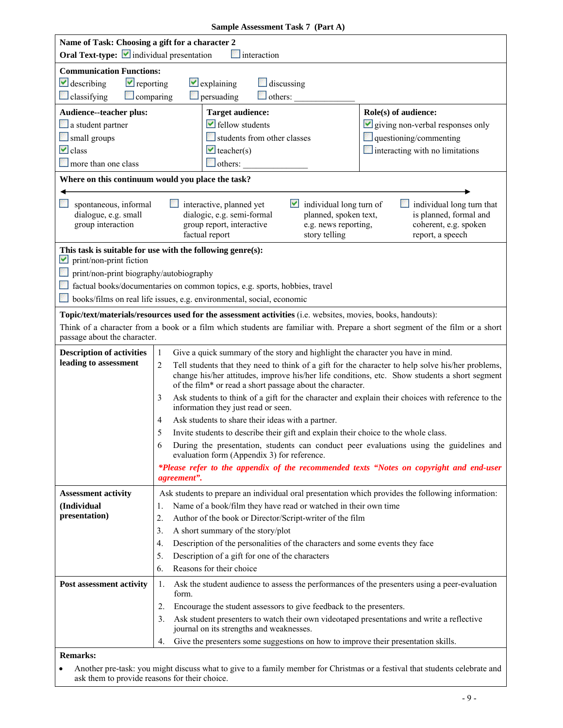**Sample Assessment Task 7 (Part A)**

**Name of Task: Choosing a gift for a character 2**

**Oral Text-type:** ☑ individual presentation ☐ interaction

**Communication Functions:**

☑ describing ☑ reporting ☑ explaining ☐ discussing
☐ classifying ☐ comparing ☐ persuading ☐ others: _______________

| **Audience--teacher plus:** | **Target audience:** | **Role(s) of audience:** |
|---|---|---|
| ☐ a student partner | ☑ fellow students | ☑ giving non-verbal responses only |
| ☐ small groups | ☐ students from other classes | ☐ questioning/commenting |
| ☑ class | ☑ teacher(s) | ☐ interacting with no limitations |
| ☐ more than one class | ☐ others: _______________ | |

**Where on this continuum would you place the task?**

| ☐ spontaneous, informal dialogue, e.g. small group interaction | ☐ interactive, planned yet dialogic, e.g. semi-formal group report, interactive factual report | ☑ individual long turn of planned, spoken text, e.g. news reporting, story telling | ☐ individual long turn that is planned, formal and coherent, e.g. spoken report, a speech |
|---|---|---|---|

**This task is suitable for use with the following genre(s):**

☑ print/non-print fiction
☐ print/non-print biography/autobiography
☐ factual books/documentaries on common topics, e.g. sports, hobbies, travel
☐ books/films on real life issues, e.g. environmental, social, economic

**Topic/text/materials/resources used for the assessment activities** (i.e. websites, movies, books, handouts):

Think of a character from a book or a film which students are familiar with. Prepare a short segment of the film or a short passage about the character.

**Description of activities leading to assessment**

1. Give a quick summary of the story and highlight the character you have in mind.
2. Tell students that they need to think of a gift for the character to help solve his/her problems, change his/her attitudes, improve his/her life conditions, etc. Show students a short segment of the film* or read a short passage about the character.
3. Ask students to think of a gift for the character and explain their choices with reference to the information they just read or seen.
4. Ask students to share their ideas with a partner.
5. Invite students to describe their gift and explain their choice to the whole class.
6. During the presentation, students can conduct peer evaluations using the guidelines and evaluation form (Appendix 3) for reference.

***Please refer to the appendix of the recommended texts "Notes on copyright and end-user agreement".***

**Assessment activity (Individual presentation)**

Ask students to prepare an individual oral presentation which provides the following information:

1. Name of a book/film they have read or watched in their own time
2. Author of the book or Director/Script-writer of the film
3. A short summary of the story/plot
4. Description of the personalities of the characters and some events they face
5. Description of a gift for one of the characters
6. Reasons for their choice

**Post assessment activity**

1. Ask the student audience to assess the performances of the presenters using a peer-evaluation form.
2. Encourage the student assessors to give feedback to the presenters.
3. Ask student presenters to watch their own videotaped presentations and write a reflective journal on its strengths and weaknesses.
4. Give the presenters some suggestions on how to improve their presentation skills.

**Remarks:**

- Another pre-task: you might discuss what to give to a family member for Christmas or a festival that students celebrate and ask them to provide reasons for their choice.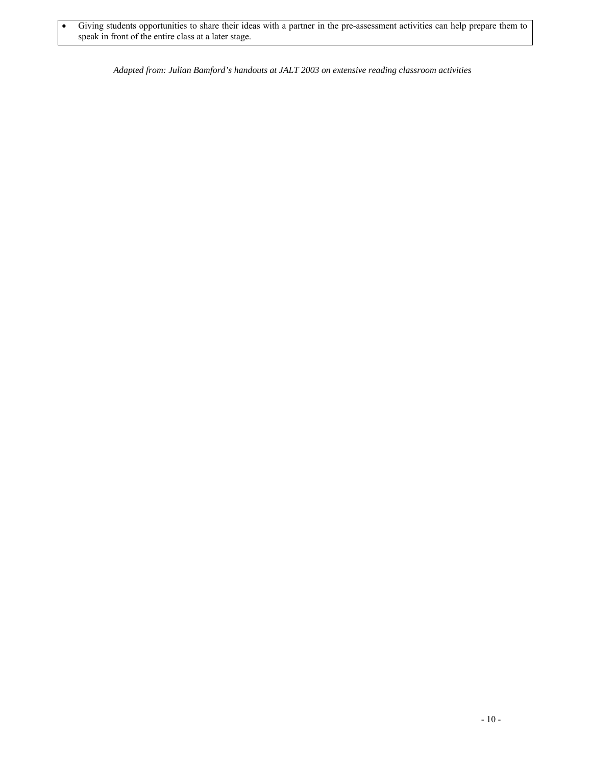- Giving students opportunities to share their ideas with a partner in the pre-assessment activities can help prepare them to speak in front of the entire class at a later stage.

*Adapted from: Julian Bamford's handouts at JALT 2003 on extensive reading classroom activities*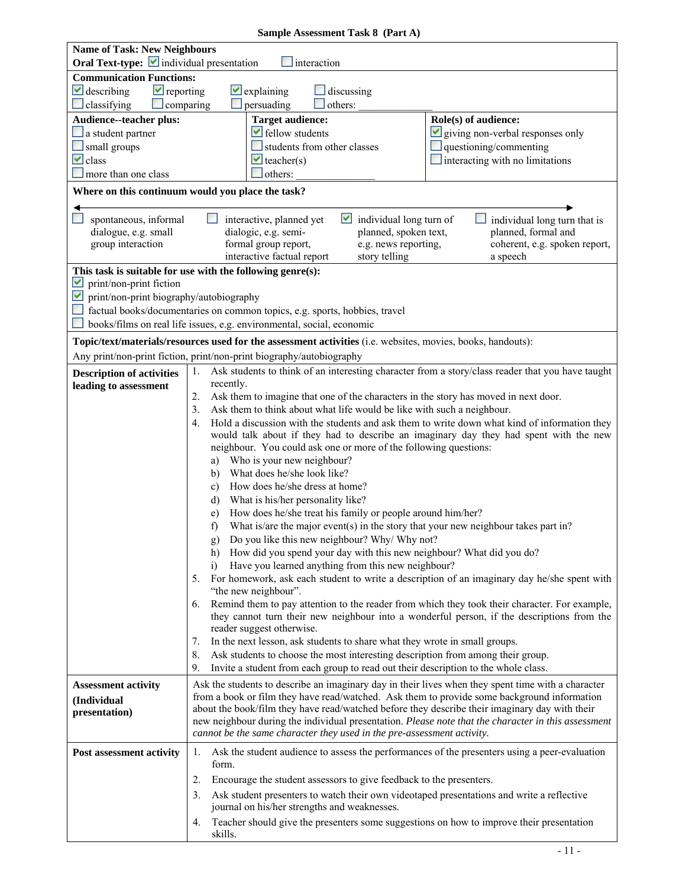**Sample Assessment Task 8 (Part A)**

**Name of Task: New Neighbours**

**Oral Text-type:** ☑ individual presentation ☐ interaction

**Communication Functions:**

☑ describing ☑ reporting ☑ explaining ☐ discussing
☐ classifying ☐ comparing ☐ persuading ☐ others: ____________

| **Audience--teacher plus:** | **Target audience:** | **Role(s) of audience:** |
|---|---|---|
| ☐ a student partner | ☑ fellow students | ☑ giving non-verbal responses only |
| ☐ small groups | ☐ students from other classes | ☐ questioning/commenting |
| ☑ class | ☑ teacher(s) | ☐ interacting with no limitations |
| ☐ more than one class | ☐ others: ______________ | |

**Where on this continuum would you place the task?**

| ☐ spontaneous, informal dialogue, e.g. small group interaction | ☐ interactive, planned yet dialogic, e.g. semi-formal group report, interactive factual report | ☑ individual long turn of planned, spoken text, e.g. news reporting, story telling | ☐ individual long turn that is planned, formal and coherent, e.g. spoken report, a speech |
|---|---|---|---|

**This task is suitable for use with the following genre(s):**

☑ print/non-print fiction
☑ print/non-print biography/autobiography
☐ factual books/documentaries on common topics, e.g. sports, hobbies, travel
☐ books/films on real life issues, e.g. environmental, social, economic

**Topic/text/materials/resources used for the assessment activities** (i.e. websites, movies, books, handouts):

Any print/non-print fiction, print/non-print biography/autobiography

**Description of activities leading to assessment**

1. Ask students to think of an interesting character from a story/class reader that you have taught recently.
2. Ask them to imagine that one of the characters in the story has moved in next door.
3. Ask them to think about what life would be like with such a neighbour.
4. Hold a discussion with the students and ask them to write down what kind of information they would talk about if they had to describe an imaginary day they had spent with the new neighbour. You could ask one or more of the following questions:
   a) Who is your new neighbour?
   b) What does he/she look like?
   c) How does he/she dress at home?
   d) What is his/her personality like?
   e) How does he/she treat his family or people around him/her?
   f) What is/are the major event(s) in the story that your new neighbour takes part in?
   g) Do you like this new neighbour? Why/ Why not?
   h) How did you spend your day with this new neighbour? What did you do?
   i) Have you learned anything from this new neighbour?
5. For homework, ask each student to write a description of an imaginary day he/she spent with "the new neighbour".
6. Remind them to pay attention to the reader from which they took their character. For example, they cannot turn their new neighbour into a wonderful person, if the descriptions from the reader suggest otherwise.
7. In the next lesson, ask students to share what they wrote in small groups.
8. Ask students to choose the most interesting description from among their group.
9. Invite a student from each group to read out their description to the whole class.

**Assessment activity (Individual presentation)**

Ask the students to describe an imaginary day in their lives when they spent time with a character from a book or film they have read/watched. Ask them to provide some background information about the book/film they have read/watched before they describe their imaginary day with their new neighbour during the individual presentation. *Please note that the character in this assessment cannot be the same character they used in the pre-assessment activity.*

**Post assessment activity**

1. Ask the student audience to assess the performances of the presenters using a peer-evaluation form.
2. Encourage the student assessors to give feedback to the presenters.
3. Ask student presenters to watch their own videotaped presentations and write a reflective journal on his/her strengths and weaknesses.
4. Teacher should give the presenters some suggestions on how to improve their presentation skills.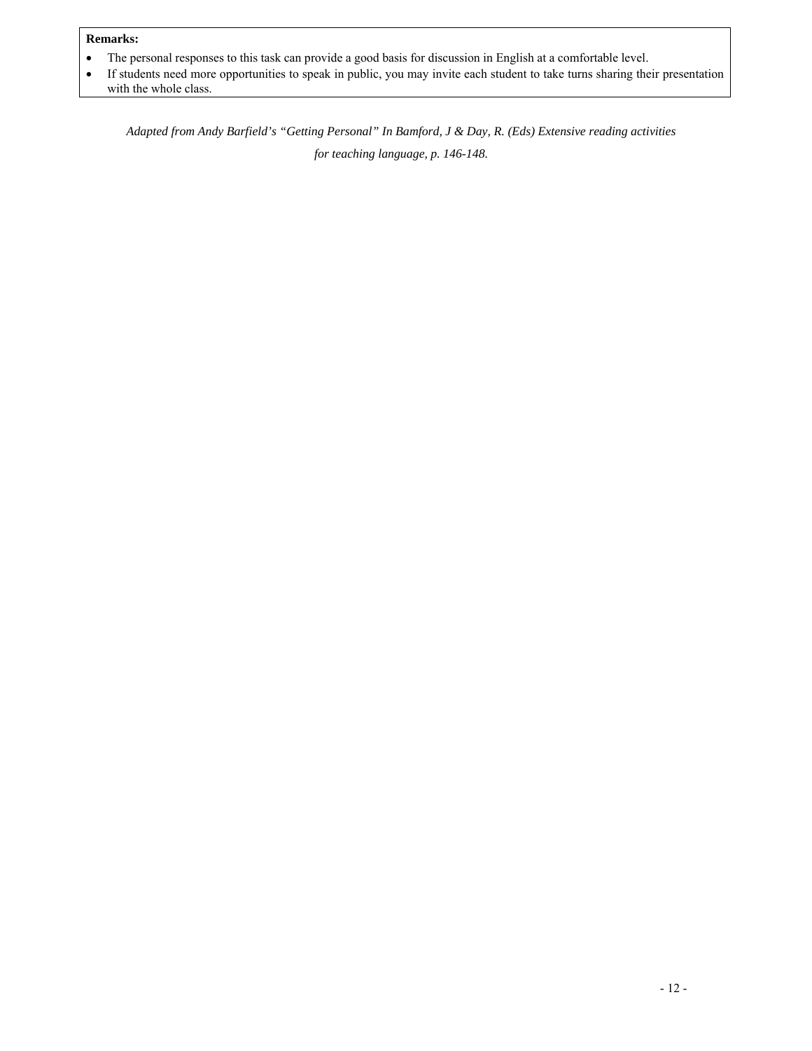**Remarks:**

- The personal responses to this task can provide a good basis for discussion in English at a comfortable level.
- If students need more opportunities to speak in public, you may invite each student to take turns sharing their presentation with the whole class.

*Adapted from Andy Barfield's "Getting Personal" In Bamford, J & Day, R. (Eds) Extensive reading activities for teaching language, p. 146-148.*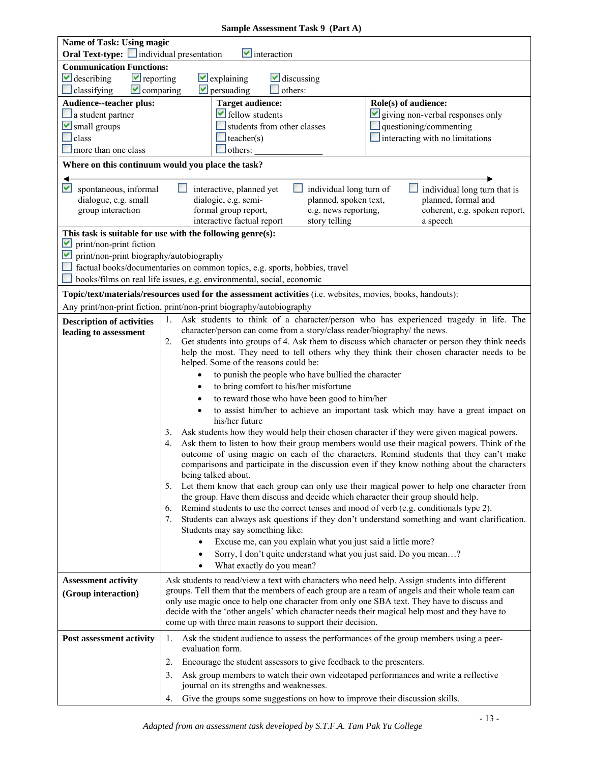**Sample Assessment Task 9 (Part A)**

**Name of Task: Using magic**

**Oral Text-type:** ☐ individual presentation ☑ interaction

**Communication Functions:**

☑ describing ☑ reporting ☑ explaining ☑ discussing
☐ classifying ☑ comparing ☑ persuading ☐ others: \_\_\_\_\_\_\_\_\_\_

| Audience--teacher plus: | Target audience: | Role(s) of audience: |
|---|---|---|
| ☐ a student partner<br>☑ small groups<br>☐ class<br>☐ more than one class | ☑ fellow students<br>☐ students from other classes<br>☐ teacher(s)<br>☐ others: \_\_\_\_\_\_\_\_\_\_ | ☑ giving non-verbal responses only<br>☐ questioning/commenting<br>☐ interacting with no limitations |

**Where on this continuum would you place the task?**

☑ spontaneous, informal dialogue, e.g. small group interaction
☐ interactive, planned yet dialogic, e.g. semi-formal group report, interactive factual report
☐ individual long turn of planned, spoken text, e.g. news reporting, story telling
☐ individual long turn that is planned, formal and coherent, e.g. spoken report, a speech

**This task is suitable for use with the following genre(s):**

☑ print/non-print fiction
☑ print/non-print biography/autobiography
☐ factual books/documentaries on common topics, e.g. sports, hobbies, travel
☐ books/films on real life issues, e.g. environmental, social, economic

**Topic/text/materials/resources used for the assessment activities** (i.e. websites, movies, books, handouts):

Any print/non-print fiction, print/non-print biography/autobiography

| | |
|---|---|
| **Description of activities leading to assessment** | 1. Ask students to think of a character/person who has experienced tragedy in life. The character/person can come from a story/class reader/biography/ the news.<br>2. Get students into groups of 4. Ask them to discuss which character or person they think needs help the most. They need to tell others why they think their chosen character needs to be helped. Some of the reasons could be:<br>• to punish the people who have bullied the character<br>• to bring comfort to his/her misfortune<br>• to reward those who have been good to him/her<br>• to assist him/her to achieve an important task which may have a great impact on his/her future<br>3. Ask students how they would help their chosen character if they were given magical powers.<br>4. Ask them to listen to how their group members would use their magical powers. Think of the outcome of using magic on each of the characters. Remind students that they can't make comparisons and participate in the discussion even if they know nothing about the characters being talked about.<br>5. Let them know that each group can only use their magical power to help one character from the group. Have them discuss and decide which character their group should help.<br>6. Remind students to use the correct tenses and mood of verb (e.g. conditionals type 2).<br>7. Students can always ask questions if they don't understand something and want clarification. Students may say something like:<br>• Excuse me, can you explain what you just said a little more?<br>• Sorry, I don't quite understand what you just said. Do you mean…?<br>• What exactly do you mean? |
| **Assessment activity (Group interaction)** | Ask students to read/view a text with characters who need help. Assign students into different groups. Tell them that the members of each group are a team of angels and their whole team can only use magic once to help one character from only one SBA text. They have to discuss and decide with the 'other angels' which character needs their magical help most and they have to come up with three main reasons to support their decision. |
| **Post assessment activity** | 1. Ask the student audience to assess the performances of the group members using a peer-evaluation form.<br>2. Encourage the student assessors to give feedback to the presenters.<br>3. Ask group members to watch their own videotaped performances and write a reflective journal on its strengths and weaknesses.<br>4. Give the groups some suggestions on how to improve their discussion skills. |

*Adapted from an assessment task developed by S.T.F.A. Tam Pak Yu College*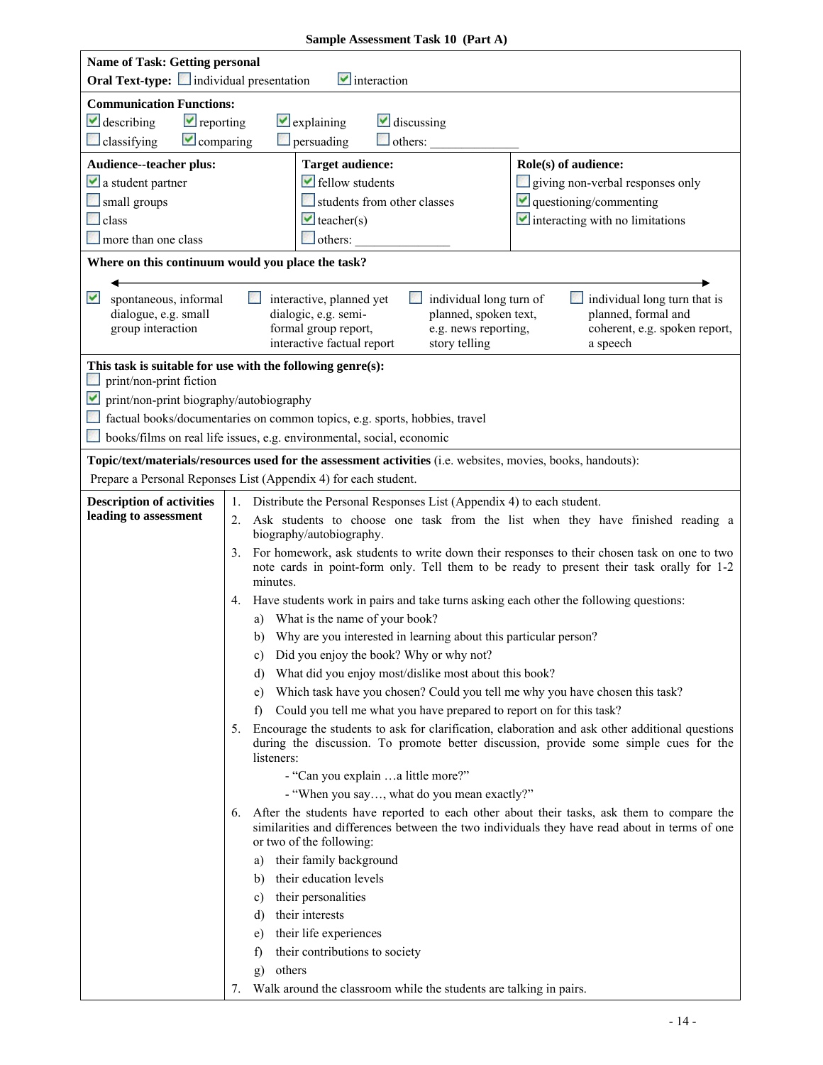**Sample Assessment Task 10 (Part A)**

**Name of Task: Getting personal**

**Oral Text-type:** ☐ individual presentation ☑ interaction

**Communication Functions:**

☑ describing ☑ reporting ☑ explaining ☑ discussing
☐ classifying ☑ comparing ☐ persuading ☐ others: ______________

| **Audience--teacher plus:** | **Target audience:** | **Role(s) of audience:** |
|---|---|---|
| ☑ a student partner | ☑ fellow students | ☐ giving non-verbal responses only |
| ☐ small groups | ☐ students from other classes | ☑ questioning/commenting |
| ☐ class | ☑ teacher(s) | ☑ interacting with no limitations |
| ☐ more than one class | ☐ others: ______________ | |

**Where on this continuum would you place the task?**

| ☑ spontaneous, informal dialogue, e.g. small group interaction | ☐ interactive, planned yet dialogic, e.g. semi-formal group report, interactive factual report | ☐ individual long turn of planned, spoken text, e.g. news reporting, story telling | ☐ individual long turn that is planned, formal and coherent, e.g. spoken report, a speech |
|---|---|---|---|

**This task is suitable for use with the following genre(s):**

☐ print/non-print fiction
☑ print/non-print biography/autobiography
☐ factual books/documentaries on common topics, e.g. sports, hobbies, travel
☐ books/films on real life issues, e.g. environmental, social, economic

**Topic/text/materials/resources used for the assessment activities** (i.e. websites, movies, books, handouts):

Prepare a Personal Reponses List (Appendix 4) for each student.

**Description of activities leading to assessment**

1. Distribute the Personal Responses List (Appendix 4) to each student.
2. Ask students to choose one task from the list when they have finished reading a biography/autobiography.
3. For homework, ask students to write down their responses to their chosen task on one to two note cards in point-form only. Tell them to be ready to present their task orally for 1-2 minutes.
4. Have students work in pairs and take turns asking each other the following questions:
   a) What is the name of your book?
   b) Why are you interested in learning about this particular person?
   c) Did you enjoy the book? Why or why not?
   d) What did you enjoy most/dislike most about this book?
   e) Which task have you chosen? Could you tell me why you have chosen this task?
   f) Could you tell me what you have prepared to report on for this task?
5. Encourage the students to ask for clarification, elaboration and ask other additional questions during the discussion. To promote better discussion, provide some simple cues for the listeners:
   - "Can you explain …a little more?"
   - "When you say…, what do you mean exactly?"
6. After the students have reported to each other about their tasks, ask them to compare the similarities and differences between the two individuals they have read about in terms of one or two of the following:
   a) their family background
   b) their education levels
   c) their personalities
   d) their interests
   e) their life experiences
   f) their contributions to society
   g) others
7. Walk around the classroom while the students are talking in pairs.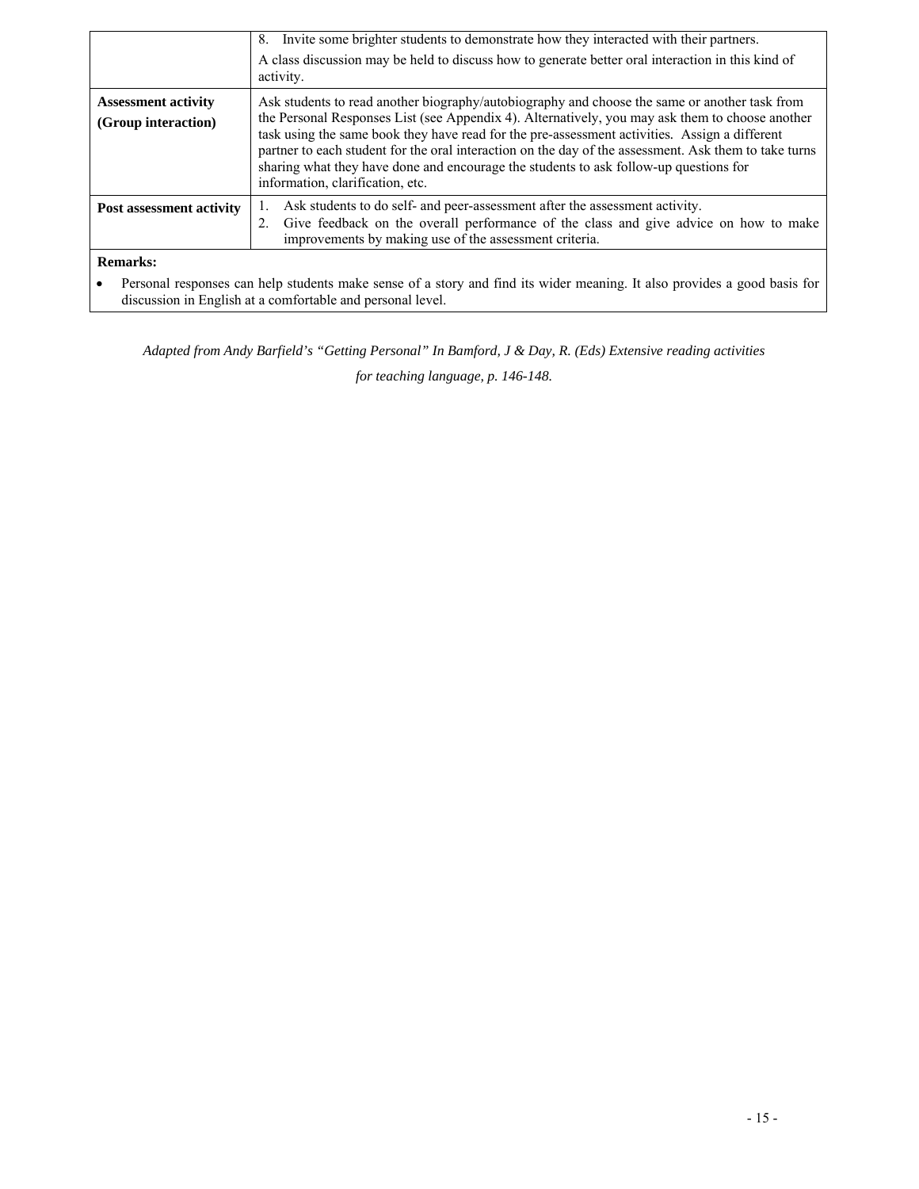| | |
|---|---|
| | 8. Invite some brighter students to demonstrate how they interacted with their partners.<br><br>A class discussion may be held to discuss how to generate better oral interaction in this kind of activity. |
| **Assessment activity (Group interaction)** | Ask students to read another biography/autobiography and choose the same or another task from the Personal Responses List (see Appendix 4). Alternatively, you may ask them to choose another task using the same book they have read for the pre-assessment activities. Assign a different partner to each student for the oral interaction on the day of the assessment. Ask them to take turns sharing what they have done and encourage the students to ask follow-up questions for information, clarification, etc. |
| **Post assessment activity** | 1. Ask students to do self- and peer-assessment after the assessment activity.<br>2. Give feedback on the overall performance of the class and give advice on how to make improvements by making use of the assessment criteria. |

**Remarks:**

- Personal responses can help students make sense of a story and find its wider meaning. It also provides a good basis for discussion in English at a comfortable and personal level.

*Adapted from Andy Barfield's "Getting Personal" In Bamford, J & Day, R. (Eds) Extensive reading activities for teaching language, p. 146-148.*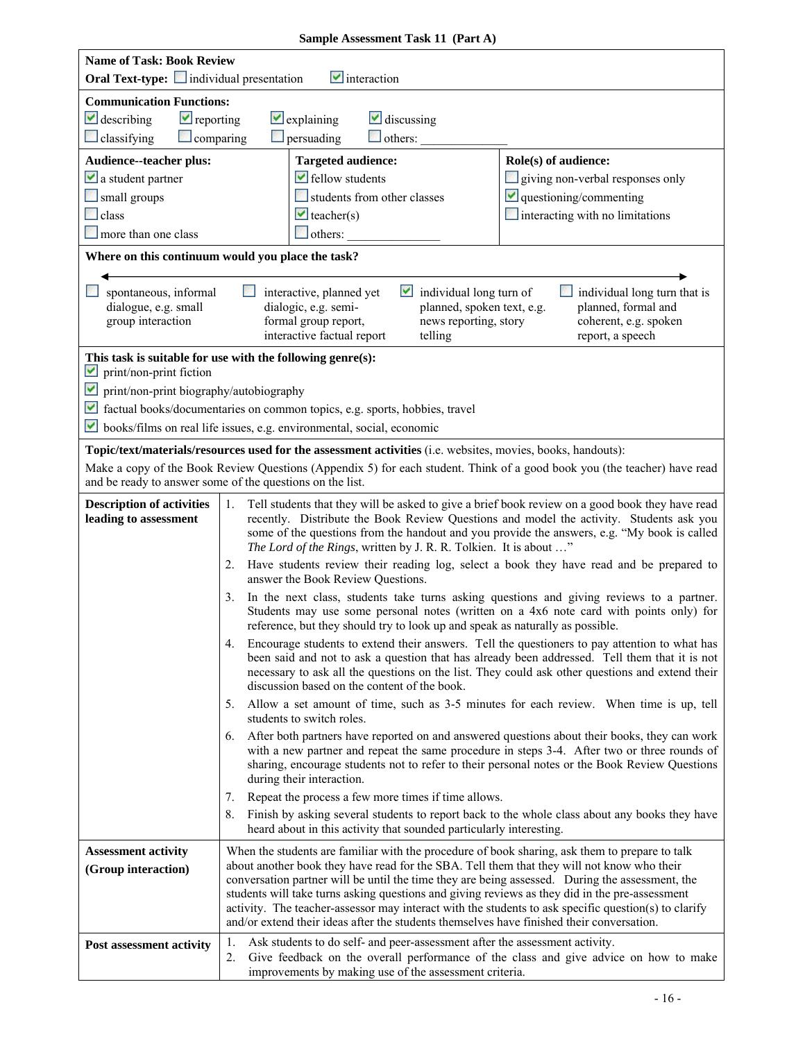**Sample Assessment Task 11 (Part A)**

**Name of Task: Book Review**

**Oral Text-type:** ☐ individual presentation ☑ interaction

**Communication Functions:**

☑ describing ☑ reporting ☑ explaining ☑ discussing
☐ classifying ☐ comparing ☐ persuading ☐ others: ______________

| **Audience--teacher plus:** | **Targeted audience:** | **Role(s) of audience:** |
|---|---|---|
| ☑ a student partner | ☑ fellow students | ☐ giving non-verbal responses only |
| ☐ small groups | ☐ students from other classes | ☑ questioning/commenting |
| ☐ class | ☑ teacher(s) | ☐ interacting with no limitations |
| ☐ more than one class | ☐ others: ______________ | |

**Where on this continuum would you place the task?**

| ☐ spontaneous, informal dialogue, e.g. small group interaction | ☐ interactive, planned yet dialogic, e.g. semi-formal group report, interactive factual report | ☑ individual long turn of planned, spoken text, e.g. news reporting, story telling | ☐ individual long turn that is planned, formal and coherent, e.g. spoken report, a speech |
|---|---|---|---|

**This task is suitable for use with the following genre(s):**

☑ print/non-print fiction
☑ print/non-print biography/autobiography
☑ factual books/documentaries on common topics, e.g. sports, hobbies, travel
☑ books/films on real life issues, e.g. environmental, social, economic

**Topic/text/materials/resources used for the assessment activities** (i.e. websites, movies, books, handouts):

Make a copy of the Book Review Questions (Appendix 5) for each student. Think of a good book you (the teacher) have read and be ready to answer some of the questions on the list.

**Description of activities leading to assessment**

1. Tell students that they will be asked to give a brief book review on a good book they have read recently. Distribute the Book Review Questions and model the activity. Students ask you some of the questions from the handout and you provide the answers, e.g. "My book is called *The Lord of the Rings*, written by J. R. R. Tolkien. It is about …"
2. Have students review their reading log, select a book they have read and be prepared to answer the Book Review Questions.
3. In the next class, students take turns asking questions and giving reviews to a partner. Students may use some personal notes (written on a 4x6 note card with points only) for reference, but they should try to look up and speak as naturally as possible.
4. Encourage students to extend their answers. Tell the questioners to pay attention to what has been said and not to ask a question that has already been addressed. Tell them that it is not necessary to ask all the questions on the list. They could ask other questions and extend their discussion based on the content of the book.
5. Allow a set amount of time, such as 3-5 minutes for each review. When time is up, tell students to switch roles.
6. After both partners have reported on and answered questions about their books, they can work with a new partner and repeat the same procedure in steps 3-4. After two or three rounds of sharing, encourage students not to refer to their personal notes or the Book Review Questions during their interaction.
7. Repeat the process a few more times if time allows.
8. Finish by asking several students to report back to the whole class about any books they have heard about in this activity that sounded particularly interesting.

**Assessment activity (Group interaction)**

When the students are familiar with the procedure of book sharing, ask them to prepare to talk about another book they have read for the SBA. Tell them that they will not know who their conversation partner will be until the time they are being assessed. During the assessment, the students will take turns asking questions and giving reviews as they did in the pre-assessment activity. The teacher-assessor may interact with the students to ask specific question(s) to clarify and/or extend their ideas after the students themselves have finished their conversation.

**Post assessment activity**

1. Ask students to do self- and peer-assessment after the assessment activity.
2. Give feedback on the overall performance of the class and give advice on how to make improvements by making use of the assessment criteria.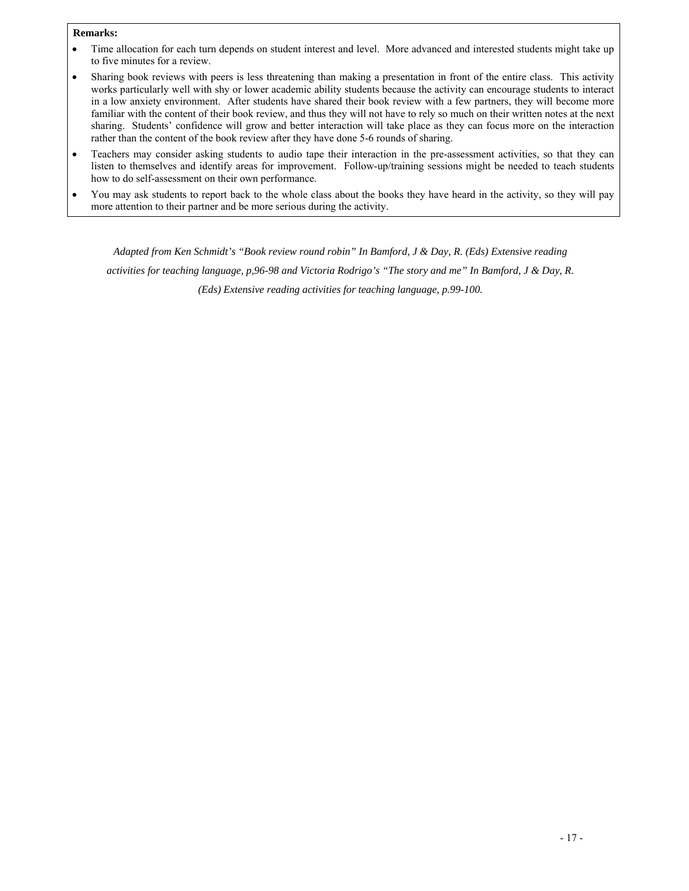**Remarks:**

- Time allocation for each turn depends on student interest and level. More advanced and interested students might take up to five minutes for a review.
- Sharing book reviews with peers is less threatening than making a presentation in front of the entire class. This activity works particularly well with shy or lower academic ability students because the activity can encourage students to interact in a low anxiety environment. After students have shared their book review with a few partners, they will become more familiar with the content of their book review, and thus they will not have to rely so much on their written notes at the next sharing. Students' confidence will grow and better interaction will take place as they can focus more on the interaction rather than the content of the book review after they have done 5-6 rounds of sharing.
- Teachers may consider asking students to audio tape their interaction in the pre-assessment activities, so that they can listen to themselves and identify areas for improvement. Follow-up/training sessions might be needed to teach students how to do self-assessment on their own performance.
- You may ask students to report back to the whole class about the books they have heard in the activity, so they will pay more attention to their partner and be more serious during the activity.

*Adapted from Ken Schmidt's "Book review round robin" In Bamford, J & Day, R. (Eds) Extensive reading activities for teaching language, p,96-98 and Victoria Rodrigo's "The story and me" In Bamford, J & Day, R. (Eds) Extensive reading activities for teaching language, p.99-100.*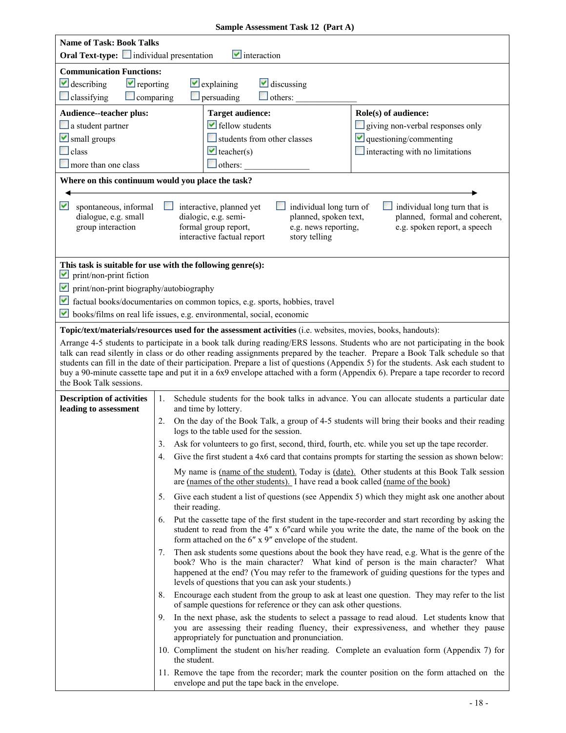**Sample Assessment Task 12 (Part A)**

**Name of Task: Book Talks**

**Oral Text-type:** ☐ individual presentation ☑ interaction

**Communication Functions:**

☑ describing ☑ reporting ☑ explaining ☑ discussing
☐ classifying ☐ comparing ☐ persuading ☐ others: ______________

| **Audience--teacher plus:** | **Target audience:** | **Role(s) of audience:** |
|---|---|---|
| ☐ a student partner | ☑ fellow students | ☐ giving non-verbal responses only |
| ☑ small groups | ☐ students from other classes | ☑ questioning/commenting |
| ☐ class | ☑ teacher(s) | ☐ interacting with no limitations |
| ☐ more than one class | ☐ others: ______________ | |

**Where on this continuum would you place the task?**

| ☑ spontaneous, informal dialogue, e.g. small group interaction | ☐ interactive, planned yet dialogic, e.g. semi-formal group report, interactive factual report | ☐ individual long turn of planned, spoken text, e.g. news reporting, story telling | ☐ individual long turn that is planned, formal and coherent, e.g. spoken report, a speech |
|---|---|---|---|

**This task is suitable for use with the following genre(s):**

☑ print/non-print fiction
☑ print/non-print biography/autobiography
☑ factual books/documentaries on common topics, e.g. sports, hobbies, travel
☑ books/films on real life issues, e.g. environmental, social, economic

**Topic/text/materials/resources used for the assessment activities** (i.e. websites, movies, books, handouts):

Arrange 4-5 students to participate in a book talk during reading/ERS lessons. Students who are not participating in the book talk can read silently in class or do other reading assignments prepared by the teacher. Prepare a Book Talk schedule so that students can fill in the date of their participation. Prepare a list of questions (Appendix 5) for the students. Ask each student to buy a 90-minute cassette tape and put it in a 6x9 envelope attached with a form (Appendix 6). Prepare a tape recorder to record the Book Talk sessions.

**Description of activities leading to assessment**

1. Schedule students for the book talks in advance. You can allocate students a particular date and time by lottery.
2. On the day of the Book Talk, a group of 4-5 students will bring their books and their reading logs to the table used for the session.
3. Ask for volunteers to go first, second, third, fourth, etc. while you set up the tape recorder.
4. Give the first student a 4x6 card that contains prompts for starting the session as shown below:

   My name is (name of the student). Today is (date). Other students at this Book Talk session are (names of the other students). I have read a book called (name of the book)

5. Give each student a list of questions (see Appendix 5) which they might ask one another about their reading.
6. Put the cassette tape of the first student in the tape-recorder and start recording by asking the student to read from the 4″ x 6″card while you write the date, the name of the book on the form attached on the 6″ x 9″ envelope of the student.
7. Then ask students some questions about the book they have read, e.g. What is the genre of the book? Who is the main character? What kind of person is the main character? What happened at the end? (You may refer to the framework of guiding questions for the types and levels of questions that you can ask your students.)
8. Encourage each student from the group to ask at least one question. They may refer to the list of sample questions for reference or they can ask other questions.
9. In the next phase, ask the students to select a passage to read aloud. Let students know that you are assessing their reading fluency, their expressiveness, and whether they pause appropriately for punctuation and pronunciation.
10. Compliment the student on his/her reading. Complete an evaluation form (Appendix 7) for the student.
11. Remove the tape from the recorder; mark the counter position on the form attached on the envelope and put the tape back in the envelope.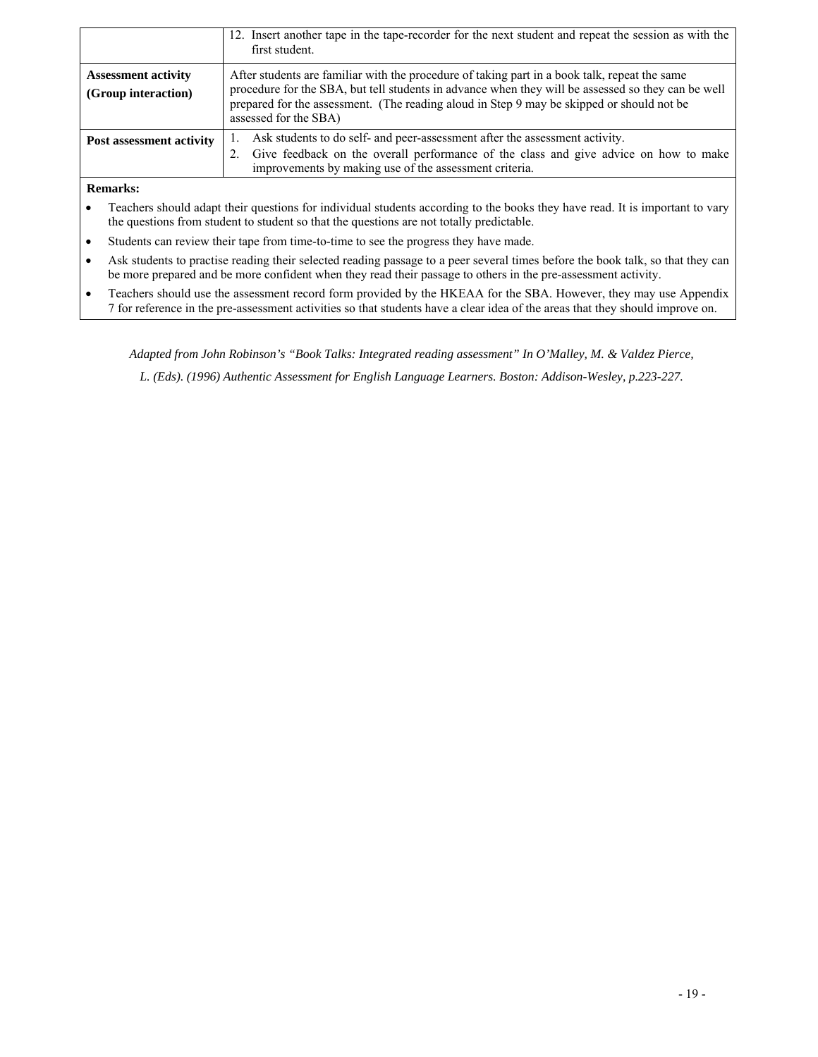| | |
|---|---|
| | 12. Insert another tape in the tape-recorder for the next student and repeat the session as with the first student. |
| **Assessment activity (Group interaction)** | After students are familiar with the procedure of taking part in a book talk, repeat the same procedure for the SBA, but tell students in advance when they will be assessed so they can be well prepared for the assessment. (The reading aloud in Step 9 may be skipped or should not be assessed for the SBA) |
| **Post assessment activity** | 1. Ask students to do self- and peer-assessment after the assessment activity.<br>2. Give feedback on the overall performance of the class and give advice on how to make improvements by making use of the assessment criteria. |

**Remarks:**

- Teachers should adapt their questions for individual students according to the books they have read. It is important to vary the questions from student to student so that the questions are not totally predictable.
- Students can review their tape from time-to-time to see the progress they have made.
- Ask students to practise reading their selected reading passage to a peer several times before the book talk, so that they can be more prepared and be more confident when they read their passage to others in the pre-assessment activity.
- Teachers should use the assessment record form provided by the HKEAA for the SBA. However, they may use Appendix 7 for reference in the pre-assessment activities so that students have a clear idea of the areas that they should improve on.

*Adapted from John Robinson's "Book Talks: Integrated reading assessment" In O'Malley, M. & Valdez Pierce, L. (Eds). (1996) Authentic Assessment for English Language Learners. Boston: Addison-Wesley, p.223-227.*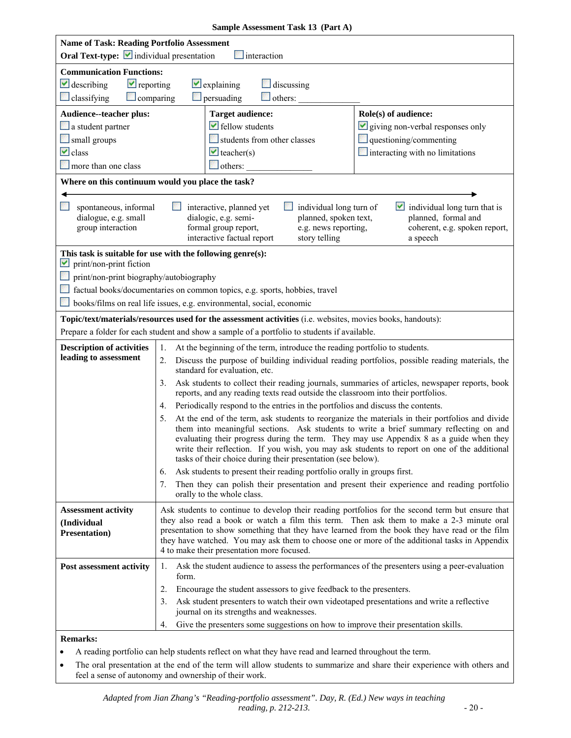**Sample Assessment Task 13 (Part A)**

**Name of Task: Reading Portfolio Assessment**

**Oral Text-type:** ☑ individual presentation ☐ interaction

**Communication Functions:**

☑ describing ☑ reporting ☑ explaining ☐ discussing
☐ classifying ☐ comparing ☐ persuading ☐ others: ______________

| **Audience--teacher plus:** | **Target audience:** | **Role(s) of audience:** |
|---|---|---|
| ☐ a student partner | ☑ fellow students | ☑ giving non-verbal responses only |
| ☐ small groups | ☐ students from other classes | ☐ questioning/commenting |
| ☑ class | ☑ teacher(s) | ☐ interacting with no limitations |
| ☐ more than one class | ☐ others: ______________ | |

**Where on this continuum would you place the task?**

◄──────────────────────────────────────────►

| ☐ spontaneous, informal dialogue, e.g. small group interaction | ☐ interactive, planned yet dialogic, e.g. semi-formal group report, interactive factual report | ☐ individual long turn of planned, spoken text, e.g. news reporting, story telling | ☑ individual long turn that is planned, formal and coherent, e.g. spoken report, a speech |
|---|---|---|---|

**This task is suitable for use with the following genre(s):**

☑ print/non-print fiction
☐ print/non-print biography/autobiography
☐ factual books/documentaries on common topics, e.g. sports, hobbies, travel
☐ books/films on real life issues, e.g. environmental, social, economic

**Topic/text/materials/resources used for the assessment activities** (i.e. websites, movies books, handouts):
Prepare a folder for each student and show a sample of a portfolio to students if available.

**Description of activities leading to assessment**

1. At the beginning of the term, introduce the reading portfolio to students.
2. Discuss the purpose of building individual reading portfolios, possible reading materials, the standard for evaluation, etc.
3. Ask students to collect their reading journals, summaries of articles, newspaper reports, book reports, and any reading texts read outside the classroom into their portfolios.
4. Periodically respond to the entries in the portfolios and discuss the contents.
5. At the end of the term, ask students to reorganize the materials in their portfolios and divide them into meaningful sections. Ask students to write a brief summary reflecting on and evaluating their progress during the term. They may use Appendix 8 as a guide when they write their reflection. If you wish, you may ask students to report on one of the additional tasks of their choice during their presentation (see below).
6. Ask students to present their reading portfolio orally in groups first.
7. Then they can polish their presentation and present their experience and reading portfolio orally to the whole class.

**Assessment activity (Individual Presentation)**

Ask students to continue to develop their reading portfolios for the second term but ensure that they also read a book or watch a film this term. Then ask them to make a 2-3 minute oral presentation to show something that they have learned from the book they have read or the film they have watched. You may ask them to choose one or more of the additional tasks in Appendix 4 to make their presentation more focused.

**Post assessment activity**

1. Ask the student audience to assess the performances of the presenters using a peer-evaluation form.
2. Encourage the student assessors to give feedback to the presenters.
3. Ask student presenters to watch their own videotaped presentations and write a reflective journal on its strengths and weaknesses.
4. Give the presenters some suggestions on how to improve their presentation skills.

**Remarks:**

- A reading portfolio can help students reflect on what they have read and learned throughout the term.
- The oral presentation at the end of the term will allow students to summarize and share their experience with others and feel a sense of autonomy and ownership of their work.

*Adapted from Jian Zhang's "Reading-portfolio assessment". Day, R. (Ed.) New ways in teaching reading, p. 212-213.*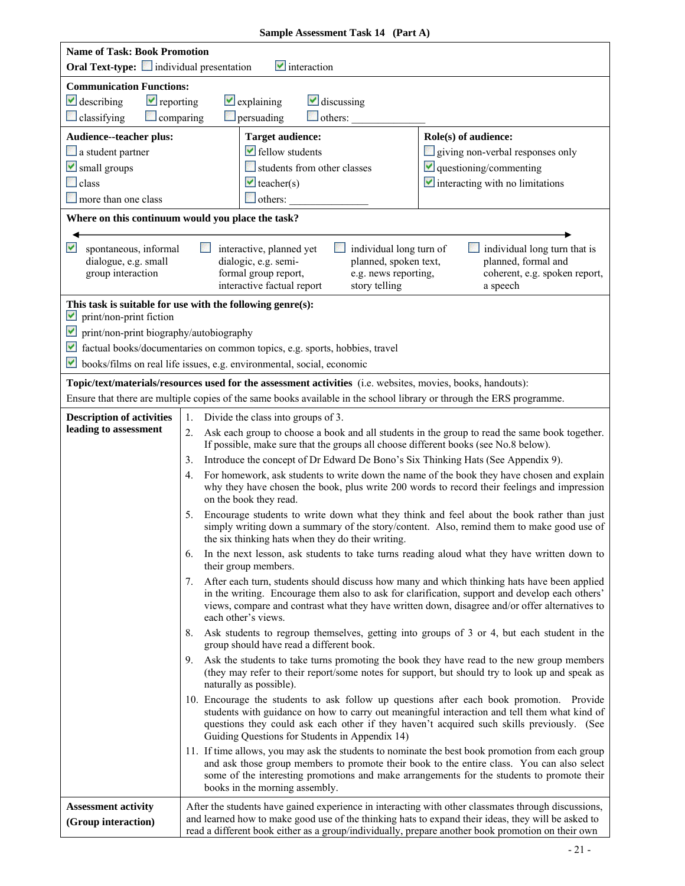**Sample Assessment Task 14 (Part A)**

**Name of Task: Book Promotion**

**Oral Text-type:** ☐ individual presentation ☑ interaction

**Communication Functions:**

☑ describing ☑ reporting ☑ explaining ☑ discussing
☐ classifying ☐ comparing ☐ persuading ☐ others: ______________

| **Audience--teacher plus:** | **Target audience:** | **Role(s) of audience:** |
|---|---|---|
| ☐ a student partner | ☑ fellow students | ☐ giving non-verbal responses only |
| ☑ small groups | ☐ students from other classes | ☑ questioning/commenting |
| ☐ class | ☑ teacher(s) | ☑ interacting with no limitations |
| ☐ more than one class | ☐ others: _______________ | |

**Where on this continuum would you place the task?**

| ☑ spontaneous, informal dialogue, e.g. small group interaction | ☐ interactive, planned yet dialogic, e.g. semi-formal group report, interactive factual report | ☐ individual long turn of planned, spoken text, e.g. news reporting, story telling | ☐ individual long turn that is planned, formal and coherent, e.g. spoken report, a speech |
|---|---|---|---|

**This task is suitable for use with the following genre(s):**

☑ print/non-print fiction
☑ print/non-print biography/autobiography
☑ factual books/documentaries on common topics, e.g. sports, hobbies, travel
☑ books/films on real life issues, e.g. environmental, social, economic

**Topic/text/materials/resources used for the assessment activities** (i.e. websites, movies, books, handouts):
Ensure that there are multiple copies of the same books available in the school library or through the ERS programme.

**Description of activities leading to assessment**

1. Divide the class into groups of 3.
2. Ask each group to choose a book and all students in the group to read the same book together. If possible, make sure that the groups all choose different books (see No.8 below).
3. Introduce the concept of Dr Edward De Bono's Six Thinking Hats (See Appendix 9).
4. For homework, ask students to write down the name of the book they have chosen and explain why they have chosen the book, plus write 200 words to record their feelings and impression on the book they read.
5. Encourage students to write down what they think and feel about the book rather than just simply writing down a summary of the story/content. Also, remind them to make good use of the six thinking hats when they do their writing.
6. In the next lesson, ask students to take turns reading aloud what they have written down to their group members.
7. After each turn, students should discuss how many and which thinking hats have been applied in the writing. Encourage them also to ask for clarification, support and develop each others' views, compare and contrast what they have written down, disagree and/or offer alternatives to each other's views.
8. Ask students to regroup themselves, getting into groups of 3 or 4, but each student in the group should have read a different book.
9. Ask the students to take turns promoting the book they have read to the new group members (they may refer to their report/some notes for support, but should try to look up and speak as naturally as possible).
10. Encourage the students to ask follow up questions after each book promotion. Provide students with guidance on how to carry out meaningful interaction and tell them what kind of questions they could ask each other if they haven't acquired such skills previously. (See Guiding Questions for Students in Appendix 14)
11. If time allows, you may ask the students to nominate the best book promotion from each group and ask those group members to promote their book to the entire class. You can also select some of the interesting promotions and make arrangements for the students to promote their books in the morning assembly.

**Assessment activity (Group interaction)**

After the students have gained experience in interacting with other classmates through discussions, and learned how to make good use of the thinking hats to expand their ideas, they will be asked to read a different book either as a group/individually, prepare another book promotion on their own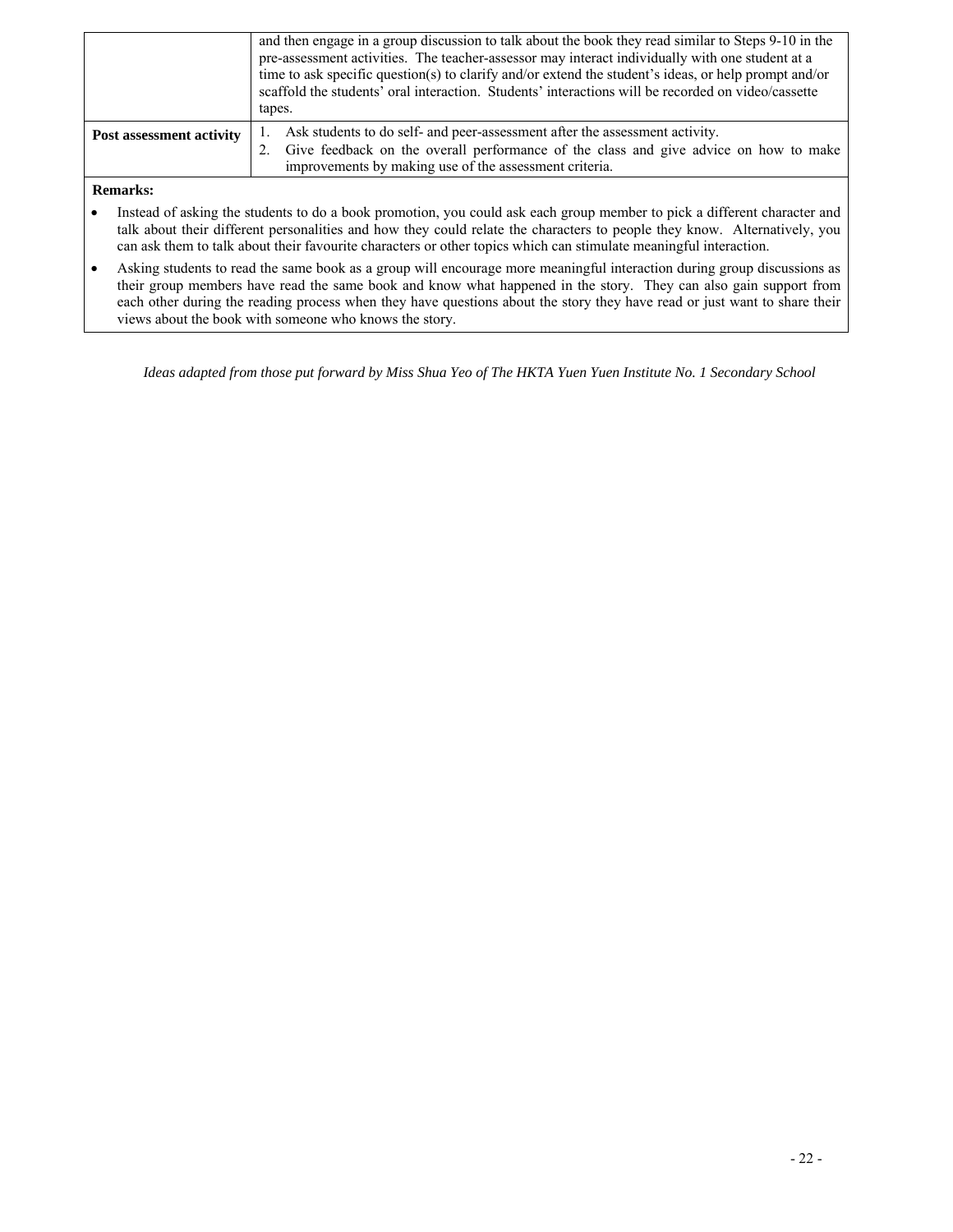|  |  |
|---|---|
|  | and then engage in a group discussion to talk about the book they read similar to Steps 9-10 in the pre-assessment activities. The teacher-assessor may interact individually with one student at a time to ask specific question(s) to clarify and/or extend the student's ideas, or help prompt and/or scaffold the students' oral interaction. Students' interactions will be recorded on video/cassette tapes. |
| **Post assessment activity** | 1. Ask students to do self- and peer-assessment after the assessment activity.<br>2. Give feedback on the overall performance of the class and give advice on how to make improvements by making use of the assessment criteria. |

**Remarks:**

- Instead of asking the students to do a book promotion, you could ask each group member to pick a different character and talk about their different personalities and how they could relate the characters to people they know. Alternatively, you can ask them to talk about their favourite characters or other topics which can stimulate meaningful interaction.
- Asking students to read the same book as a group will encourage more meaningful interaction during group discussions as their group members have read the same book and know what happened in the story. They can also gain support from each other during the reading process when they have questions about the story they have read or just want to share their views about the book with someone who knows the story.

*Ideas adapted from those put forward by Miss Shua Yeo of The HKTA Yuen Yuen Institute No. 1 Secondary School*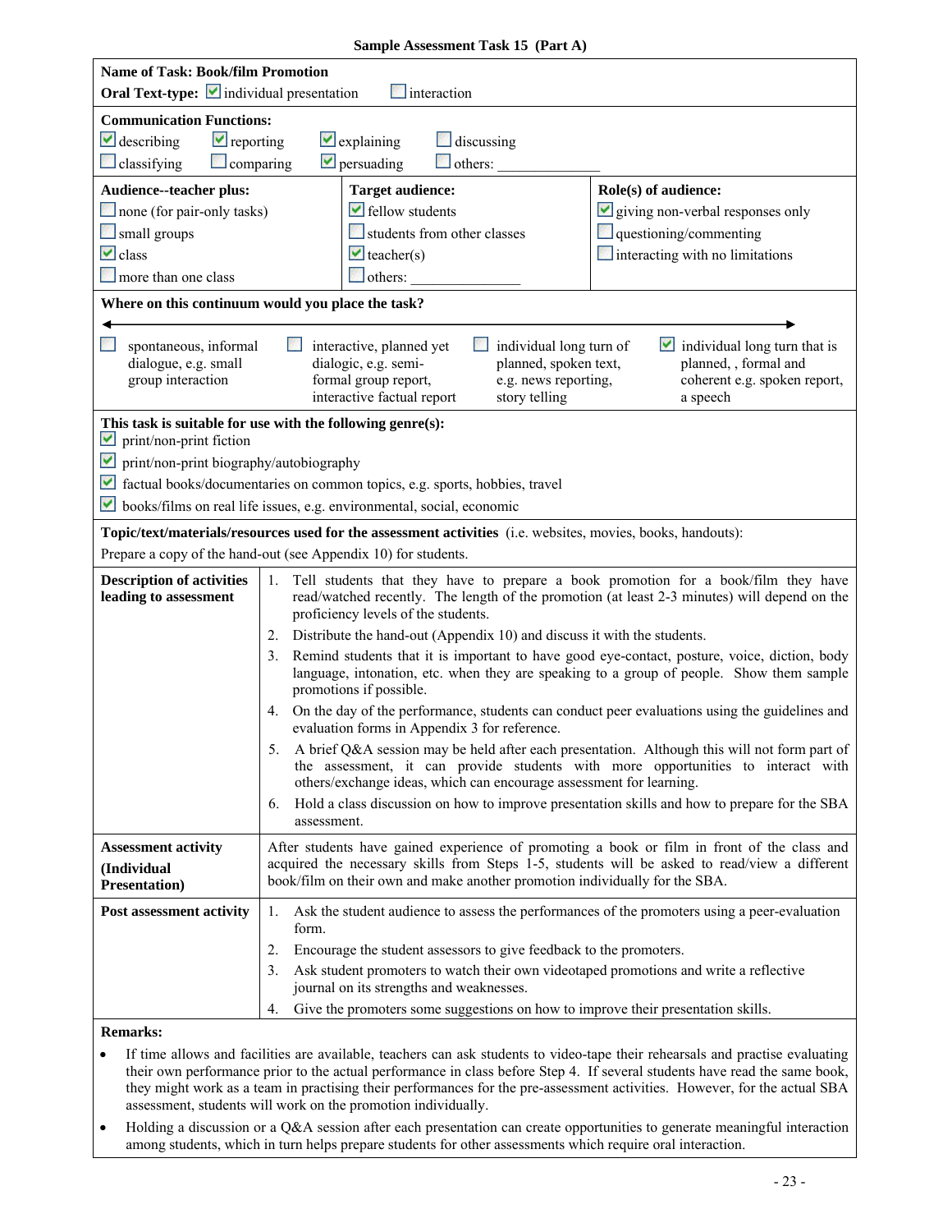**Sample Assessment Task 15 (Part A)**

**Name of Task: Book/film Promotion**

**Oral Text-type:** ☑ individual presentation ☐ interaction

**Communication Functions:**

☑ describing ☑ reporting ☑ explaining ☐ discussing
☐ classifying ☐ comparing ☑ persuading ☐ others: ______________

| **Audience--teacher plus:** | **Target audience:** | **Role(s) of audience:** |
|---|---|---|
| ☐ none (for pair-only tasks) | ☑ fellow students | ☑ giving non-verbal responses only |
| ☐ small groups | ☐ students from other classes | ☐ questioning/commenting |
| ☑ class | ☑ teacher(s) | ☐ interacting with no limitations |
| ☐ more than one class | ☐ others: ______________ | |

**Where on this continuum would you place the task?**

| ☐ spontaneous, informal dialogue, e.g. small group interaction | ☐ interactive, planned yet dialogic, e.g. semi-formal group report, interactive factual report | ☐ individual long turn of planned, spoken text, e.g. news reporting, story telling | ☑ individual long turn that is planned, , formal and coherent e.g. spoken report, a speech |
|---|---|---|---|

**This task is suitable for use with the following genre(s):**

☑ print/non-print fiction
☑ print/non-print biography/autobiography
☑ factual books/documentaries on common topics, e.g. sports, hobbies, travel
☑ books/films on real life issues, e.g. environmental, social, economic

**Topic/text/materials/resources used for the assessment activities** (i.e. websites, movies, books, handouts):
Prepare a copy of the hand-out (see Appendix 10) for students.

**Description of activities leading to assessment**

1. Tell students that they have to prepare a book promotion for a book/film they have read/watched recently. The length of the promotion (at least 2-3 minutes) will depend on the proficiency levels of the students.
2. Distribute the hand-out (Appendix 10) and discuss it with the students.
3. Remind students that it is important to have good eye-contact, posture, voice, diction, body language, intonation, etc. when they are speaking to a group of people. Show them sample promotions if possible.
4. On the day of the performance, students can conduct peer evaluations using the guidelines and evaluation forms in Appendix 3 for reference.
5. A brief Q&A session may be held after each presentation. Although this will not form part of the assessment, it can provide students with more opportunities to interact with others/exchange ideas, which can encourage assessment for learning.
6. Hold a class discussion on how to improve presentation skills and how to prepare for the SBA assessment.

**Assessment activity (Individual Presentation)**

After students have gained experience of promoting a book or film in front of the class and acquired the necessary skills from Steps 1-5, students will be asked to read/view a different book/film on their own and make another promotion individually for the SBA.

**Post assessment activity**

1. Ask the student audience to assess the performances of the promoters using a peer-evaluation form.
2. Encourage the student assessors to give feedback to the promoters.
3. Ask student promoters to watch their own videotaped promotions and write a reflective journal on its strengths and weaknesses.
4. Give the promoters some suggestions on how to improve their presentation skills.

**Remarks:**

- If time allows and facilities are available, teachers can ask students to video-tape their rehearsals and practise evaluating their own performance prior to the actual performance in class before Step 4. If several students have read the same book, they might work as a team in practising their performances for the pre-assessment activities. However, for the actual SBA assessment, students will work on the promotion individually.
- Holding a discussion or a Q&A session after each presentation can create opportunities to generate meaningful interaction among students, which in turn helps prepare students for other assessments which require oral interaction.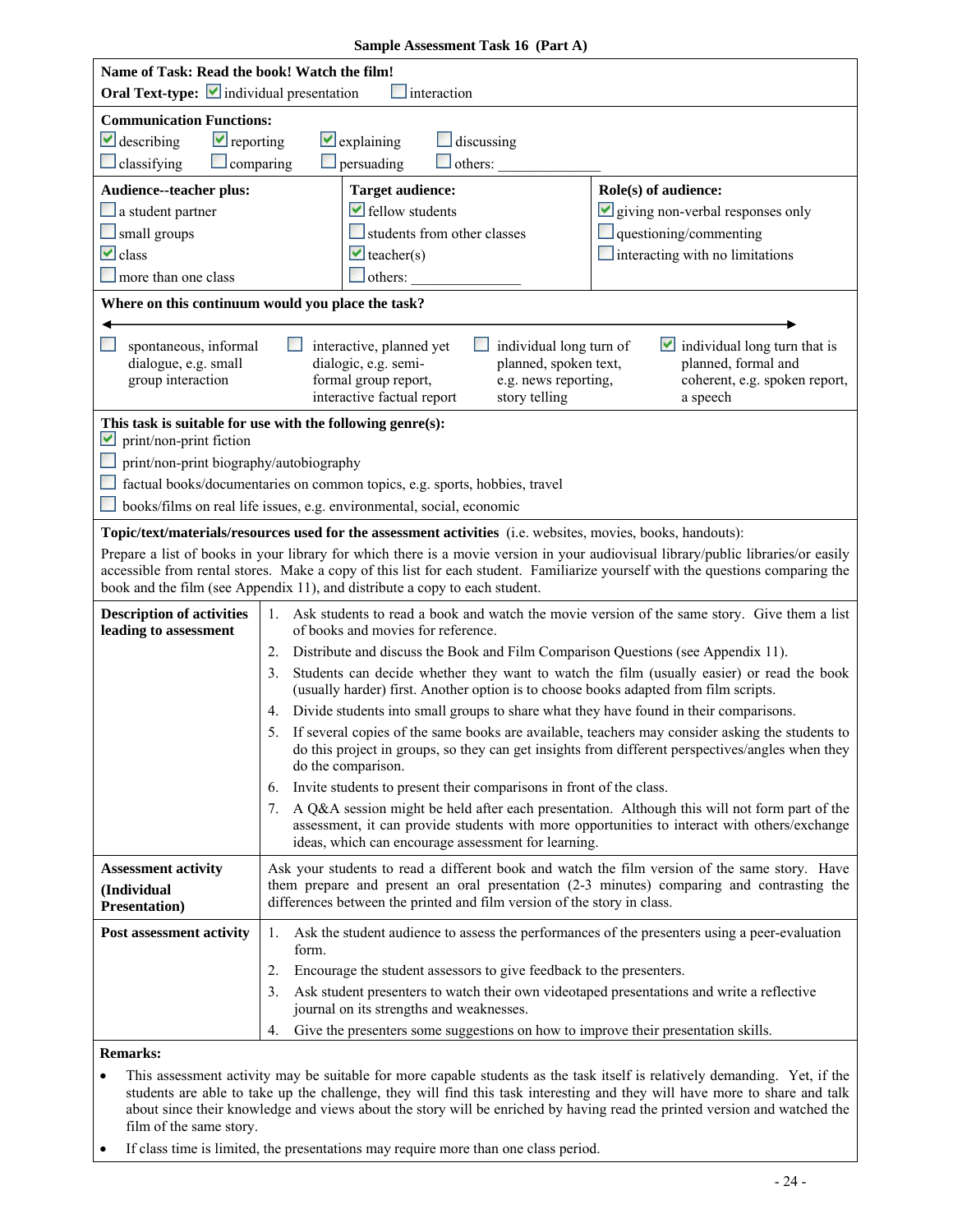**Sample Assessment Task 16 (Part A)**

**Name of Task: Read the book! Watch the film!**

**Oral Text-type:** ☑ individual presentation ☐ interaction

**Communication Functions:**

☑ describing ☑ reporting ☑ explaining ☐ discussing
☐ classifying ☐ comparing ☐ persuading ☐ others: ______________

| **Audience--teacher plus:** | **Target audience:** | **Role(s) of audience:** |
|---|---|---|
| ☐ a student partner | ☑ fellow students | ☑ giving non-verbal responses only |
| ☐ small groups | ☐ students from other classes | ☐ questioning/commenting |
| ☑ class | ☑ teacher(s) | ☐ interacting with no limitations |
| ☐ more than one class | ☐ others: ______________ | |

**Where on this continuum would you place the task?**

| ☐ spontaneous, informal dialogue, e.g. small group interaction | ☐ interactive, planned yet dialogic, e.g. semi-formal group report, interactive factual report | ☐ individual long turn of planned, spoken text, e.g. news reporting, story telling | ☑ individual long turn that is planned, formal and coherent, e.g. spoken report, a speech |
|---|---|---|---|

**This task is suitable for use with the following genre(s):**

☑ print/non-print fiction
☐ print/non-print biography/autobiography
☐ factual books/documentaries on common topics, e.g. sports, hobbies, travel
☐ books/films on real life issues, e.g. environmental, social, economic

**Topic/text/materials/resources used for the assessment activities** (i.e. websites, movies, books, handouts):

Prepare a list of books in your library for which there is a movie version in your audiovisual library/public libraries/or easily accessible from rental stores. Make a copy of this list for each student. Familiarize yourself with the questions comparing the book and the film (see Appendix 11), and distribute a copy to each student.

**Description of activities leading to assessment**

1. Ask students to read a book and watch the movie version of the same story. Give them a list of books and movies for reference.
2. Distribute and discuss the Book and Film Comparison Questions (see Appendix 11).
3. Students can decide whether they want to watch the film (usually easier) or read the book (usually harder) first. Another option is to choose books adapted from film scripts.
4. Divide students into small groups to share what they have found in their comparisons.
5. If several copies of the same books are available, teachers may consider asking the students to do this project in groups, so they can get insights from different perspectives/angles when they do the comparison.
6. Invite students to present their comparisons in front of the class.
7. A Q&A session might be held after each presentation. Although this will not form part of the assessment, it can provide students with more opportunities to interact with others/exchange ideas, which can encourage assessment for learning.

**Assessment activity (Individual Presentation)**

Ask your students to read a different book and watch the film version of the same story. Have them prepare and present an oral presentation (2-3 minutes) comparing and contrasting the differences between the printed and film version of the story in class.

**Post assessment activity**

1. Ask the student audience to assess the performances of the presenters using a peer-evaluation form.
2. Encourage the student assessors to give feedback to the presenters.
3. Ask student presenters to watch their own videotaped presentations and write a reflective journal on its strengths and weaknesses.
4. Give the presenters some suggestions on how to improve their presentation skills.

**Remarks:**

- This assessment activity may be suitable for more capable students as the task itself is relatively demanding. Yet, if the students are able to take up the challenge, they will find this task interesting and they will have more to share and talk about since their knowledge and views about the story will be enriched by having read the printed version and watched the film of the same story.
- If class time is limited, the presentations may require more than one class period.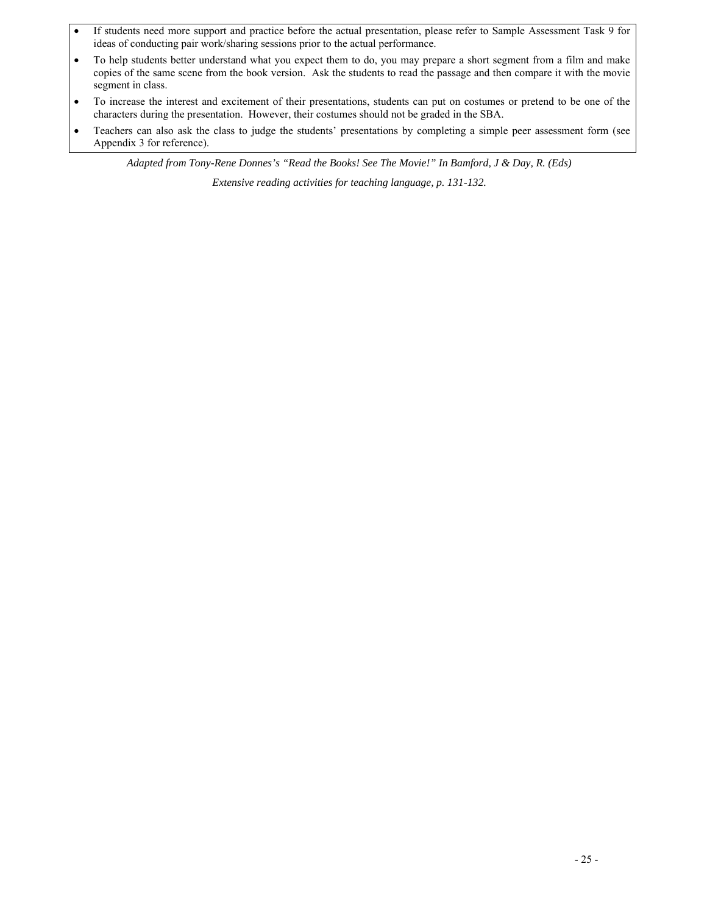- If students need more support and practice before the actual presentation, please refer to Sample Assessment Task 9 for ideas of conducting pair work/sharing sessions prior to the actual performance.
- To help students better understand what you expect them to do, you may prepare a short segment from a film and make copies of the same scene from the book version. Ask the students to read the passage and then compare it with the movie segment in class.
- To increase the interest and excitement of their presentations, students can put on costumes or pretend to be one of the characters during the presentation. However, their costumes should not be graded in the SBA.
- Teachers can also ask the class to judge the students' presentations by completing a simple peer assessment form (see Appendix 3 for reference).

*Adapted from Tony-Rene Donnes's "Read the Books! See The Movie!" In Bamford, J & Day, R. (Eds) Extensive reading activities for teaching language, p. 131-132.*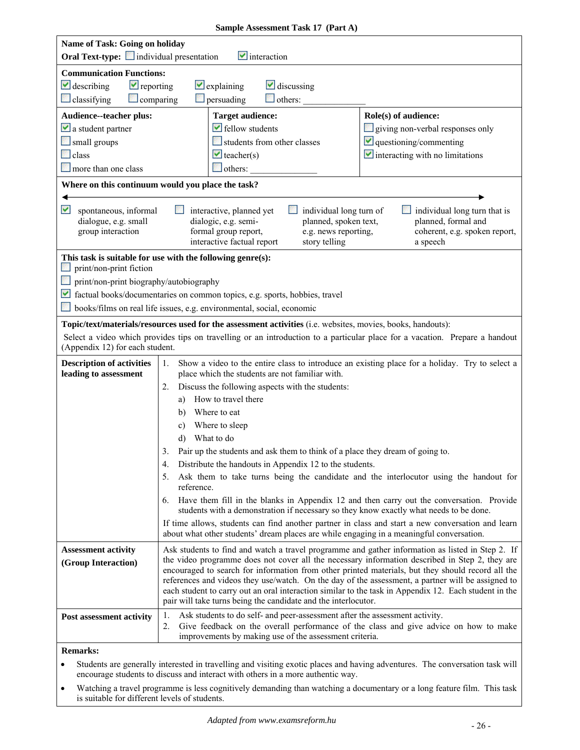**Sample Assessment Task 17 (Part A)**

**Name of Task: Going on holiday**

**Oral Text-type:** ☐ individual presentation ☑ interaction

**Communication Functions:**

☑ describing ☑ reporting ☑ explaining ☑ discussing
☐ classifying ☐ comparing ☐ persuading ☐ others: ______________

| **Audience--teacher plus:** | **Target audience:** | **Role(s) of audience:** |
|---|---|---|
| ☑ a student partner | ☑ fellow students | ☐ giving non-verbal responses only |
| ☐ small groups | ☐ students from other classes | ☑ questioning/commenting |
| ☐ class | ☑ teacher(s) | ☑ interacting with no limitations |
| ☐ more than one class | ☐ others: ______________ | |

**Where on this continuum would you place the task?**

| ☑ spontaneous, informal dialogue, e.g. small group interaction | ☐ interactive, planned yet dialogic, e.g. semi-formal group report, interactive factual report | ☐ individual long turn of planned, spoken text, e.g. news reporting, story telling | ☐ individual long turn that is planned, formal and coherent, e.g. spoken report, a speech |
|---|---|---|---|

**This task is suitable for use with the following genre(s):**

☐ print/non-print fiction
☐ print/non-print biography/autobiography
☑ factual books/documentaries on common topics, e.g. sports, hobbies, travel
☐ books/films on real life issues, e.g. environmental, social, economic

**Topic/text/materials/resources used for the assessment activities** (i.e. websites, movies, books, handouts):

Select a video which provides tips on travelling or an introduction to a particular place for a vacation. Prepare a handout (Appendix 12) for each student.

**Description of activities leading to assessment**

1. Show a video to the entire class to introduce an existing place for a holiday. Try to select a place which the students are not familiar with.
2. Discuss the following aspects with the students:
   a) How to travel there
   b) Where to eat
   c) Where to sleep
   d) What to do
3. Pair up the students and ask them to think of a place they dream of going to.
4. Distribute the handouts in Appendix 12 to the students.
5. Ask them to take turns being the candidate and the interlocutor using the handout for reference.
6. Have them fill in the blanks in Appendix 12 and then carry out the conversation. Provide students with a demonstration if necessary so they know exactly what needs to be done.

If time allows, students can find another partner in class and start a new conversation and learn about what other students' dream places are while engaging in a meaningful conversation.

**Assessment activity (Group Interaction)**

Ask students to find and watch a travel programme and gather information as listed in Step 2. If the video programme does not cover all the necessary information described in Step 2, they are encouraged to search for information from other printed materials, but they should record all the references and videos they use/watch. On the day of the assessment, a partner will be assigned to each student to carry out an oral interaction similar to the task in Appendix 12. Each student in the pair will take turns being the candidate and the interlocutor.

**Post assessment activity**

1. Ask students to do self- and peer-assessment after the assessment activity.
2. Give feedback on the overall performance of the class and give advice on how to make improvements by making use of the assessment criteria.

**Remarks:**

- Students are generally interested in travelling and visiting exotic places and having adventures. The conversation task will encourage students to discuss and interact with others in a more authentic way.
- Watching a travel programme is less cognitively demanding than watching a documentary or a long feature film. This task is suitable for different levels of students.

*Adapted from www.examsreform.hu*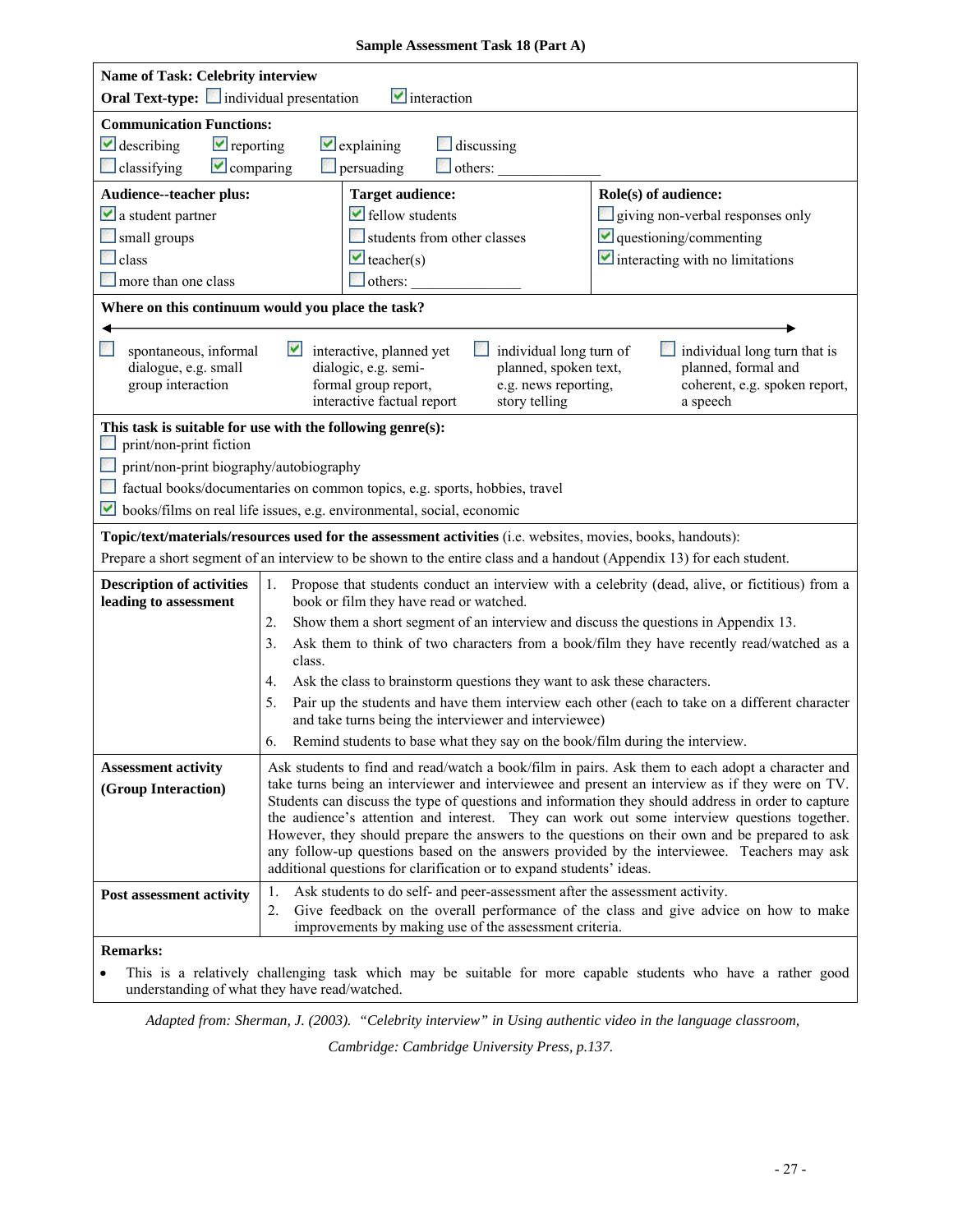**Sample Assessment Task 18 (Part A)**

**Name of Task: Celebrity interview**

**Oral Text-type:** ☐ individual presentation ☑ interaction

**Communication Functions:**

☑ describing ☑ reporting ☑ explaining ☐ discussing

☐ classifying ☑ comparing ☐ persuading ☐ others: ______________

| **Audience--teacher plus:** | **Target audience:** | **Role(s) of audience:** |
|---|---|---|
| ☑ a student partner | ☑ fellow students | ☐ giving non-verbal responses only |
| ☐ small groups | ☐ students from other classes | ☑ questioning/commenting |
| ☐ class | ☑ teacher(s) | ☑ interacting with no limitations |
| ☐ more than one class | ☐ others: ______________ | |

**Where on this continuum would you place the task?**

| ☐ spontaneous, informal dialogue, e.g. small group interaction | ☑ interactive, planned yet dialogic, e.g. semi-formal group report, interactive factual report | ☐ individual long turn of planned, spoken text, e.g. news reporting, story telling | ☐ individual long turn that is planned, formal and coherent, e.g. spoken report, a speech |
|---|---|---|---|

**This task is suitable for use with the following genre(s):**

☐ print/non-print fiction

☐ print/non-print biography/autobiography

☐ factual books/documentaries on common topics, e.g. sports, hobbies, travel

☑ books/films on real life issues, e.g. environmental, social, economic

**Topic/text/materials/resources used for the assessment activities** (i.e. websites, movies, books, handouts):

Prepare a short segment of an interview to be shown to the entire class and a handout (Appendix 13) for each student.

| | |
|---|---|
| **Description of activities leading to assessment** | 1. Propose that students conduct an interview with a celebrity (dead, alive, or fictitious) from a book or film they have read or watched.<br>2. Show them a short segment of an interview and discuss the questions in Appendix 13.<br>3. Ask them to think of two characters from a book/film they have recently read/watched as a class.<br>4. Ask the class to brainstorm questions they want to ask these characters.<br>5. Pair up the students and have them interview each other (each to take on a different character and take turns being the interviewer and interviewee)<br>6. Remind students to base what they say on the book/film during the interview. |
| **Assessment activity (Group Interaction)** | Ask students to find and read/watch a book/film in pairs. Ask them to each adopt a character and take turns being an interviewer and interviewee and present an interview as if they were on TV. Students can discuss the type of questions and information they should address in order to capture the audience's attention and interest. They can work out some interview questions together. However, they should prepare the answers to the questions on their own and be prepared to ask any follow-up questions based on the answers provided by the interviewee. Teachers may ask additional questions for clarification or to expand students' ideas. |
| **Post assessment activity** | 1. Ask students to do self- and peer-assessment after the assessment activity.<br>2. Give feedback on the overall performance of the class and give advice on how to make improvements by making use of the assessment criteria. |

**Remarks:**

- This is a relatively challenging task which may be suitable for more capable students who have a rather good understanding of what they have read/watched.

*Adapted from: Sherman, J. (2003). "Celebrity interview" in Using authentic video in the language classroom, Cambridge: Cambridge University Press, p.137.*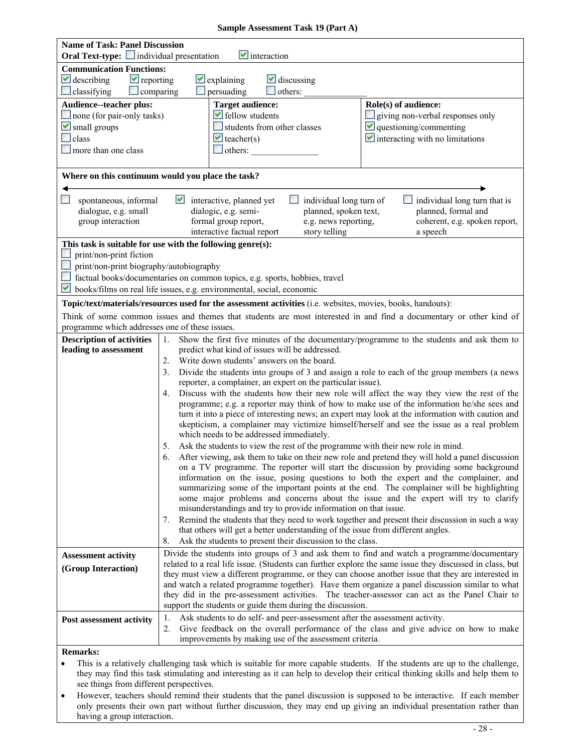**Sample Assessment Task 19 (Part A)**

**Name of Task: Panel Discussion**
**Oral Text-type:** ☐ individual presentation ☑ interaction

**Communication Functions:**
☑ describing ☑ reporting ☑ explaining ☑ discussing
☐ classifying ☐ comparing ☐ persuading ☐ others: ______________

| **Audience--teacher plus:** | **Target audience:** | **Role(s) of audience:** |
|---|---|---|
| ☐ none (for pair-only tasks)<br>☑ small groups<br>☐ class<br>☐ more than one class | ☑ fellow students<br>☐ students from other classes<br>☑ teacher(s)<br>☐ others: ______________ | ☐ giving non-verbal responses only<br>☑ questioning/commenting<br>☑ interacting with no limitations |

**Where on this continuum would you place the task?**

| ☐ spontaneous, informal dialogue, e.g. small group interaction | ☑ interactive, planned yet dialogic, e.g. semi-formal group report, interactive factual report | ☐ individual long turn of planned, spoken text, e.g. news reporting, story telling | ☐ individual long turn that is planned, formal and coherent, e.g. spoken report, a speech |
|---|---|---|---|

**This task is suitable for use with the following genre(s):**
☐ print/non-print fiction
☐ print/non-print biography/autobiography
☐ factual books/documentaries on common topics, e.g. sports, hobbies, travel
☑ books/films on real life issues, e.g. environmental, social, economic

**Topic/text/materials/resources used for the assessment activities** (i.e. websites, movies, books, handouts):

Think of some common issues and themes that students are most interested in and find a documentary or other kind of programme which addresses one of these issues.

**Description of activities leading to assessment**

1. Show the first five minutes of the documentary/programme to the students and ask them to predict what kind of issues will be addressed.
2. Write down students' answers on the board.
3. Divide the students into groups of 3 and assign a role to each of the group members (a news reporter, a complainer, an expert on the particular issue).
4. Discuss with the students how their new role will affect the way they view the rest of the programme; e.g. a reporter may think of how to make use of the information he/she sees and turn it into a piece of interesting news; an expert may look at the information with caution and skepticism, a complainer may victimize himself/herself and see the issue as a real problem which needs to be addressed immediately.
5. Ask the students to view the rest of the programme with their new role in mind.
6. After viewing, ask them to take on their new role and pretend they will hold a panel discussion on a TV programme. The reporter will start the discussion by providing some background information on the issue, posing questions to both the expert and the complainer, and summarizing some of the important points at the end. The complainer will be highlighting some major problems and concerns about the issue and the expert will try to clarify misunderstandings and try to provide information on that issue.
7. Remind the students that they need to work together and present their discussion in such a way that others will get a better understanding of the issue from different angles.
8. Ask the students to present their discussion to the class.

**Assessment activity (Group Interaction)**

Divide the students into groups of 3 and ask them to find and watch a programme/documentary related to a real life issue. (Students can further explore the same issue they discussed in class, but they must view a different programme, or they can choose another issue that they are interested in and watch a related programme together). Have them organize a panel discussion similar to what they did in the pre-assessment activities. The teacher-assessor can act as the Panel Chair to support the students or guide them during the discussion.

**Post assessment activity**

1. Ask students to do self- and peer-assessment after the assessment activity.
2. Give feedback on the overall performance of the class and give advice on how to make improvements by making use of the assessment criteria.

**Remarks:**

- This is a relatively challenging task which is suitable for more capable students. If the students are up to the challenge, they may find this task stimulating and interesting as it can help to develop their critical thinking skills and help them to see things from different perspectives.
- However, teachers should remind their students that the panel discussion is supposed to be interactive. If each member only presents their own part without further discussion, they may end up giving an individual presentation rather than having a group interaction.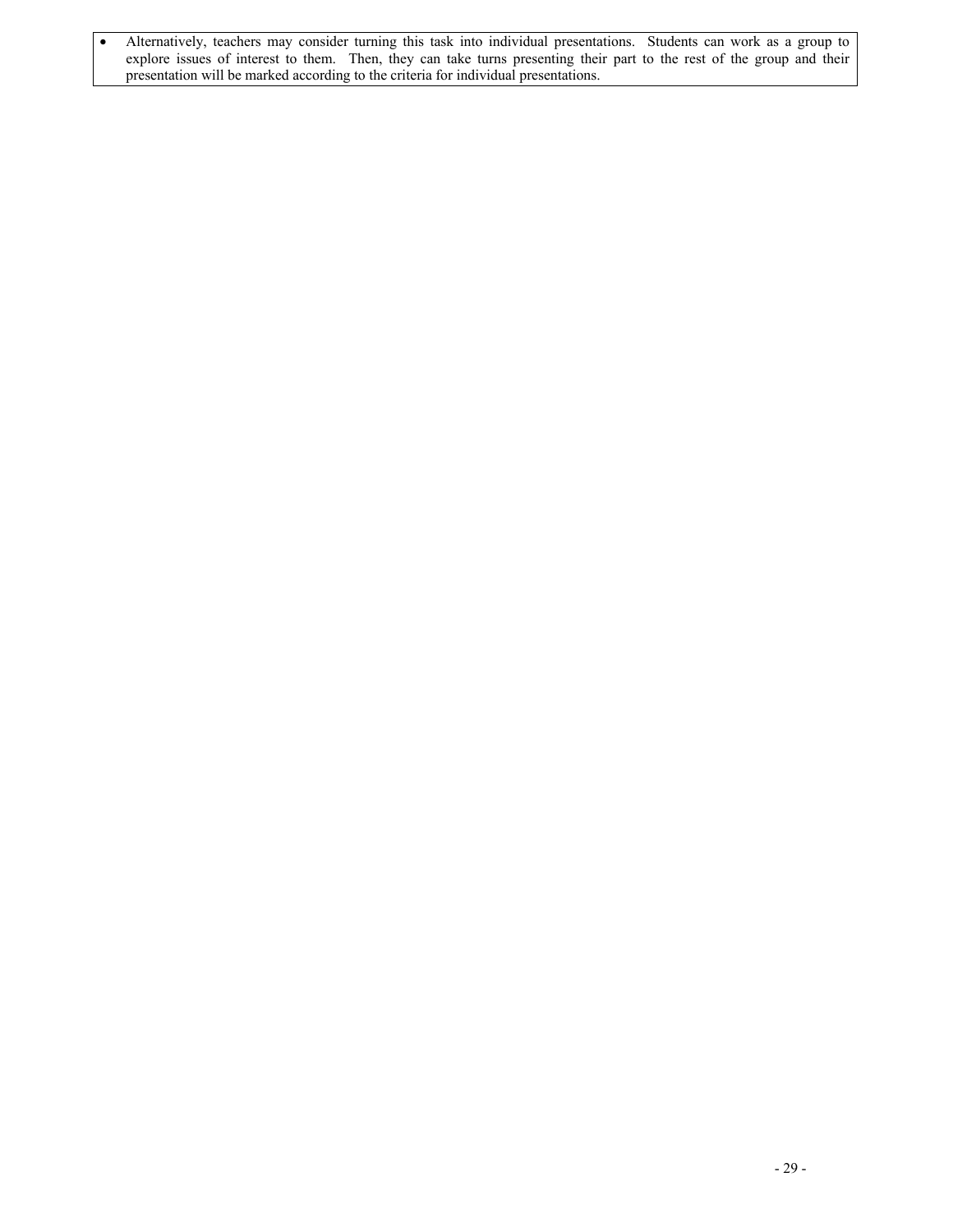- Alternatively, teachers may consider turning this task into individual presentations. Students can work as a group to explore issues of interest to them. Then, they can take turns presenting their part to the rest of the group and their presentation will be marked according to the criteria for individual presentations.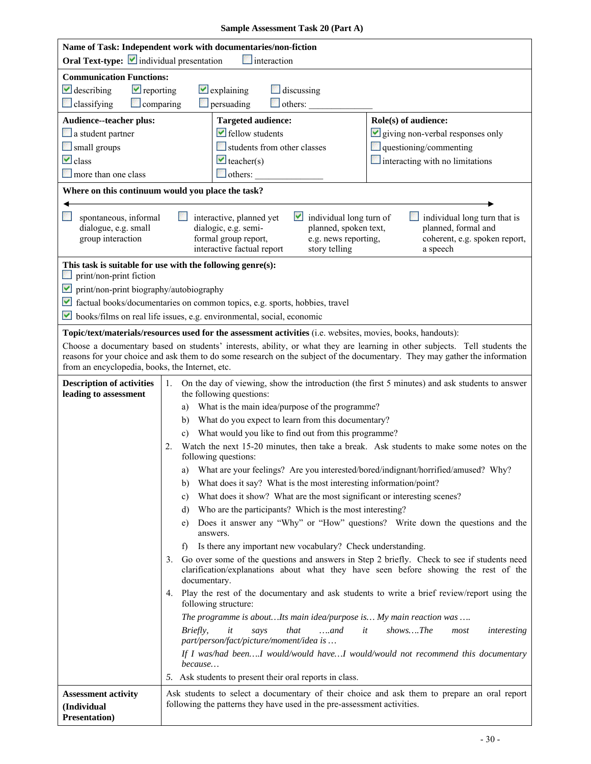**Sample Assessment Task 20 (Part A)**

**Name of Task: Independent work with documentaries/non-fiction**

**Oral Text-type:** ☑ individual presentation ☐ interaction

**Communication Functions:**

☑ describing ☑ reporting ☑ explaining ☐ discussing
☐ classifying ☐ comparing ☐ persuading ☐ others: ______________

| Audience--teacher plus: | Targeted audience: | Role(s) of audience: |
|---|---|---|
| ☐ a student partner | ☑ fellow students | ☑ giving non-verbal responses only |
| ☐ small groups | ☐ students from other classes | ☐ questioning/commenting |
| ☑ class | ☑ teacher(s) | ☐ interacting with no limitations |
| ☐ more than one class | ☐ others: ______________ | |

**Where on this continuum would you place the task?**

| ☐ spontaneous, informal dialogue, e.g. small group interaction | ☐ interactive, planned yet dialogic, e.g. semi-formal group report, interactive factual report | ☑ individual long turn of planned, spoken text, e.g. news reporting, story telling | ☐ individual long turn that is planned, formal and coherent, e.g. spoken report, a speech |
|---|---|---|---|

**This task is suitable for use with the following genre(s):**

☐ print/non-print fiction
☑ print/non-print biography/autobiography
☑ factual books/documentaries on common topics, e.g. sports, hobbies, travel
☑ books/films on real life issues, e.g. environmental, social, economic

**Topic/text/materials/resources used for the assessment activities** (i.e. websites, movies, books, handouts):

Choose a documentary based on students' interests, ability, or what they are learning in other subjects. Tell students the reasons for your choice and ask them to do some research on the subject of the documentary. They may gather the information from an encyclopedia, books, the Internet, etc.

**Description of activities leading to assessment**

1. On the day of viewing, show the introduction (the first 5 minutes) and ask students to answer the following questions:
   a) What is the main idea/purpose of the programme?
   b) What do you expect to learn from this documentary?
   c) What would you like to find out from this programme?
2. Watch the next 15-20 minutes, then take a break. Ask students to make some notes on the following questions:
   a) What are your feelings? Are you interested/bored/indignant/horrified/amused? Why?
   b) What does it say? What is the most interesting information/point?
   c) What does it show? What are the most significant or interesting scenes?
   d) Who are the participants? Which is the most interesting?
   e) Does it answer any "Why" or "How" questions? Write down the questions and the answers.
   f) Is there any important new vocabulary? Check understanding.
3. Go over some of the questions and answers in Step 2 briefly. Check to see if students need clarification/explanations about what they have seen before showing the rest of the documentary.
4. Play the rest of the documentary and ask students to write a brief review/report using the following structure:

   *The programme is about…Its main idea/purpose is… My main reaction was ….*

   *Briefly, it says that ….and it shows….The most interesting part/person/fact/picture/moment/idea is …*

   *If I was/had been….I would/would have…I would/would not recommend this documentary because…*
5. Ask students to present their oral reports in class.

**Assessment activity (Individual Presentation)**

Ask students to select a documentary of their choice and ask them to prepare an oral report following the patterns they have used in the pre-assessment activities.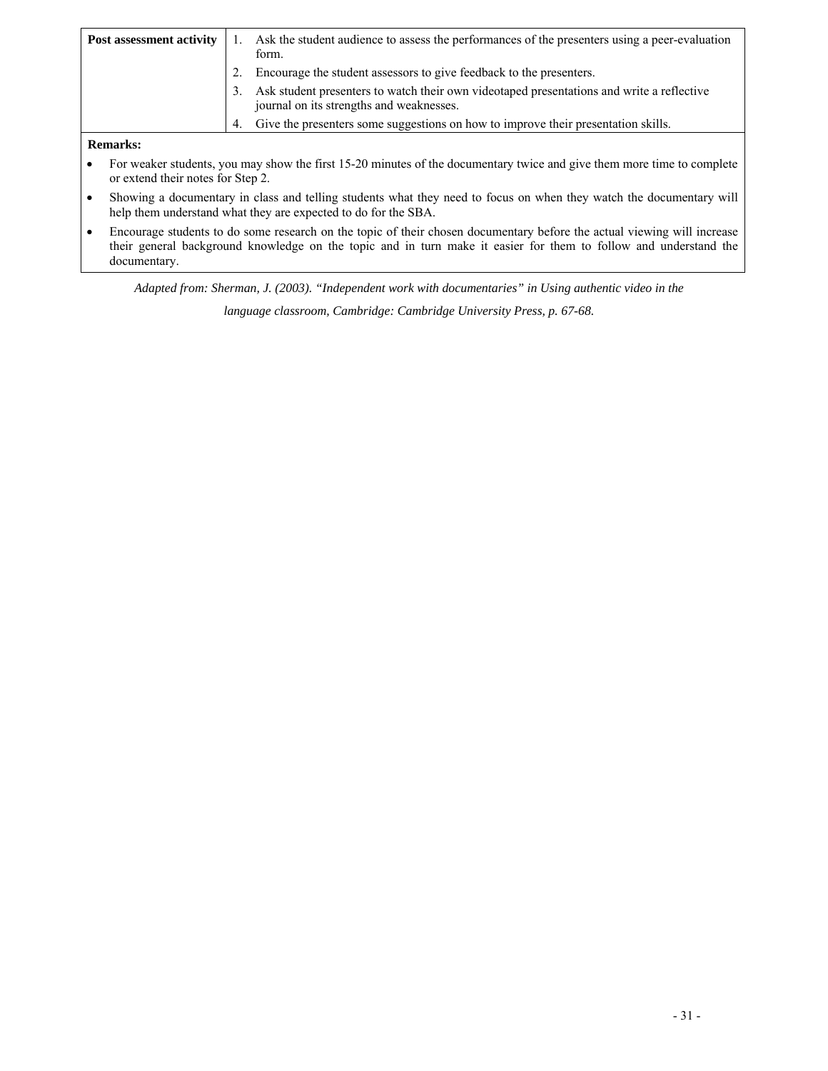| Post assessment activity | 1. Ask the student audience to assess the performances of the presenters using a peer-evaluation form.<br>2. Encourage the student assessors to give feedback to the presenters.<br>3. Ask student presenters to watch their own videotaped presentations and write a reflective journal on its strengths and weaknesses.<br>4. Give the presenters some suggestions on how to improve their presentation skills. |
|---|---|

**Remarks:**

- For weaker students, you may show the first 15-20 minutes of the documentary twice and give them more time to complete or extend their notes for Step 2.
- Showing a documentary in class and telling students what they need to focus on when they watch the documentary will help them understand what they are expected to do for the SBA.
- Encourage students to do some research on the topic of their chosen documentary before the actual viewing will increase their general background knowledge on the topic and in turn make it easier for them to follow and understand the documentary.

*Adapted from: Sherman, J. (2003). "Independent work with documentaries" in Using authentic video in the language classroom, Cambridge: Cambridge University Press, p. 67-68.*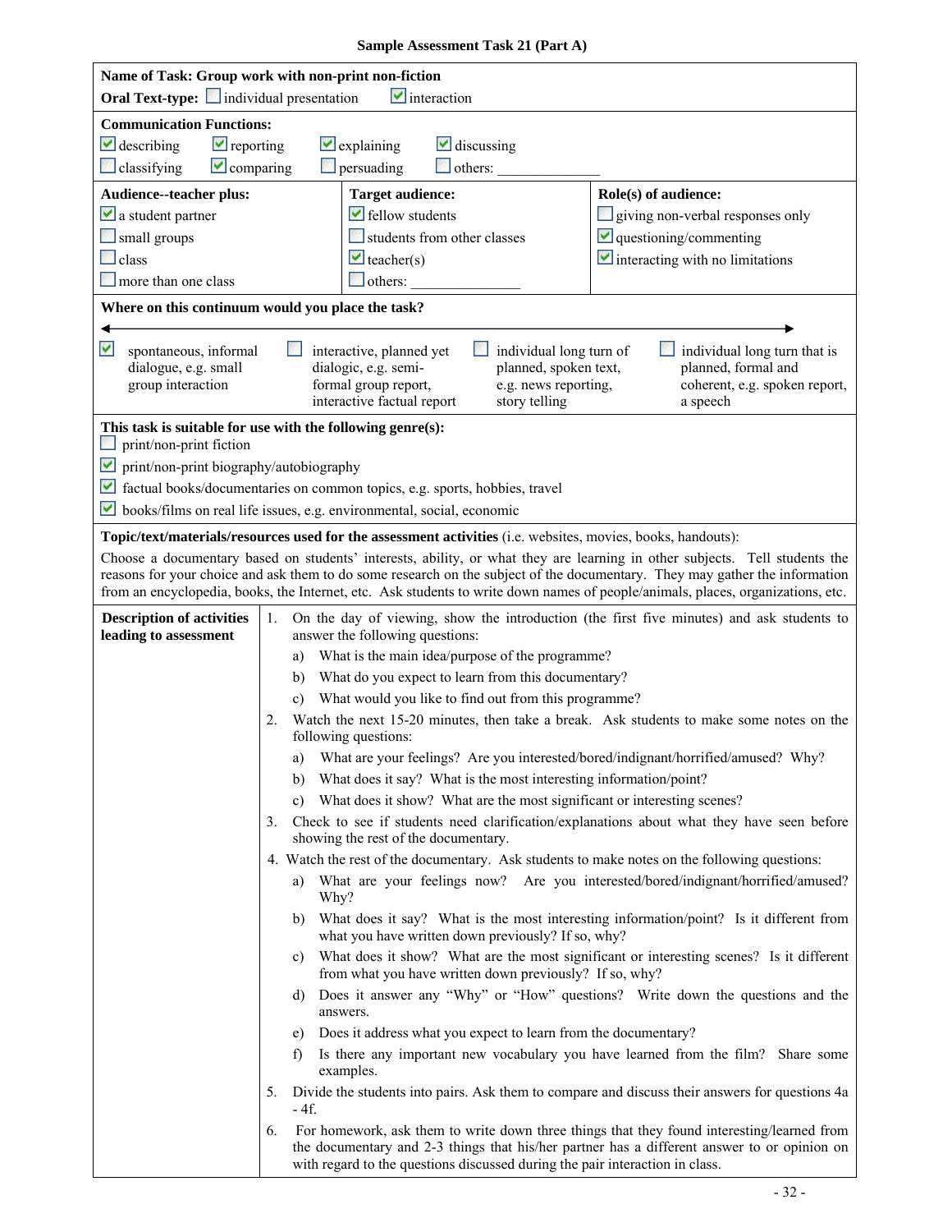# Sample Assessment Task 21 (Part A)

**Name of Task: Group work with non-print non-fiction**

**Oral Text-type:** ☐ individual presentation ☑ interaction

**Communication Functions:**

☑ describing ☑ reporting ☑ explaining ☑ discussing
☐ classifying ☑ comparing ☐ persuading ☐ others: ______________

| **Audience--teacher plus:** | **Target audience:** | **Role(s) of audience:** |
|---|---|---|
| ☑ a student partner | ☑ fellow students | ☐ giving non-verbal responses only |
| ☐ small groups | ☐ students from other classes | ☑ questioning/commenting |
| ☐ class | ☑ teacher(s) | ☑ interacting with no limitations |
| ☐ more than one class | ☐ others: ______________ | |

**Where on this continuum would you place the task?**

| ☑ spontaneous, informal dialogue, e.g. small group interaction | ☐ interactive, planned yet dialogic, e.g. semi-formal group report, interactive factual report | ☐ individual long turn of planned, spoken text, e.g. news reporting, story telling | ☐ individual long turn that is planned, formal and coherent, e.g. spoken report, a speech |
|---|---|---|---|

**This task is suitable for use with the following genre(s):**

☐ print/non-print fiction
☑ print/non-print biography/autobiography
☑ factual books/documentaries on common topics, e.g. sports, hobbies, travel
☑ books/films on real life issues, e.g. environmental, social, economic

**Topic/text/materials/resources used for the assessment activities** (i.e. websites, movies, books, handouts):

Choose a documentary based on students' interests, ability, or what they are learning in other subjects. Tell students the reasons for your choice and ask them to do some research on the subject of the documentary. They may gather the information from an encyclopedia, books, the Internet, etc. Ask students to write down names of people/animals, places, organizations, etc.

**Description of activities leading to assessment**

1. On the day of viewing, show the introduction (the first five minutes) and ask students to answer the following questions:
   a) What is the main idea/purpose of the programme?
   b) What do you expect to learn from this documentary?
   c) What would you like to find out from this programme?
2. Watch the next 15-20 minutes, then take a break. Ask students to make some notes on the following questions:
   a) What are your feelings? Are you interested/bored/indignant/horrified/amused? Why?
   b) What does it say? What is the most interesting information/point?
   c) What does it show? What are the most significant or interesting scenes?
3. Check to see if students need clarification/explanations about what they have seen before showing the rest of the documentary.
4. Watch the rest of the documentary. Ask students to make notes on the following questions:
   a) What are your feelings now? Are you interested/bored/indignant/horrified/amused? Why?
   b) What does it say? What is the most interesting information/point? Is it different from what you have written down previously? If so, why?
   c) What does it show? What are the most significant or interesting scenes? Is it different from what you have written down previously? If so, why?
   d) Does it answer any "Why" or "How" questions? Write down the questions and the answers.
   e) Does it address what you expect to learn from the documentary?
   f) Is there any important new vocabulary you have learned from the film? Share some examples.
5. Divide the students into pairs. Ask them to compare and discuss their answers for questions 4a - 4f.
6. For homework, ask them to write down three things that they found interesting/learned from the documentary and 2-3 things that his/her partner has a different answer to or opinion on with regard to the questions discussed during the pair interaction in class.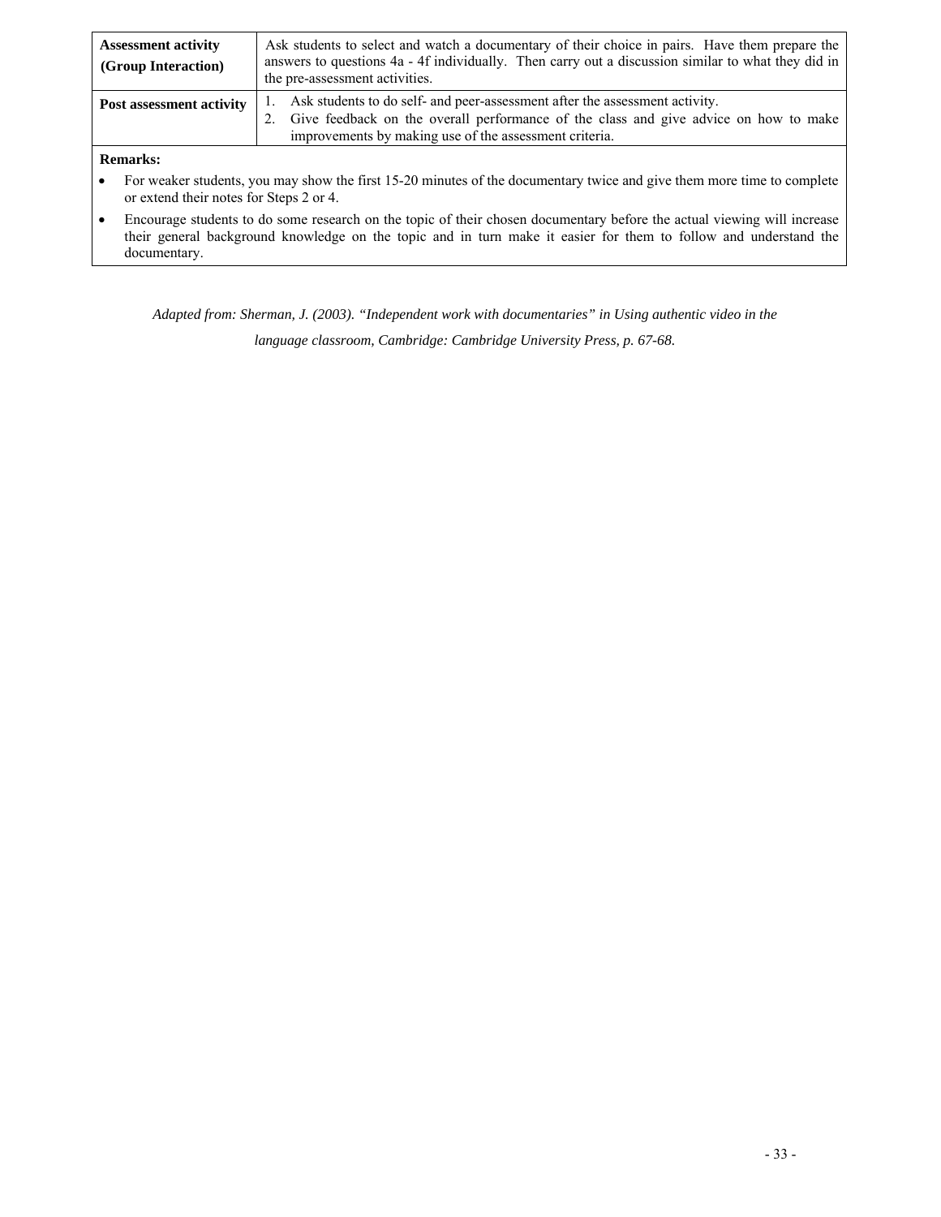| | |
|---|---|
| **Assessment activity (Group Interaction)** | Ask students to select and watch a documentary of their choice in pairs. Have them prepare the answers to questions 4a - 4f individually. Then carry out a discussion similar to what they did in the pre-assessment activities. |
| **Post assessment activity** | 1. Ask students to do self- and peer-assessment after the assessment activity.<br>2. Give feedback on the overall performance of the class and give advice on how to make improvements by making use of the assessment criteria. |

**Remarks:**

- For weaker students, you may show the first 15-20 minutes of the documentary twice and give them more time to complete or extend their notes for Steps 2 or 4.
- Encourage students to do some research on the topic of their chosen documentary before the actual viewing will increase their general background knowledge on the topic and in turn make it easier for them to follow and understand the documentary.

*Adapted from: Sherman, J. (2003). "Independent work with documentaries" in Using authentic video in the language classroom, Cambridge: Cambridge University Press, p. 67-68.*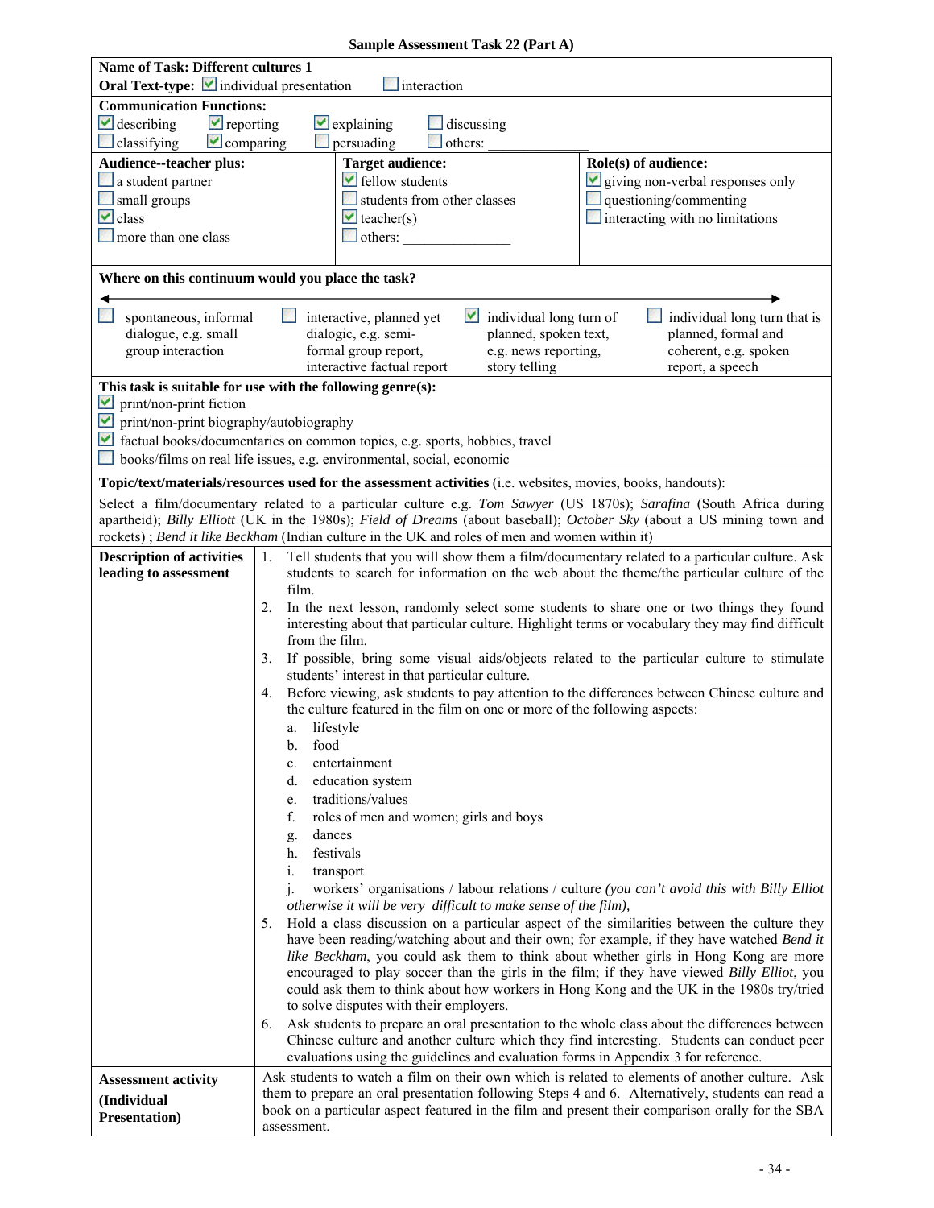**Sample Assessment Task 22 (Part A)**

**Name of Task: Different cultures 1**

**Oral Text-type:** ☑ individual presentation ☐ interaction

**Communication Functions:**

☑ describing ☑ reporting ☑ explaining ☐ discussing
☐ classifying ☑ comparing ☐ persuading ☐ others: ____________

| Audience--teacher plus: | Target audience: | Role(s) of audience: |
|---|---|---|
| ☐ a student partner<br>☐ small groups<br>☑ class<br>☐ more than one class | ☑ fellow students<br>☐ students from other classes<br>☑ teacher(s)<br>☐ others: ____________ | ☑ giving non-verbal responses only<br>☐ questioning/commenting<br>☐ interacting with no limitations |

**Where on this continuum would you place the task?**

| ☐ spontaneous, informal dialogue, e.g. small group interaction | ☐ interactive, planned yet dialogic, e.g. semi-formal group report, interactive factual report | ☑ individual long turn of planned, spoken text, e.g. news reporting, story telling | ☐ individual long turn that is planned, formal and coherent, e.g. spoken report, a speech |
|---|---|---|---|

**This task is suitable for use with the following genre(s):**

☑ print/non-print fiction
☑ print/non-print biography/autobiography
☑ factual books/documentaries on common topics, e.g. sports, hobbies, travel
☐ books/films on real life issues, e.g. environmental, social, economic

**Topic/text/materials/resources used for the assessment activities** (i.e. websites, movies, books, handouts):

Select a film/documentary related to a particular culture e.g. *Tom Sawyer* (US 1870s); *Sarafina* (South Africa during apartheid); *Billy Elliott* (UK in the 1980s); *Field of Dreams* (about baseball); *October Sky* (about a US mining town and rockets) ; *Bend it like Beckham* (Indian culture in the UK and roles of men and women within it)

**Description of activities leading to assessment**

1. Tell students that you will show them a film/documentary related to a particular culture. Ask students to search for information on the web about the theme/the particular culture of the film.
2. In the next lesson, randomly select some students to share one or two things they found interesting about that particular culture. Highlight terms or vocabulary they may find difficult from the film.
3. If possible, bring some visual aids/objects related to the particular culture to stimulate students' interest in that particular culture.
4. Before viewing, ask students to pay attention to the differences between Chinese culture and the culture featured in the film on one or more of the following aspects:
   a. lifestyle
   b. food
   c. entertainment
   d. education system
   e. traditions/values
   f. roles of men and women; girls and boys
   g. dances
   h. festivals
   i. transport
   j. workers' organisations / labour relations / culture *(you can't avoid this with Billy Elliot otherwise it will be very difficult to make sense of the film),*
5. Hold a class discussion on a particular aspect of the similarities between the culture they have been reading/watching about and their own; for example, if they have watched *Bend it like Beckham*, you could ask them to think about whether girls in Hong Kong are more encouraged to play soccer than the girls in the film; if they have viewed *Billy Elliot*, you could ask them to think about how workers in Hong Kong and the UK in the 1980s try/tried to solve disputes with their employers.
6. Ask students to prepare an oral presentation to the whole class about the differences between Chinese culture and another culture which they find interesting. Students can conduct peer evaluations using the guidelines and evaluation forms in Appendix 3 for reference.

**Assessment activity (Individual Presentation)**

Ask students to watch a film on their own which is related to elements of another culture. Ask them to prepare an oral presentation following Steps 4 and 6. Alternatively, students can read a book on a particular aspect featured in the film and present their comparison orally for the SBA assessment.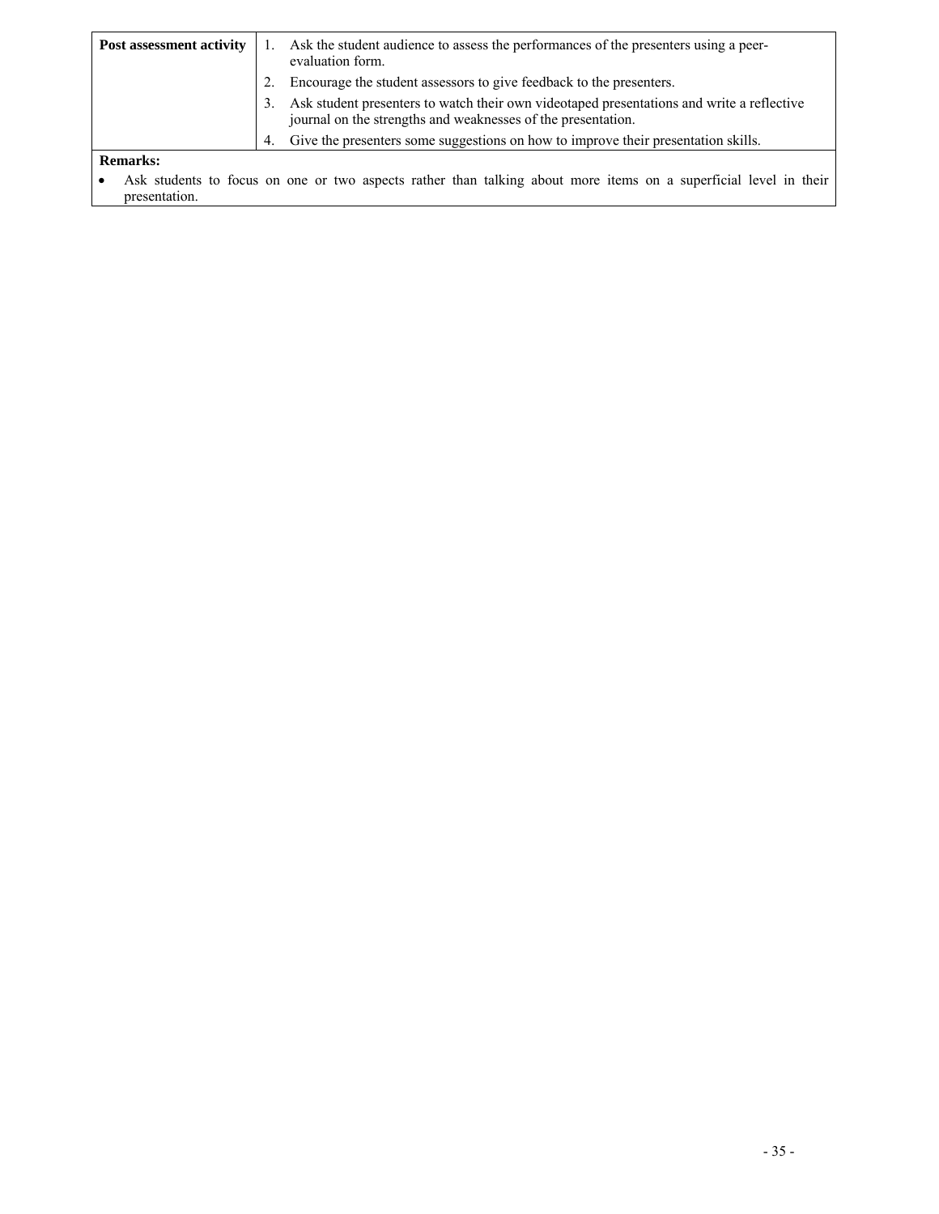| **Post assessment activity** | 1. Ask the student audience to assess the performances of the presenters using a peer-evaluation form.<br>2. Encourage the student assessors to give feedback to the presenters.<br>3. Ask student presenters to watch their own videotaped presentations and write a reflective journal on the strengths and weaknesses of the presentation.<br>4. Give the presenters some suggestions on how to improve their presentation skills. |
|---|---|

**Remarks:**

- Ask students to focus on one or two aspects rather than talking about more items on a superficial level in their presentation.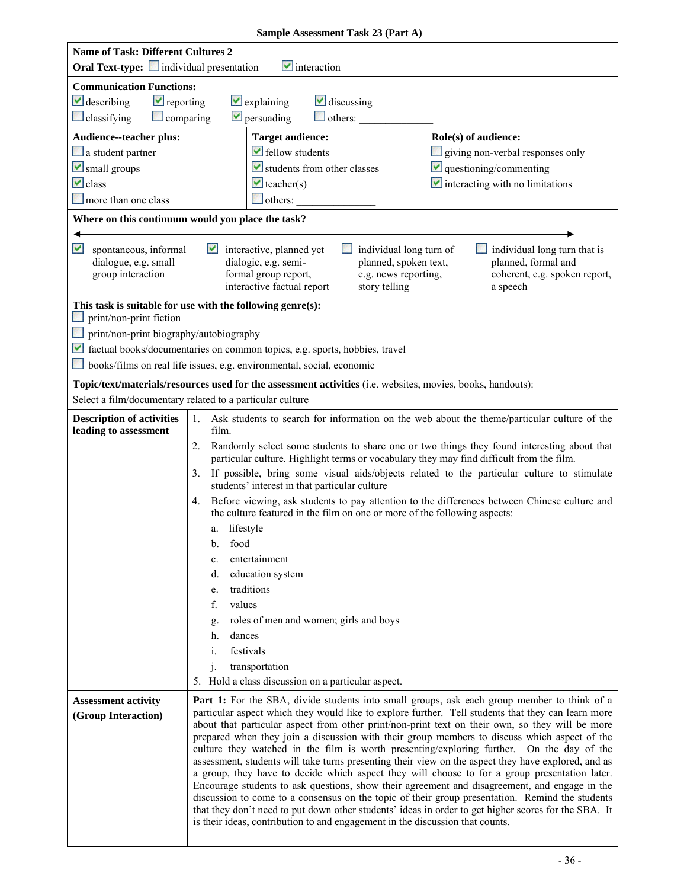**Sample Assessment Task 23 (Part A)**

**Name of Task: Different Cultures 2**

**Oral Text-type:** ☐ individual presentation ☑ interaction

**Communication Functions:**

☑ describing ☑ reporting ☑ explaining ☑ discussing

☐ classifying ☐ comparing ☑ persuading ☐ others: ______________

| **Audience--teacher plus:** | **Target audience:** | **Role(s) of audience:** |
|---|---|---|
| ☐ a student partner | ☑ fellow students | ☐ giving non-verbal responses only |
| ☑ small groups | ☑ students from other classes | ☑ questioning/commenting |
| ☑ class | ☑ teacher(s) | ☑ interacting with no limitations |
| ☐ more than one class | ☐ others: ______________ | |

**Where on this continuum would you place the task?**

| ☑ spontaneous, informal dialogue, e.g. small group interaction | ☑ interactive, planned yet dialogic, e.g. semi-formal group report, interactive factual report | ☐ individual long turn of planned, spoken text, e.g. news reporting, story telling | ☐ individual long turn that is planned, formal and coherent, e.g. spoken report, a speech |
|---|---|---|---|

**This task is suitable for use with the following genre(s):**

☐ print/non-print fiction

☐ print/non-print biography/autobiography

☑ factual books/documentaries on common topics, e.g. sports, hobbies, travel

☐ books/films on real life issues, e.g. environmental, social, economic

**Topic/text/materials/resources used for the assessment activities** (i.e. websites, movies, books, handouts):

Select a film/documentary related to a particular culture

**Description of activities leading to assessment**

1. Ask students to search for information on the web about the theme/particular culture of the film.
2. Randomly select some students to share one or two things they found interesting about that particular culture. Highlight terms or vocabulary they may find difficult from the film.
3. If possible, bring some visual aids/objects related to the particular culture to stimulate students' interest in that particular culture
4. Before viewing, ask students to pay attention to the differences between Chinese culture and the culture featured in the film on one or more of the following aspects:
   a. lifestyle
   b. food
   c. entertainment
   d. education system
   e. traditions
   f. values
   g. roles of men and women; girls and boys
   h. dances
   i. festivals
   j. transportation
5. Hold a class discussion on a particular aspect.

**Assessment activity (Group Interaction)**

**Part 1:** For the SBA, divide students into small groups, ask each group member to think of a particular aspect which they would like to explore further. Tell students that they can learn more about that particular aspect from other print/non-print text on their own, so they will be more prepared when they join a discussion with their group members to discuss which aspect of the culture they watched in the film is worth presenting/exploring further. On the day of the assessment, students will take turns presenting their view on the aspect they have explored, and as a group, they have to decide which aspect they will choose to for a group presentation later. Encourage students to ask questions, show their agreement and disagreement, and engage in the discussion to come to a consensus on the topic of their group presentation. Remind the students that they don't need to put down other students' ideas in order to get higher scores for the SBA. It is their ideas, contribution to and engagement in the discussion that counts.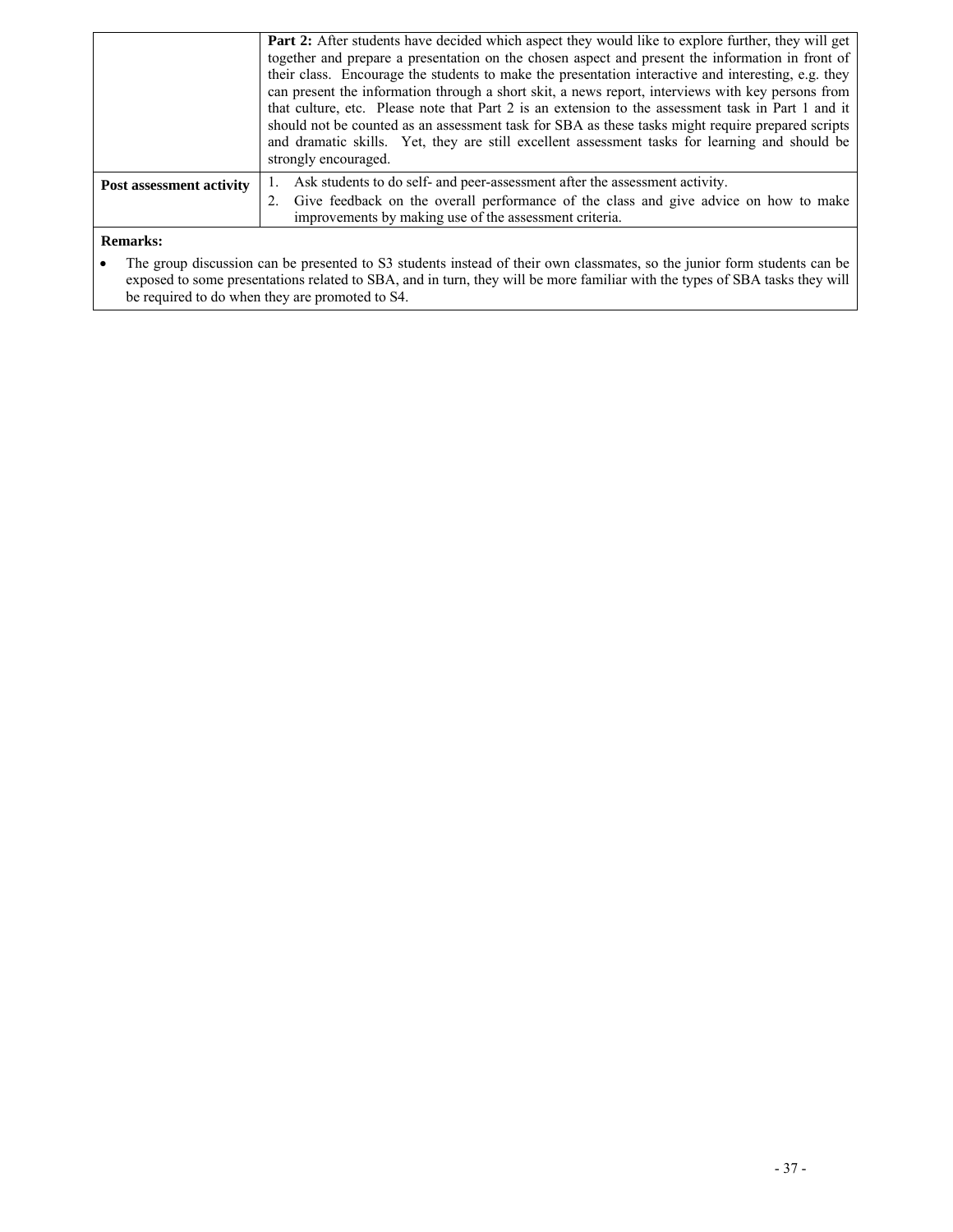| | |
|---|---|
| | **Part 2:** After students have decided which aspect they would like to explore further, they will get together and prepare a presentation on the chosen aspect and present the information in front of their class. Encourage the students to make the presentation interactive and interesting, e.g. they can present the information through a short skit, a news report, interviews with key persons from that culture, etc. Please note that Part 2 is an extension to the assessment task in Part 1 and it should not be counted as an assessment task for SBA as these tasks might require prepared scripts and dramatic skills. Yet, they are still excellent assessment tasks for learning and should be strongly encouraged. |
| **Post assessment activity** | 1. Ask students to do self- and peer-assessment after the assessment activity.<br>2. Give feedback on the overall performance of the class and give advice on how to make improvements by making use of the assessment criteria. |

**Remarks:**

- The group discussion can be presented to S3 students instead of their own classmates, so the junior form students can be exposed to some presentations related to SBA, and in turn, they will be more familiar with the types of SBA tasks they will be required to do when they are promoted to S4.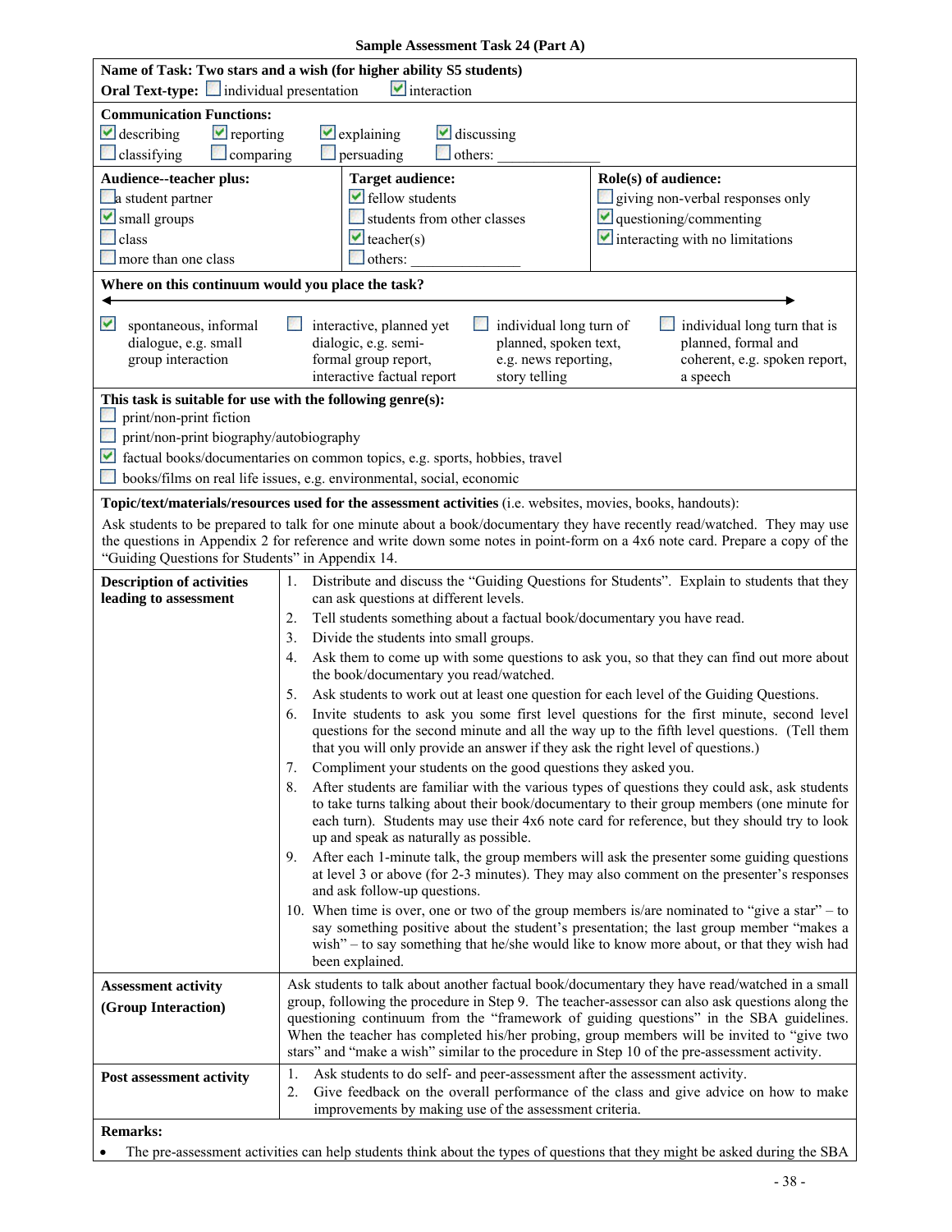## Sample Assessment Task 24 (Part A)

**Name of Task: Two stars and a wish (for higher ability S5 students)**

**Oral Text-type:** ☐ individual presentation ☑ interaction

**Communication Functions:**

☑ describing ☑ reporting ☑ explaining ☑ discussing
☐ classifying ☐ comparing ☐ persuading ☐ others: ______________

| Audience--teacher plus: | Target audience: | Role(s) of audience: |
|---|---|---|
| ☐ a student partner | ☑ fellow students | ☐ giving non-verbal responses only |
| ☑ small groups | ☐ students from other classes | ☑ questioning/commenting |
| ☐ class | ☑ teacher(s) | ☑ interacting with no limitations |
| ☐ more than one class | ☐ others: ______________ | |

**Where on this continuum would you place the task?**

| ☑ spontaneous, informal dialogue, e.g. small group interaction | ☐ interactive, planned yet dialogic, e.g. semi-formal group report, interactive factual report | ☐ individual long turn of planned, spoken text, e.g. news reporting, story telling | ☐ individual long turn that is planned, formal and coherent, e.g. spoken report, a speech |
|---|---|---|---|

**This task is suitable for use with the following genre(s):**

☐ print/non-print fiction
☐ print/non-print biography/autobiography
☑ factual books/documentaries on common topics, e.g. sports, hobbies, travel
☐ books/films on real life issues, e.g. environmental, social, economic

**Topic/text/materials/resources used for the assessment activities** (i.e. websites, movies, books, handouts):

Ask students to be prepared to talk for one minute about a book/documentary they have recently read/watched. They may use the questions in Appendix 2 for reference and write down some notes in point-form on a 4x6 note card. Prepare a copy of the "Guiding Questions for Students" in Appendix 14.

**Description of activities leading to assessment**

1. Distribute and discuss the "Guiding Questions for Students". Explain to students that they can ask questions at different levels.
2. Tell students something about a factual book/documentary you have read.
3. Divide the students into small groups.
4. Ask them to come up with some questions to ask you, so that they can find out more about the book/documentary you read/watched.
5. Ask students to work out at least one question for each level of the Guiding Questions.
6. Invite students to ask you some first level questions for the first minute, second level questions for the second minute and all the way up to the fifth level questions. (Tell them that you will only provide an answer if they ask the right level of questions.)
7. Compliment your students on the good questions they asked you.
8. After students are familiar with the various types of questions they could ask, ask students to take turns talking about their book/documentary to their group members (one minute for each turn). Students may use their 4x6 note card for reference, but they should try to look up and speak as naturally as possible.
9. After each 1-minute talk, the group members will ask the presenter some guiding questions at level 3 or above (for 2-3 minutes). They may also comment on the presenter's responses and ask follow-up questions.
10. When time is over, one or two of the group members is/are nominated to "give a star" – to say something positive about the student's presentation; the last group member "makes a wish" – to say something that he/she would like to know more about, or that they wish had been explained.

**Assessment activity (Group Interaction)**

Ask students to talk about another factual book/documentary they have read/watched in a small group, following the procedure in Step 9. The teacher-assessor can also ask questions along the questioning continuum from the "framework of guiding questions" in the SBA guidelines. When the teacher has completed his/her probing, group members will be invited to "give two stars" and "make a wish" similar to the procedure in Step 10 of the pre-assessment activity.

**Post assessment activity**

1. Ask students to do self- and peer-assessment after the assessment activity.
2. Give feedback on the overall performance of the class and give advice on how to make improvements by making use of the assessment criteria.

**Remarks:**

- The pre-assessment activities can help students think about the types of questions that they might be asked during the SBA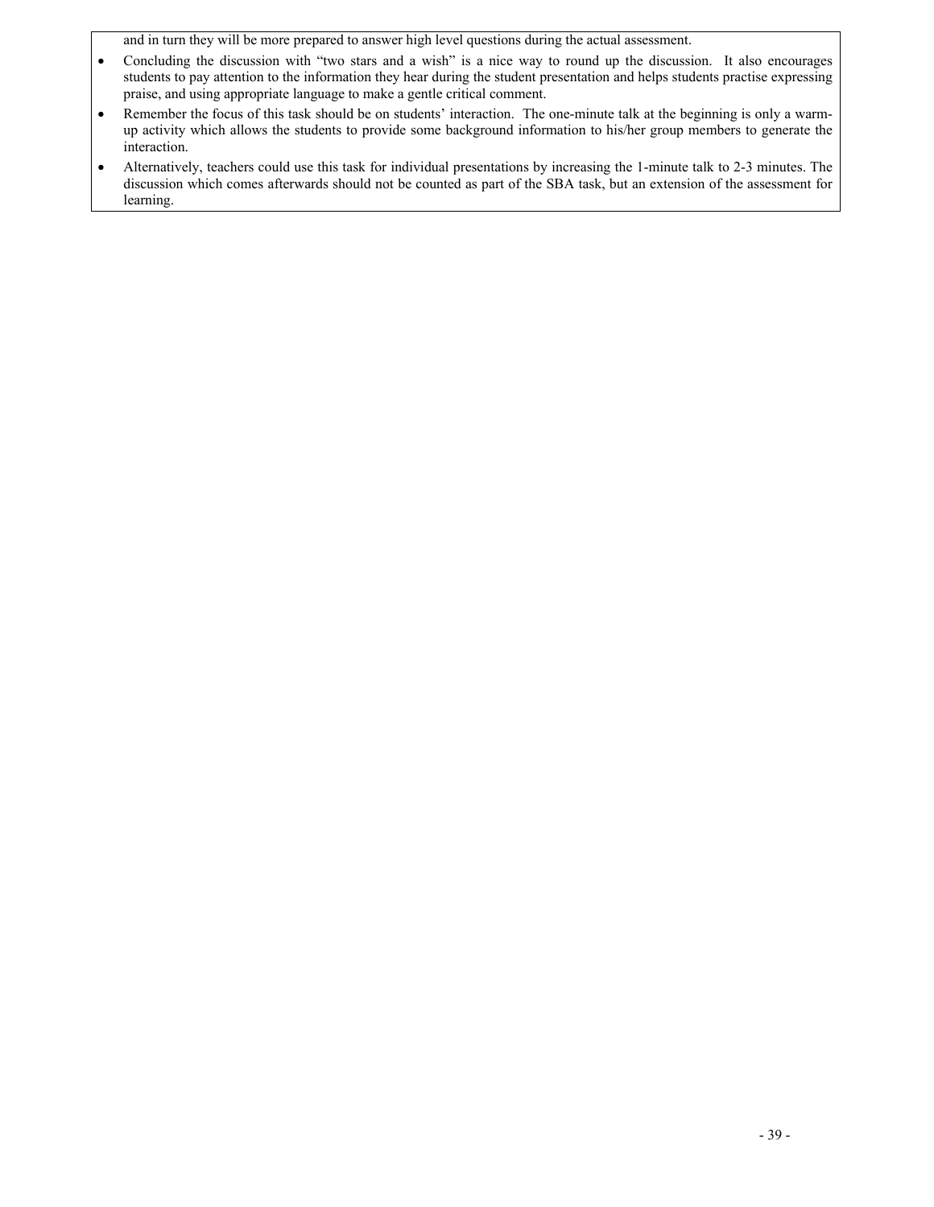and in turn they will be more prepared to answer high level questions during the actual assessment.

- Concluding the discussion with "two stars and a wish" is a nice way to round up the discussion. It also encourages students to pay attention to the information they hear during the student presentation and helps students practise expressing praise, and using appropriate language to make a gentle critical comment.
- Remember the focus of this task should be on students' interaction. The one-minute talk at the beginning is only a warm-up activity which allows the students to provide some background information to his/her group members to generate the interaction.
- Alternatively, teachers could use this task for individual presentations by increasing the 1-minute talk to 2-3 minutes. The discussion which comes afterwards should not be counted as part of the SBA task, but an extension of the assessment for learning.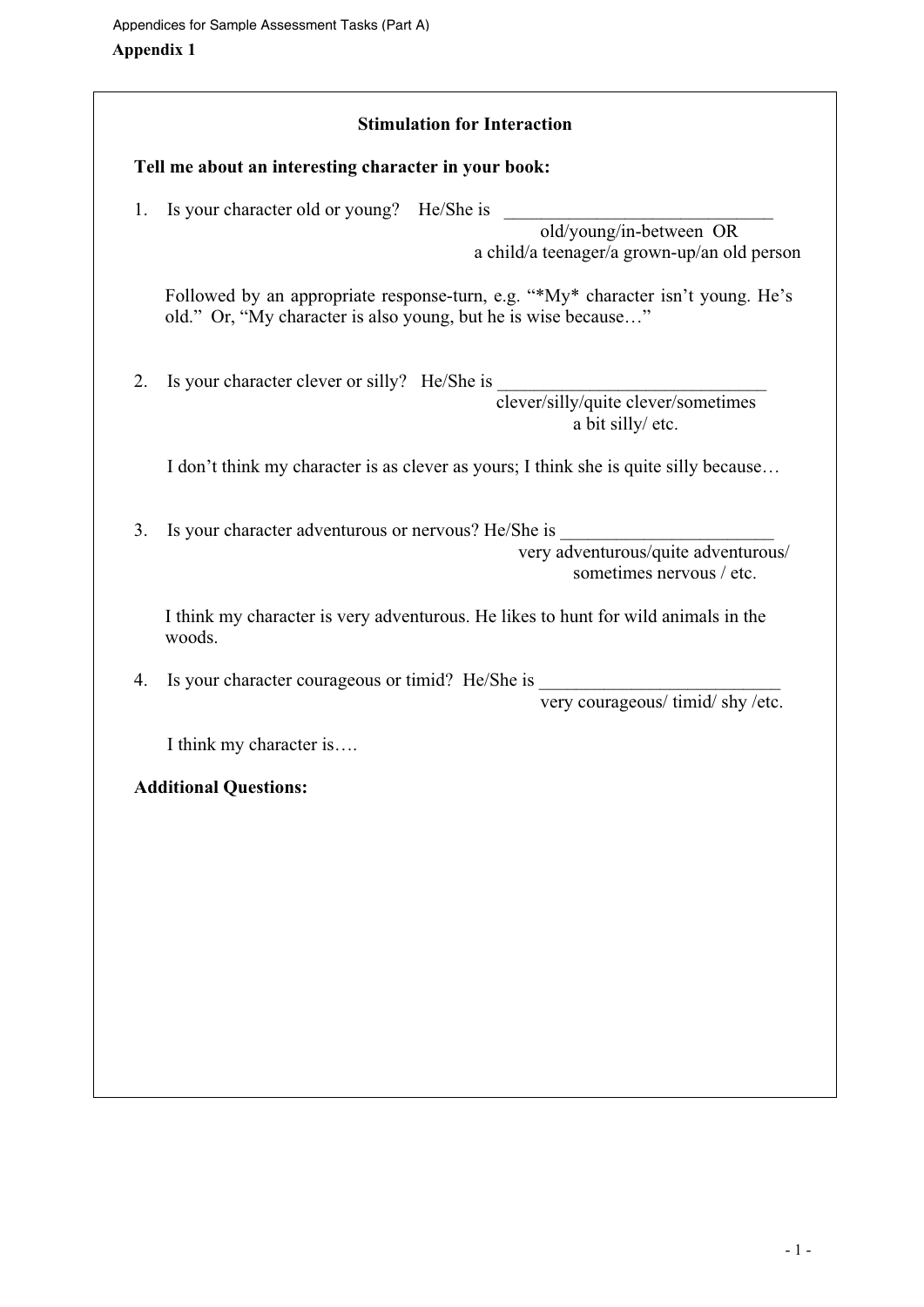Appendices for Sample Assessment Tasks (Part A)

**Appendix 1**

### Stimulation for Interaction

**Tell me about an interesting character in your book:**

1. Is your character old or young? He/She is ______________________________
   old/young/in-between OR
   a child/a teenager/a grown-up/an old person

   Followed by an appropriate response-turn, e.g. "*My* character isn't young. He's old." Or, "My character is also young, but he is wise because…"

2. Is your character clever or silly? He/She is ____________________________
   clever/silly/quite clever/sometimes a bit silly/ etc.

   I don't think my character is as clever as yours; I think she is quite silly because…

3. Is your character adventurous or nervous? He/She is _______________________
   very adventurous/quite adventurous/ sometimes nervous / etc.

   I think my character is very adventurous. He likes to hunt for wild animals in the woods.

4. Is your character courageous or timid? He/She is __________________________
   very courageous/ timid/ shy /etc.

   I think my character is….

**Additional Questions:**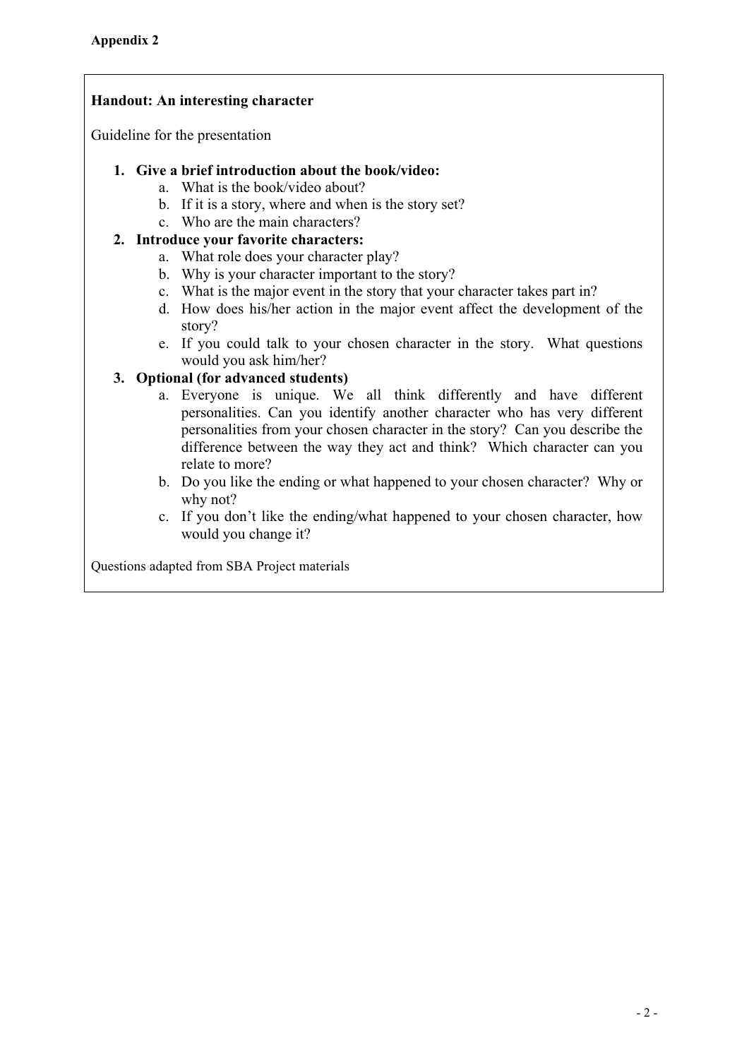**Appendix 2**

**Handout: An interesting character**

Guideline for the presentation

1. **Give a brief introduction about the book/video:**
    a. What is the book/video about?
    b. If it is a story, where and when is the story set?
    c. Who are the main characters?
2. **Introduce your favorite characters:**
    a. What role does your character play?
    b. Why is your character important to the story?
    c. What is the major event in the story that your character takes part in?
    d. How does his/her action in the major event affect the development of the story?
    e. If you could talk to your chosen character in the story. What questions would you ask him/her?
3. **Optional (for advanced students)**
    a. Everyone is unique. We all think differently and have different personalities. Can you identify another character who has very different personalities from your chosen character in the story? Can you describe the difference between the way they act and think? Which character can you relate to more?
    b. Do you like the ending or what happened to your chosen character? Why or why not?
    c. If you don't like the ending/what happened to your chosen character, how would you change it?

Questions adapted from SBA Project materials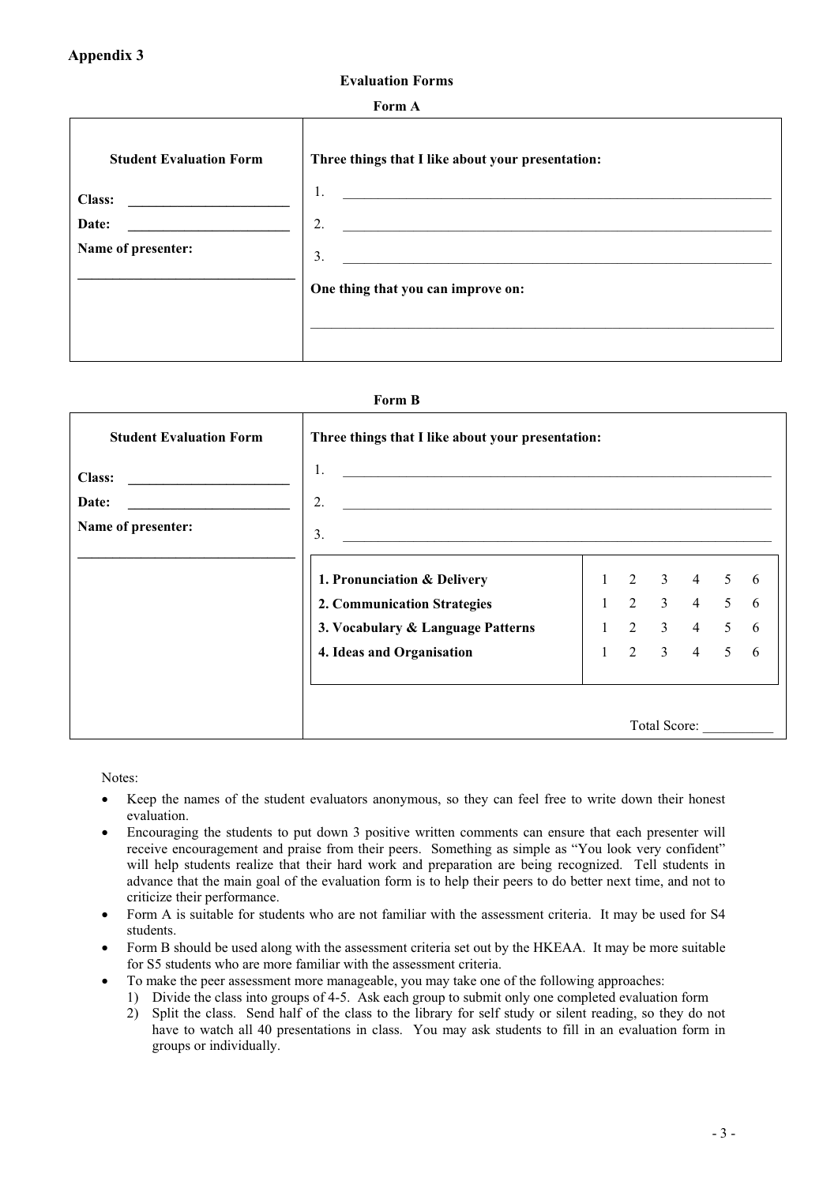**Appendix 3**

## Evaluation Forms

### Form A

| Student Evaluation Form | Three things that I like about your presentation: |
|---|---|
| Class: ____________________ | 1. ________________________________________ |
| Date: ____________________ | 2. ________________________________________ |
| Name of presenter: | 3. ________________________________________ |
| ____________________________ | One thing that you can improve on: |
| | ________________________________________ |

### Form B

| Student Evaluation Form | Three things that I like about your presentation: | |
|---|---|---|
| Class: ____________________ | 1. ________________________________________ | |
| Date: ____________________ | 2. ________________________________________ | |
| Name of presenter: | 3. ________________________________________ | |
| ____________________________ | **1. Pronunciation & Delivery** | 1 2 3 4 5 6 |
| | **2. Communication Strategies** | 1 2 3 4 5 6 |
| | **3. Vocabulary & Language Patterns** | 1 2 3 4 5 6 |
| | **4. Ideas and Organisation** | 1 2 3 4 5 6 |
| | | Total Score: ________ |

Notes:

- Keep the names of the student evaluators anonymous, so they can feel free to write down their honest evaluation.
- Encouraging the students to put down 3 positive written comments can ensure that each presenter will receive encouragement and praise from their peers. Something as simple as "You look very confident" will help students realize that their hard work and preparation are being recognized. Tell students in advance that the main goal of the evaluation form is to help their peers to do better next time, and not to criticize their performance.
- Form A is suitable for students who are not familiar with the assessment criteria. It may be used for S4 students.
- Form B should be used along with the assessment criteria set out by the HKEAA. It may be more suitable for S5 students who are more familiar with the assessment criteria.
- To make the peer assessment more manageable, you may take one of the following approaches:
  1) Divide the class into groups of 4-5. Ask each group to submit only one completed evaluation form
  2) Split the class. Send half of the class to the library for self study or silent reading, so they do not have to watch all 40 presentations in class. You may ask students to fill in an evaluation form in groups or individually.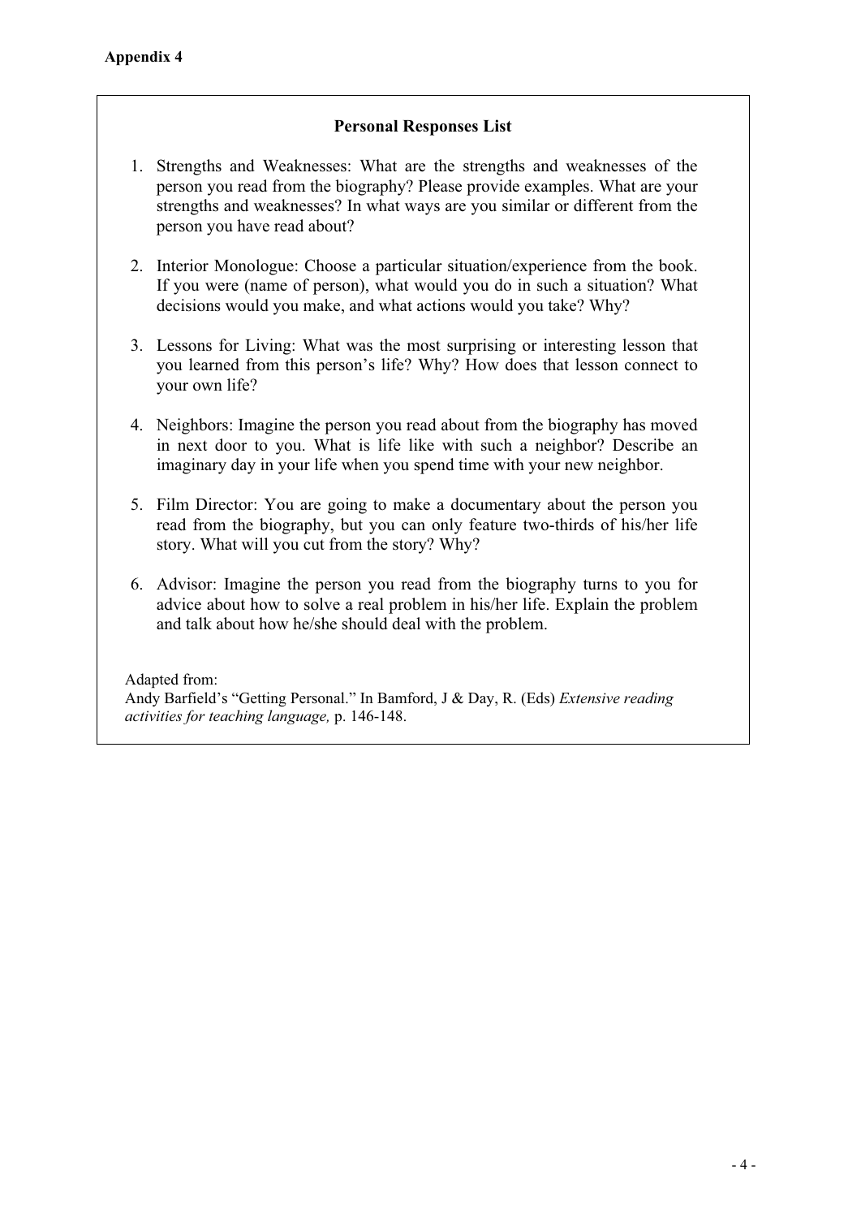**Appendix 4**

## Personal Responses List

1. Strengths and Weaknesses: What are the strengths and weaknesses of the person you read from the biography? Please provide examples. What are your strengths and weaknesses? In what ways are you similar or different from the person you have read about?

2. Interior Monologue: Choose a particular situation/experience from the book. If you were (name of person), what would you do in such a situation? What decisions would you make, and what actions would you take? Why?

3. Lessons for Living: What was the most surprising or interesting lesson that you learned from this person's life? Why? How does that lesson connect to your own life?

4. Neighbors: Imagine the person you read about from the biography has moved in next door to you. What is life like with such a neighbor? Describe an imaginary day in your life when you spend time with your new neighbor.

5. Film Director: You are going to make a documentary about the person you read from the biography, but you can only feature two-thirds of his/her life story. What will you cut from the story? Why?

6. Advisor: Imagine the person you read from the biography turns to you for advice about how to solve a real problem in his/her life. Explain the problem and talk about how he/she should deal with the problem.

Adapted from:
Andy Barfield's "Getting Personal." In Bamford, J & Day, R. (Eds) *Extensive reading activities for teaching language,* p. 146-148.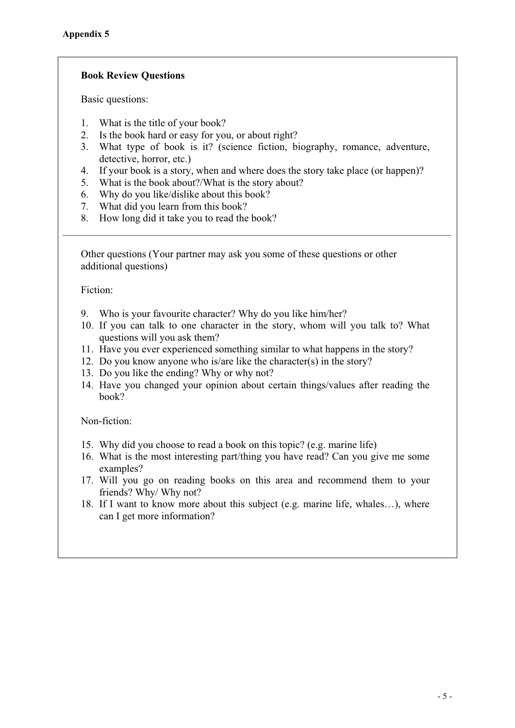**Appendix 5**

**Book Review Questions**

Basic questions:

1. What is the title of your book?
2. Is the book hard or easy for you, or about right?
3. What type of book is it? (science fiction, biography, romance, adventure, detective, horror, etc.)
4. If your book is a story, when and where does the story take place (or happen)?
5. What is the book about?/What is the story about?
6. Why do you like/dislike about this book?
7. What did you learn from this book?
8. How long did it take you to read the book?

---

Other questions (Your partner may ask you some of these questions or other additional questions)

Fiction:

9. Who is your favourite character? Why do you like him/her?
10. If you can talk to one character in the story, whom will you talk to? What questions will you ask them?
11. Have you ever experienced something similar to what happens in the story?
12. Do you know anyone who is/are like the character(s) in the story?
13. Do you like the ending? Why or why not?
14. Have you changed your opinion about certain things/values after reading the book?

Non-fiction:

15. Why did you choose to read a book on this topic? (e.g. marine life)
16. What is the most interesting part/thing you have read? Can you give me some examples?
17. Will you go on reading books on this area and recommend them to your friends? Why/ Why not?
18. If I want to know more about this subject (e.g. marine life, whales…), where can I get more information?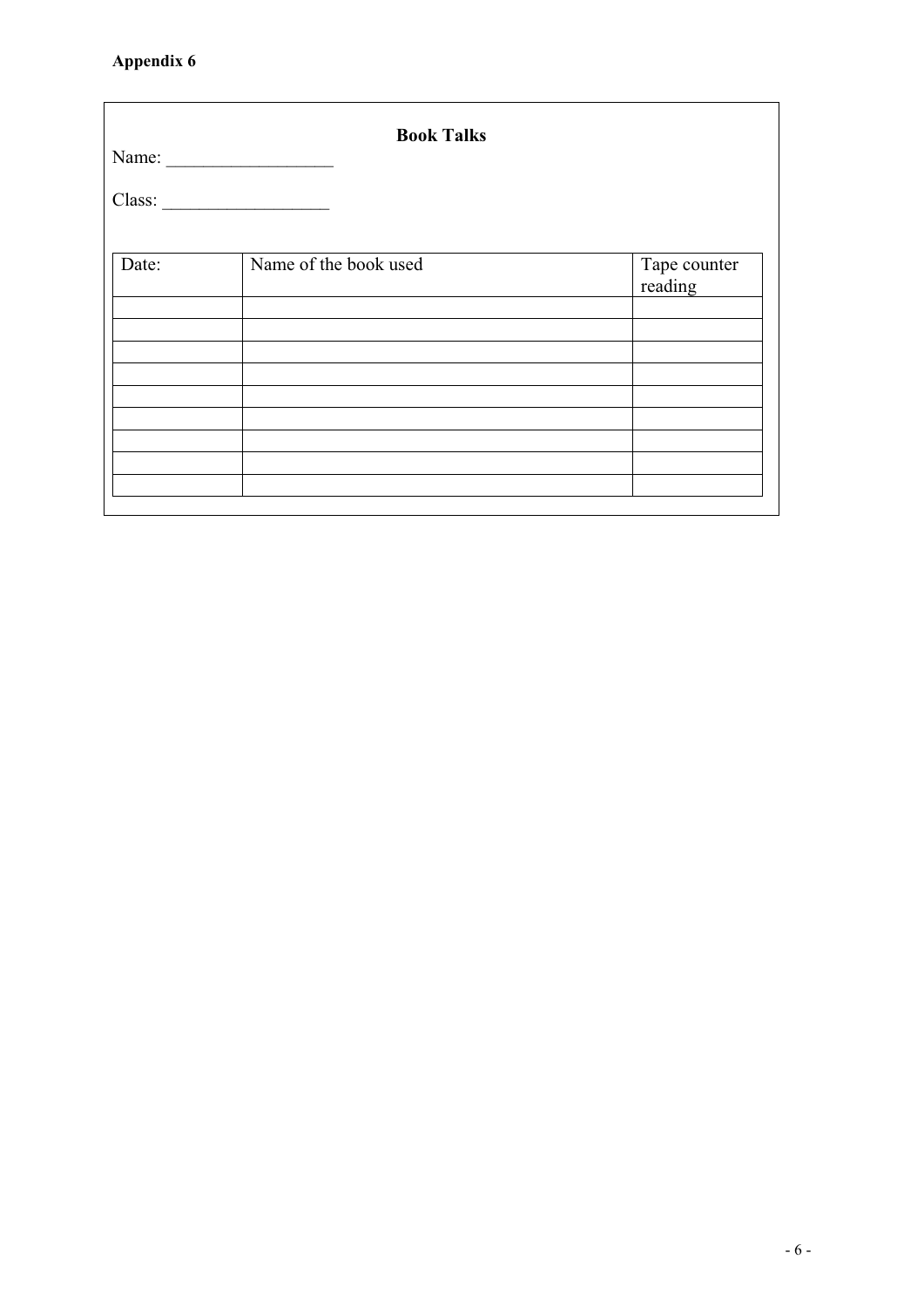**Appendix 6**

**Book Talks**

Name: __________________

Class: __________________

| Date: | Name of the book used | Tape counter reading |
|---|---|---|
| | | |
| | | |
| | | |
| | | |
| | | |
| | | |
| | | |
| | | |
| | | |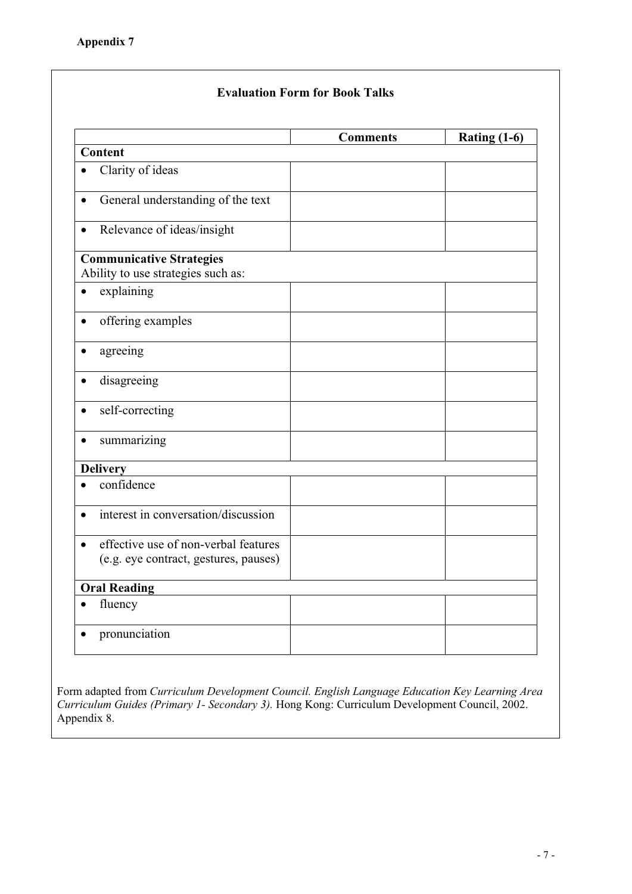**Appendix 7**

### Evaluation Form for Book Talks

| | Comments | Rating (1-6) |
|---|---|---|
| **Content** | | |
| • Clarity of ideas | | |
| • General understanding of the text | | |
| • Relevance of ideas/insight | | |
| **Communicative Strategies** Ability to use strategies such as: | | |
| • explaining | | |
| • offering examples | | |
| • agreeing | | |
| • disagreeing | | |
| • self-correcting | | |
| • summarizing | | |
| **Delivery** | | |
| • confidence | | |
| • interest in conversation/discussion | | |
| • effective use of non-verbal features (e.g. eye contract, gestures, pauses) | | |
| **Oral Reading** | | |
| • fluency | | |
| • pronunciation | | |

Form adapted from *Curriculum Development Council. English Language Education Key Learning Area Curriculum Guides (Primary 1- Secondary 3).* Hong Kong: Curriculum Development Council, 2002. Appendix 8.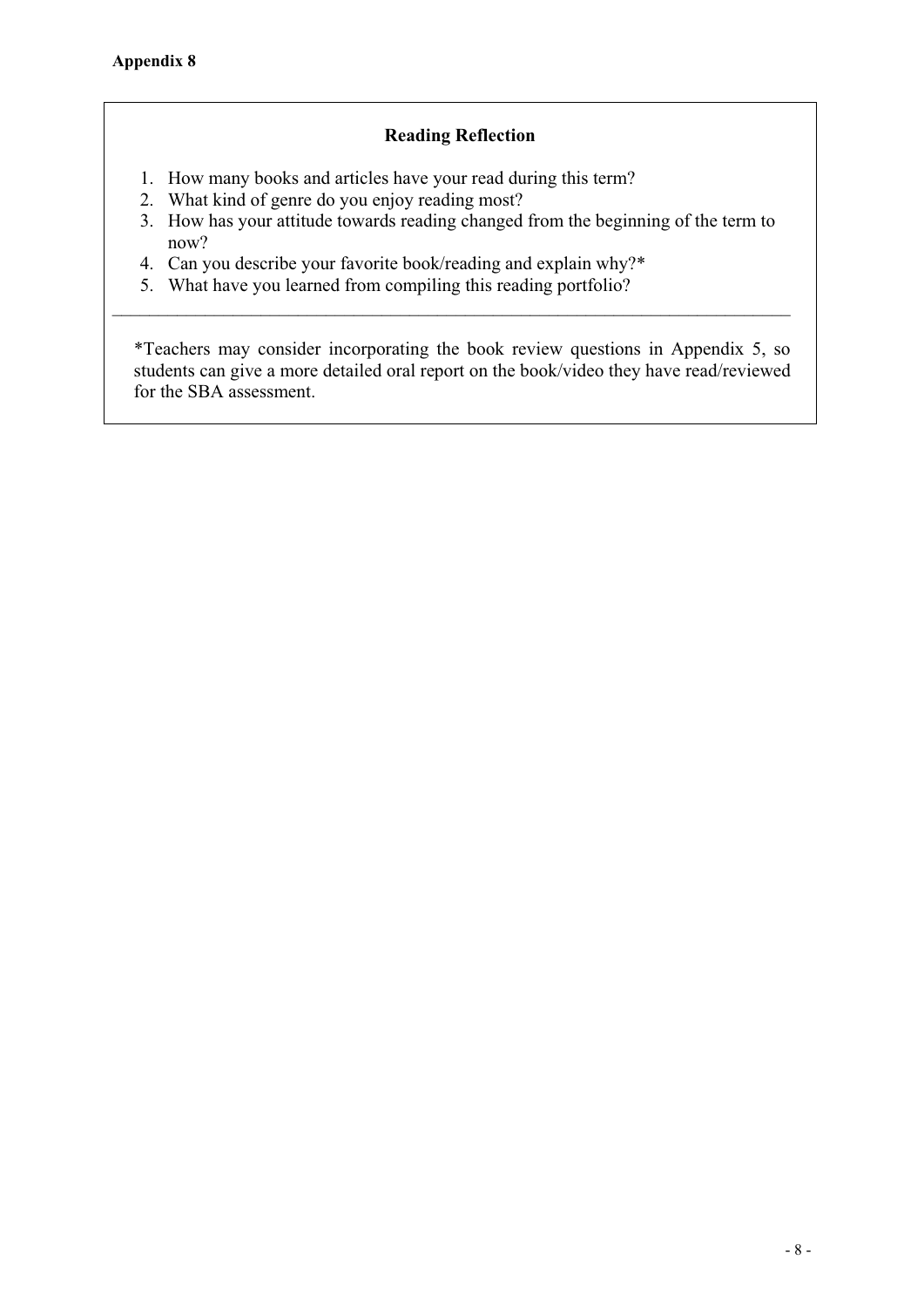**Appendix 8**

### Reading Reflection

1. How many books and articles have your read during this term?
2. What kind of genre do you enjoy reading most?
3. How has your attitude towards reading changed from the beginning of the term to now?
4. Can you describe your favorite book/reading and explain why?*
5. What have you learned from compiling this reading portfolio?

---

*Teachers may consider incorporating the book review questions in Appendix 5, so students can give a more detailed oral report on the book/video they have read/reviewed for the SBA assessment.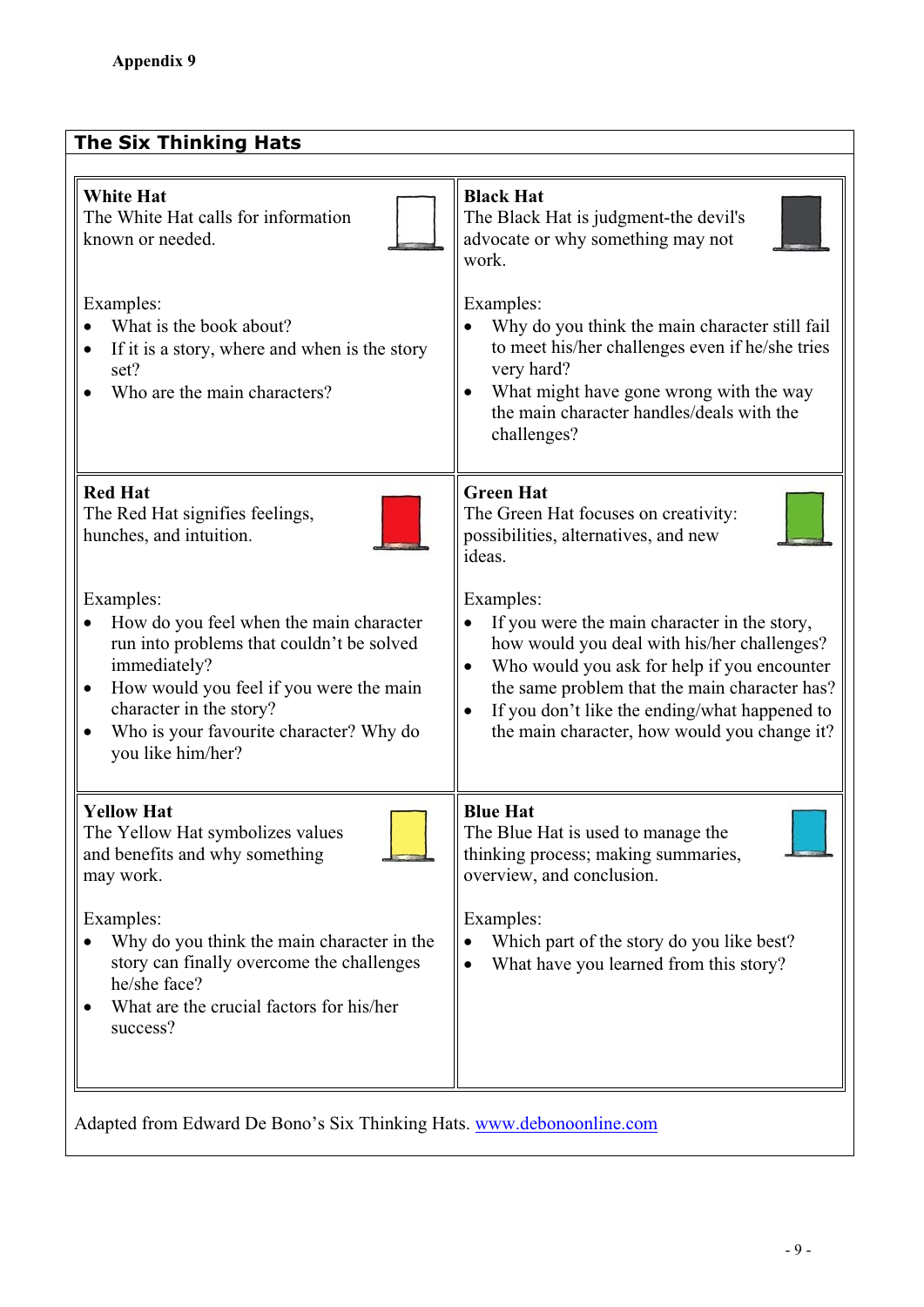**Appendix 9**

## The Six Thinking Hats

### White Hat

The White Hat calls for information known or needed.

Examples:

- What is the book about?
- If it is a story, where and when is the story set?
- Who are the main characters?

### Black Hat

The Black Hat is judgment-the devil's advocate or why something may not work.

Examples:

- Why do you think the main character still fail to meet his/her challenges even if he/she tries very hard?
- What might have gone wrong with the way the main character handles/deals with the challenges?

### Red Hat

The Red Hat signifies feelings, hunches, and intuition.

Examples:

- How do you feel when the main character run into problems that couldn't be solved immediately?
- How would you feel if you were the main character in the story?
- Who is your favourite character? Why do you like him/her?

### Green Hat

The Green Hat focuses on creativity: possibilities, alternatives, and new ideas.

Examples:

- If you were the main character in the story, how would you deal with his/her challenges?
- Who would you ask for help if you encounter the same problem that the main character has?
- If you don't like the ending/what happened to the main character, how would you change it?

### Yellow Hat

The Yellow Hat symbolizes values and benefits and why something may work.

Examples:

- Why do you think the main character in the story can finally overcome the challenges he/she face?
- What are the crucial factors for his/her success?

### Blue Hat

The Blue Hat is used to manage the thinking process; making summaries, overview, and conclusion.

Examples:

- Which part of the story do you like best?
- What have you learned from this story?

Adapted from Edward De Bono's Six Thinking Hats. www.debonoonline.com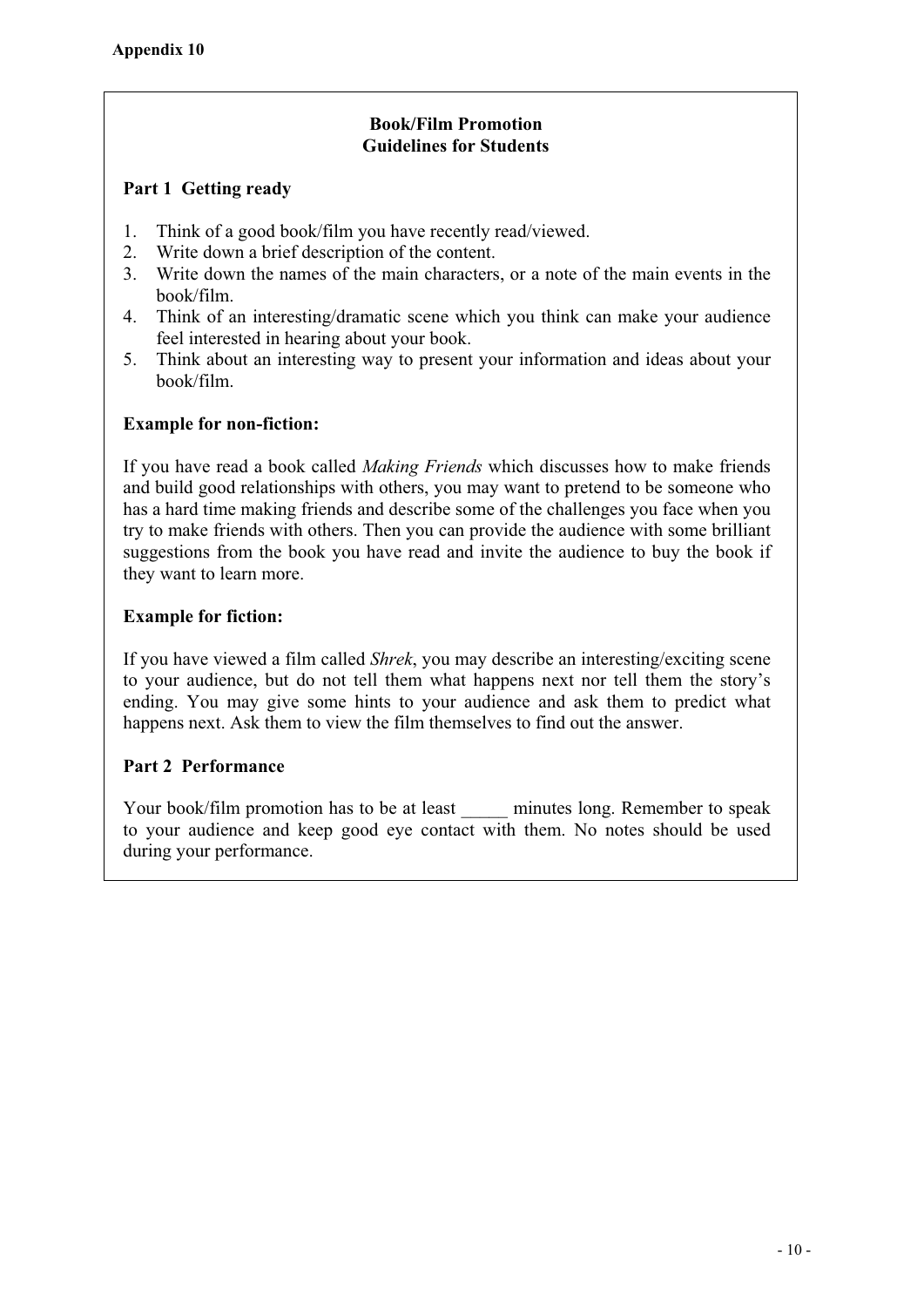**Appendix 10**

## Book/Film Promotion
## Guidelines for Students

### Part 1 Getting ready

1. Think of a good book/film you have recently read/viewed.
2. Write down a brief description of the content.
3. Write down the names of the main characters, or a note of the main events in the book/film.
4. Think of an interesting/dramatic scene which you think can make your audience feel interested in hearing about your book.
5. Think about an interesting way to present your information and ideas about your book/film.

**Example for non-fiction:**

If you have read a book called *Making Friends* which discusses how to make friends and build good relationships with others, you may want to pretend to be someone who has a hard time making friends and describe some of the challenges you face when you try to make friends with others. Then you can provide the audience with some brilliant suggestions from the book you have read and invite the audience to buy the book if they want to learn more.

**Example for fiction:**

If you have viewed a film called *Shrek*, you may describe an interesting/exciting scene to your audience, but do not tell them what happens next nor tell them the story's ending. You may give some hints to your audience and ask them to predict what happens next. Ask them to view the film themselves to find out the answer.

### Part 2 Performance

Your book/film promotion has to be at least _____ minutes long. Remember to speak to your audience and keep good eye contact with them. No notes should be used during your performance.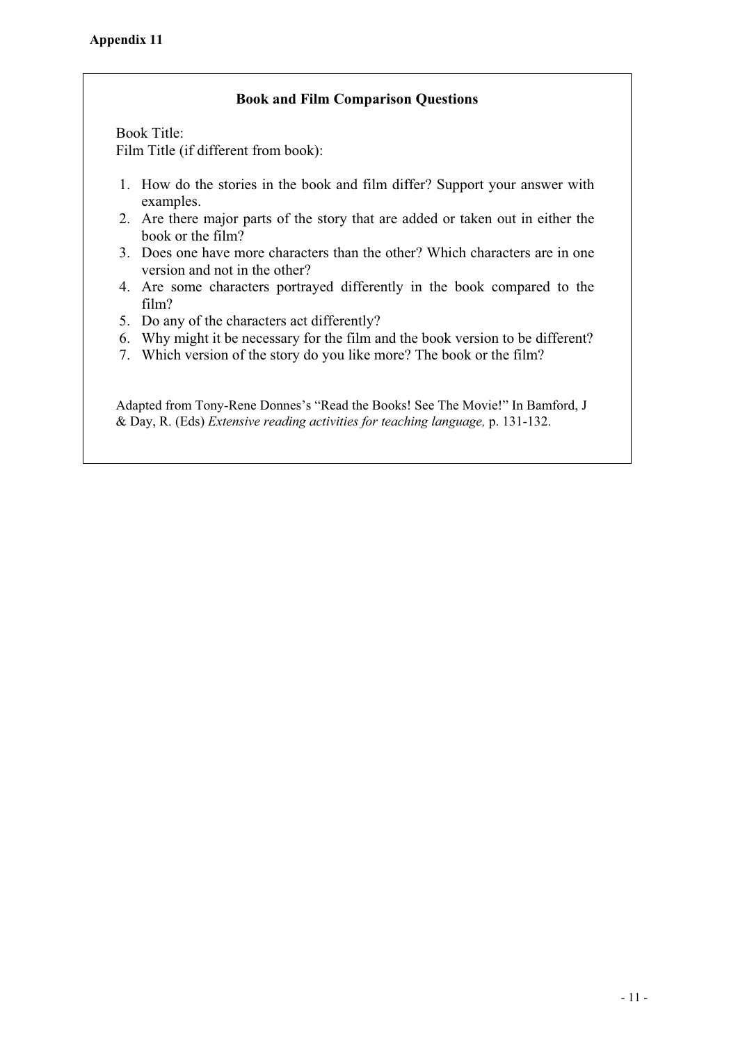**Appendix 11**

## Book and Film Comparison Questions

Book Title:
Film Title (if different from book):

1. How do the stories in the book and film differ? Support your answer with examples.
2. Are there major parts of the story that are added or taken out in either the book or the film?
3. Does one have more characters than the other? Which characters are in one version and not in the other?
4. Are some characters portrayed differently in the book compared to the film?
5. Do any of the characters act differently?
6. Why might it be necessary for the film and the book version to be different?
7. Which version of the story do you like more? The book or the film?

Adapted from Tony-Rene Donnes's "Read the Books! See The Movie!" In Bamford, J & Day, R. (Eds) *Extensive reading activities for teaching language,* p. 131-132.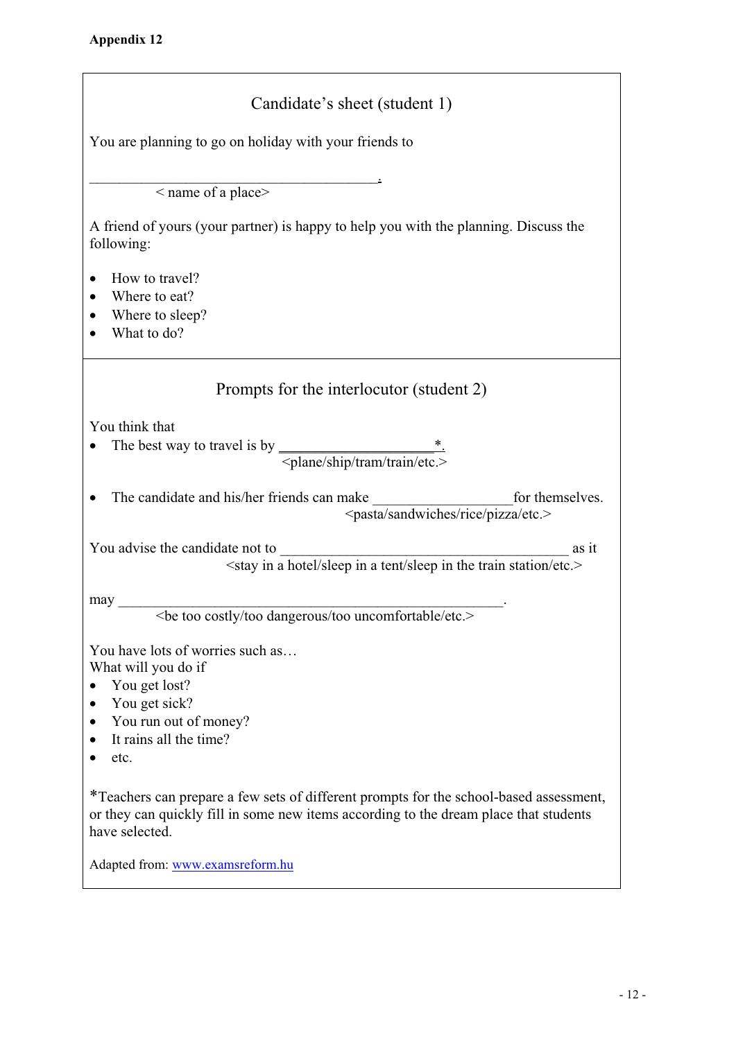**Appendix 12**

## Candidate's sheet (student 1)

You are planning to go on holiday with your friends to

________________________________________.
< name of a place>

A friend of yours (your partner) is happy to help you with the planning. Discuss the following:

- How to travel?
- Where to eat?
- Where to sleep?
- What to do?

## Prompts for the interlocutor (student 2)

You think that

- The best way to travel is by ____________________*.
  <plane/ship/tram/train/etc.>

- The candidate and his/her friends can make __________________ for themselves.
  <pasta/sandwiches/rice/pizza/etc.>

You advise the candidate not to ______________________________________ as it
<stay in a hotel/sleep in a tent/sleep in the train station/etc.>

may __________________________________________________.
<be too costly/too dangerous/too uncomfortable/etc.>

You have lots of worries such as…
What will you do if

- You get lost?
- You get sick?
- You run out of money?
- It rains all the time?
- etc.

*Teachers can prepare a few sets of different prompts for the school-based assessment, or they can quickly fill in some new items according to the dream place that students have selected.

Adapted from: www.examsreform.hu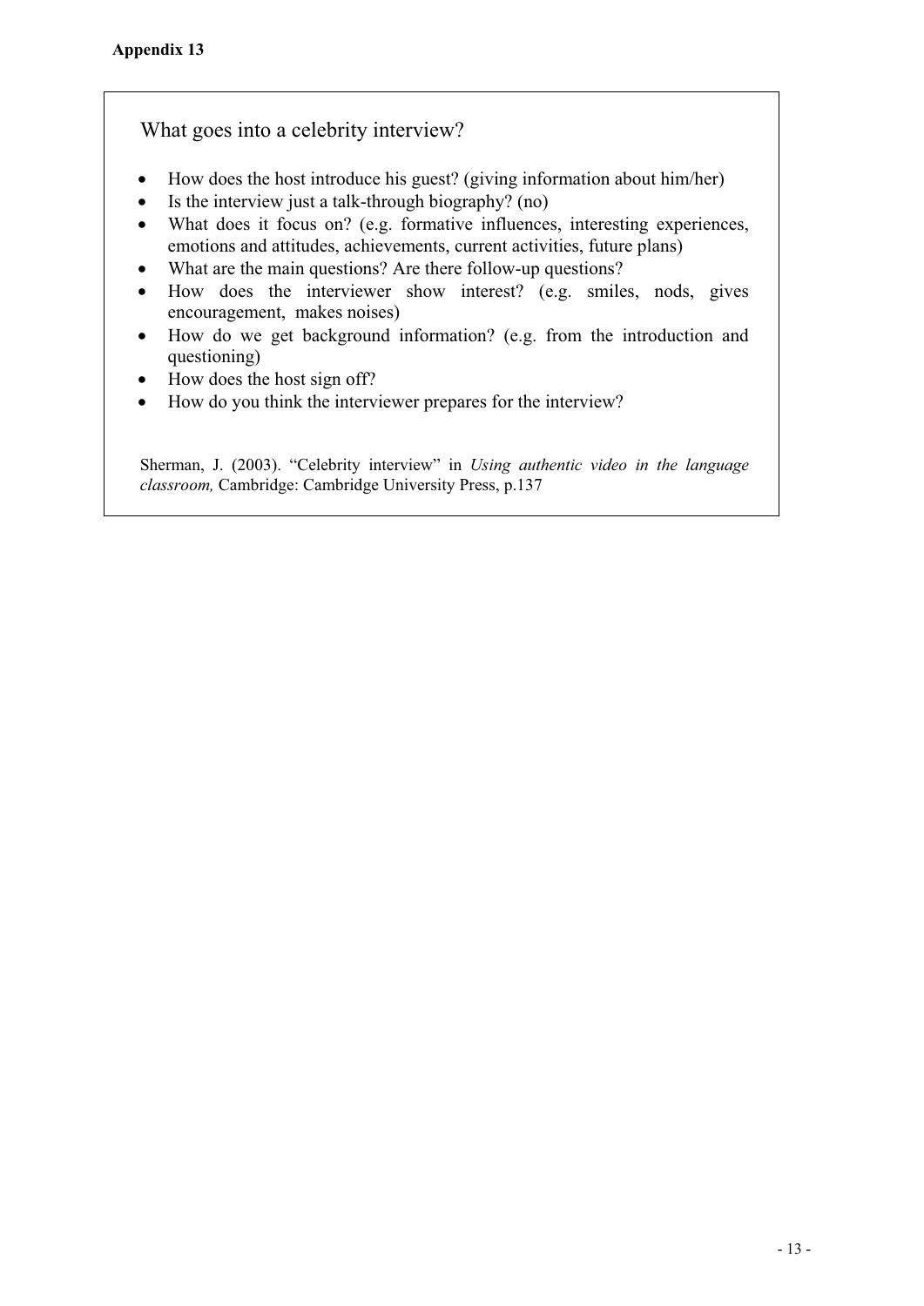**Appendix 13**

What goes into a celebrity interview?

- How does the host introduce his guest? (giving information about him/her)
- Is the interview just a talk-through biography? (no)
- What does it focus on? (e.g. formative influences, interesting experiences, emotions and attitudes, achievements, current activities, future plans)
- What are the main questions? Are there follow-up questions?
- How does the interviewer show interest? (e.g. smiles, nods, gives encouragement, makes noises)
- How do we get background information? (e.g. from the introduction and questioning)
- How does the host sign off?
- How do you think the interviewer prepares for the interview?

Sherman, J. (2003). "Celebrity interview" in *Using authentic video in the language classroom,* Cambridge: Cambridge University Press, p.137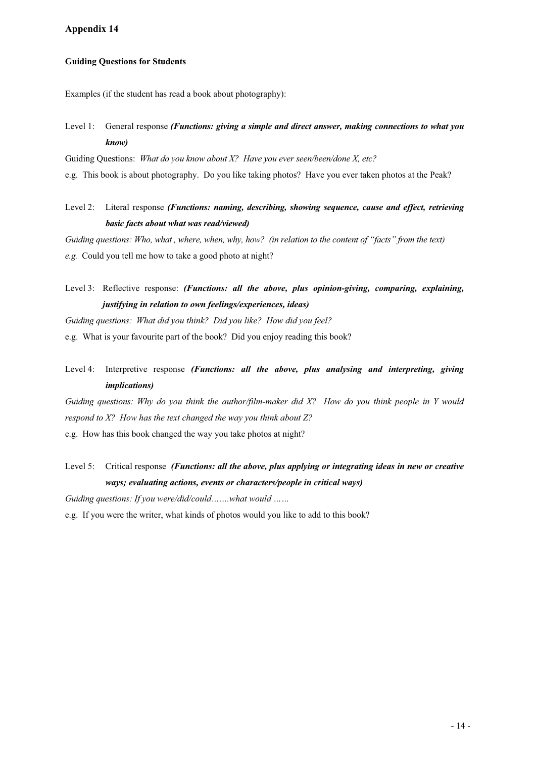## Appendix 14

**Guiding Questions for Students**

Examples (if the student has read a book about photography):

Level 1: General response ***(Functions: giving a simple and direct answer, making connections to what you know)***

Guiding Questions: *What do you know about X? Have you ever seen/been/done X, etc?*

e.g. This book is about photography. Do you like taking photos? Have you ever taken photos at the Peak?

Level 2: Literal response ***(Functions: naming, describing, showing sequence, cause and effect, retrieving basic facts about what was read/viewed)***

*Guiding questions: Who, what , where, when, why, how? (in relation to the content of "facts" from the text)*

*e.g.* Could you tell me how to take a good photo at night?

Level 3: Reflective response: ***(Functions: all the above, plus opinion-giving, comparing, explaining, justifying in relation to own feelings/experiences, ideas)***

*Guiding questions: What did you think? Did you like? How did you feel?*

e.g. What is your favourite part of the book? Did you enjoy reading this book?

Level 4: Interpretive response ***(Functions: all the above, plus analysing and interpreting, giving implications)***

*Guiding questions: Why do you think the author/film-maker did X? How do you think people in Y would respond to X? How has the text changed the way you think about Z?*

e.g. How has this book changed the way you take photos at night?

Level 5: Critical response ***(Functions: all the above, plus applying or integrating ideas in new or creative ways; evaluating actions, events or characters/people in critical ways)***

*Guiding questions: If you were/did/could…….what would ……*

e.g. If you were the writer, what kinds of photos would you like to add to this book?